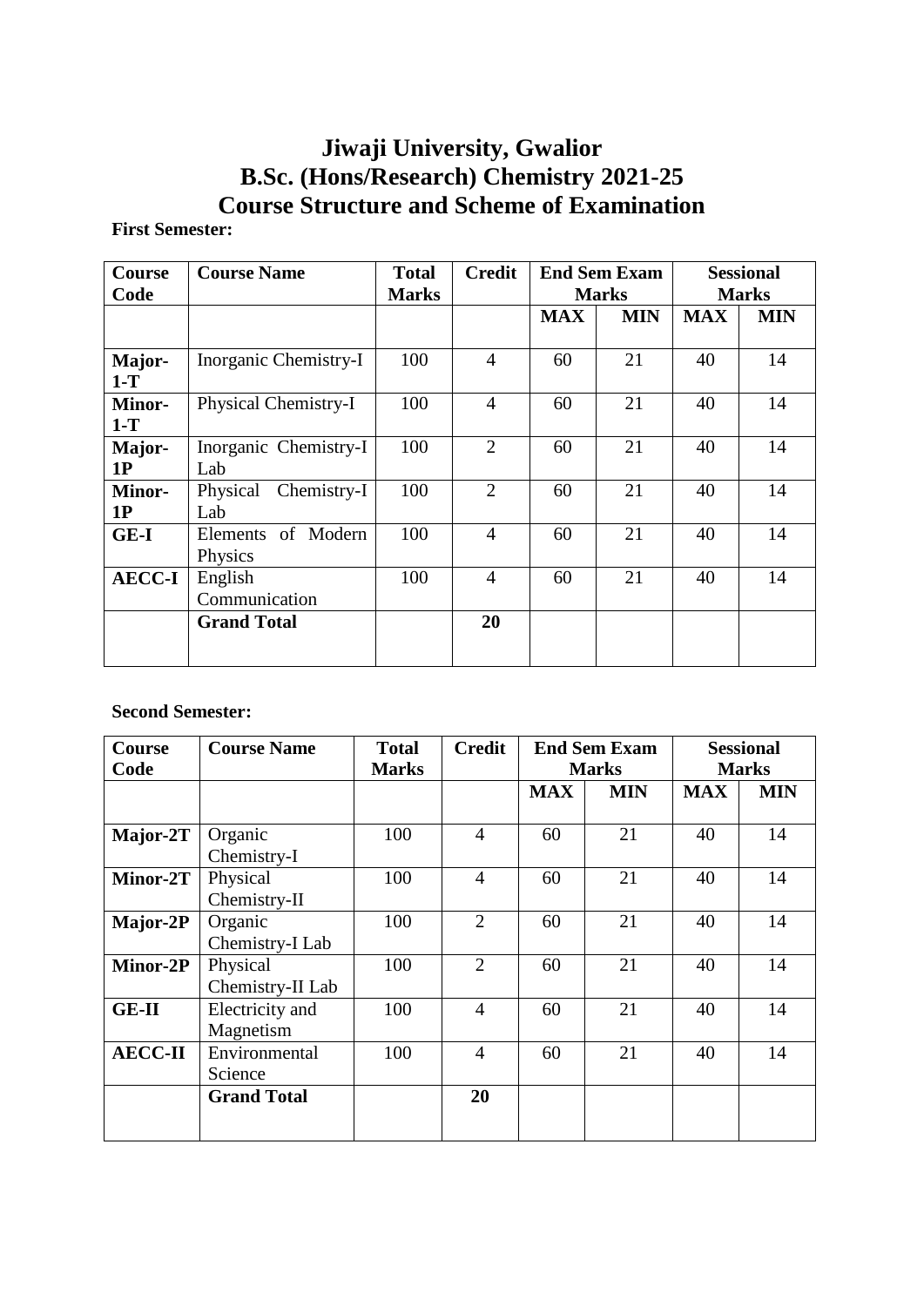# Jiwaji University, Gwalior
# B.Sc. (Hons/Research) Chemistry 2021-25
# Course Structure and Scheme of Examination

**First Semester:**

| Course Code | Course Name | Total Marks | Credit | End Sem Exam Marks | | Sessional Marks | |
|---|---|---|---|---|---|---|---|
| | | | | MAX | MIN | MAX | MIN |
| **Major-1-T** | Inorganic Chemistry-I | 100 | 4 | 60 | 21 | 40 | 14 |
| **Minor-1-T** | Physical Chemistry-I | 100 | 4 | 60 | 21 | 40 | 14 |
| **Major-1P** | Inorganic Chemistry-I Lab | 100 | 2 | 60 | 21 | 40 | 14 |
| **Minor-1P** | Physical Chemistry-I Lab | 100 | 2 | 60 | 21 | 40 | 14 |
| **GE-I** | Elements of Modern Physics | 100 | 4 | 60 | 21 | 40 | 14 |
| **AECC-I** | English Communication | 100 | 4 | 60 | 21 | 40 | 14 |
| | **Grand Total** | | **20** | | | | |

**Second Semester:**

| Course Code | Course Name | Total Marks | Credit | End Sem Exam Marks | | Sessional Marks | |
|---|---|---|---|---|---|---|---|
| | | | | MAX | MIN | MAX | MIN |
| **Major-2T** | Organic Chemistry-I | 100 | 4 | 60 | 21 | 40 | 14 |
| **Minor-2T** | Physical Chemistry-II | 100 | 4 | 60 | 21 | 40 | 14 |
| **Major-2P** | Organic Chemistry-I Lab | 100 | 2 | 60 | 21 | 40 | 14 |
| **Minor-2P** | Physical Chemistry-II Lab | 100 | 2 | 60 | 21 | 40 | 14 |
| **GE-II** | Electricity and Magnetism | 100 | 4 | 60 | 21 | 40 | 14 |
| **AECC-II** | Environmental Science | 100 | 4 | 60 | 21 | 40 | 14 |
| | **Grand Total** | | **20** | | | | |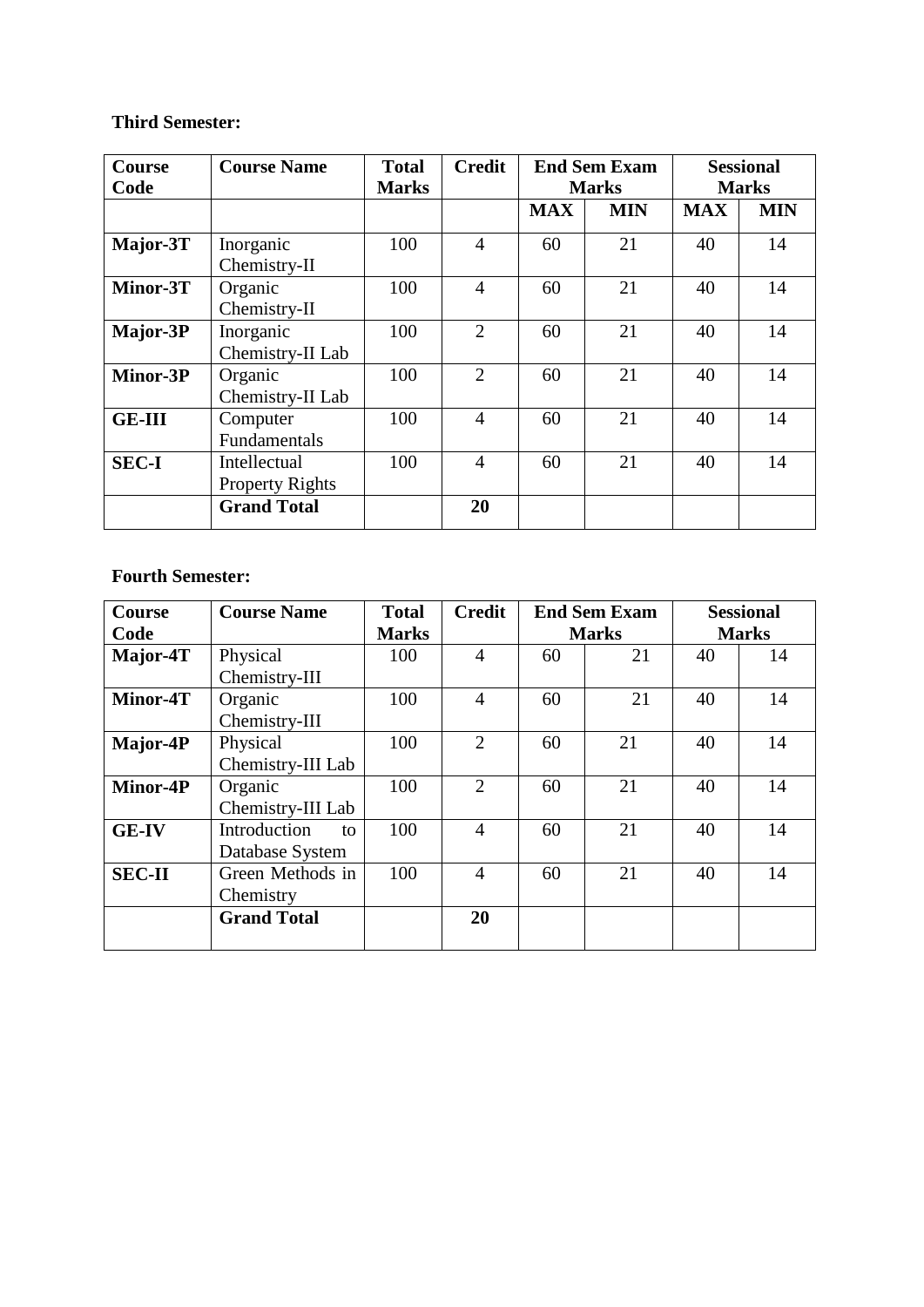**Third Semester:**

| Course Code | Course Name | Total Marks | Credit | End Sem Exam Marks | | Sessional Marks | |
|---|---|---|---|---|---|---|---|
| | | | | MAX | MIN | MAX | MIN |
| **Major-3T** | Inorganic Chemistry-II | 100 | 4 | 60 | 21 | 40 | 14 |
| **Minor-3T** | Organic Chemistry-II | 100 | 4 | 60 | 21 | 40 | 14 |
| **Major-3P** | Inorganic Chemistry-II Lab | 100 | 2 | 60 | 21 | 40 | 14 |
| **Minor-3P** | Organic Chemistry-II Lab | 100 | 2 | 60 | 21 | 40 | 14 |
| **GE-III** | Computer Fundamentals | 100 | 4 | 60 | 21 | 40 | 14 |
| **SEC-I** | Intellectual Property Rights | 100 | 4 | 60 | 21 | 40 | 14 |
| | **Grand Total** | | **20** | | | | |

**Fourth Semester:**

| Course Code | Course Name | Total Marks | Credit | End Sem Exam Marks | | Sessional Marks | |
|---|---|---|---|---|---|---|---|
| **Major-4T** | Physical Chemistry-III | 100 | 4 | 60 | 21 | 40 | 14 |
| **Minor-4T** | Organic Chemistry-III | 100 | 4 | 60 | 21 | 40 | 14 |
| **Major-4P** | Physical Chemistry-III Lab | 100 | 2 | 60 | 21 | 40 | 14 |
| **Minor-4P** | Organic Chemistry-III Lab | 100 | 2 | 60 | 21 | 40 | 14 |
| **GE-IV** | Introduction to Database System | 100 | 4 | 60 | 21 | 40 | 14 |
| **SEC-II** | Green Methods in Chemistry | 100 | 4 | 60 | 21 | 40 | 14 |
| | **Grand Total** | | **20** | | | | |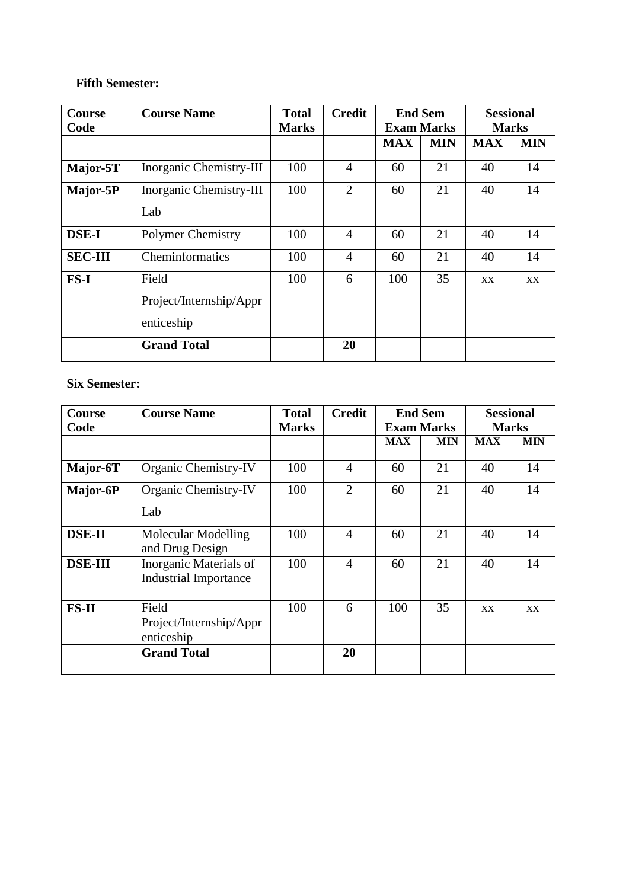**Fifth Semester:**

| Course Code | Course Name | Total Marks | Credit | End Sem Exam Marks | | Sessional Marks | |
|---|---|---|---|---|---|---|---|
| | | | | MAX | MIN | MAX | MIN |
| **Major-5T** | Inorganic Chemistry-III | 100 | 4 | 60 | 21 | 40 | 14 |
| **Major-5P** | Inorganic Chemistry-III Lab | 100 | 2 | 60 | 21 | 40 | 14 |
| **DSE-I** | Polymer Chemistry | 100 | 4 | 60 | 21 | 40 | 14 |
| **SEC-III** | Cheminformatics | 100 | 4 | 60 | 21 | 40 | 14 |
| **FS-I** | Field Project/Internship/Apprenticeship | 100 | 6 | 100 | 35 | xx | xx |
| | **Grand Total** | | **20** | | | | |

**Six Semester:**

| Course Code | Course Name | Total Marks | Credit | End Sem Exam Marks | | Sessional Marks | |
|---|---|---|---|---|---|---|---|
| | | | | MAX | MIN | MAX | MIN |
| **Major-6T** | Organic Chemistry-IV | 100 | 4 | 60 | 21 | 40 | 14 |
| **Major-6P** | Organic Chemistry-IV Lab | 100 | 2 | 60 | 21 | 40 | 14 |
| **DSE-II** | Molecular Modelling and Drug Design | 100 | 4 | 60 | 21 | 40 | 14 |
| **DSE-III** | Inorganic Materials of Industrial Importance | 100 | 4 | 60 | 21 | 40 | 14 |
| **FS-II** | Field Project/Internship/Apprenticeship | 100 | 6 | 100 | 35 | xx | xx |
| | **Grand Total** | | **20** | | | | |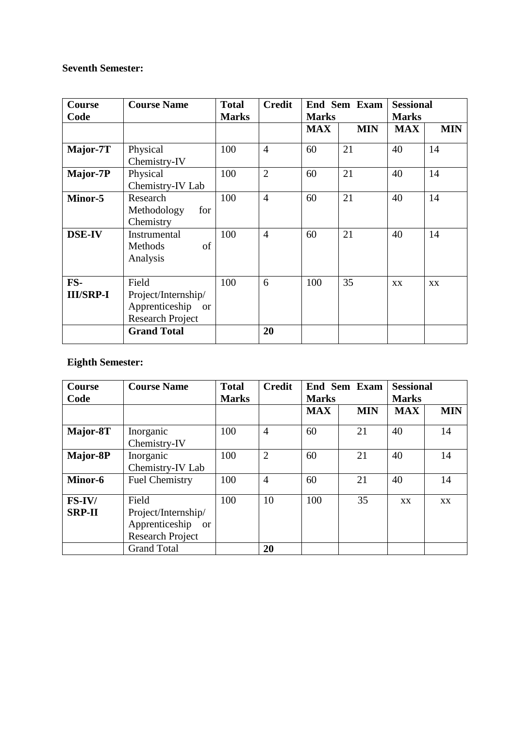**Seventh Semester:**

| **Course Code** | **Course Name** | **Total Marks** | **Credit** | **End Sem Exam Marks** | | **Sessional Marks** | |
|---|---|---|---|---|---|---|---|
| | | | | **MAX** | **MIN** | **MAX** | **MIN** |
| **Major-7T** | Physical Chemistry-IV | 100 | 4 | 60 | 21 | 40 | 14 |
| **Major-7P** | Physical Chemistry-IV Lab | 100 | 2 | 60 | 21 | 40 | 14 |
| **Minor-5** | Research Methodology for Chemistry | 100 | 4 | 60 | 21 | 40 | 14 |
| **DSE-IV** | Instrumental Methods of Analysis | 100 | 4 | 60 | 21 | 40 | 14 |
| **FS-III/SRP-I** | Field Project/Internship/ Apprenticeship or Research Project | 100 | 6 | 100 | 35 | XX | XX |
| | **Grand Total** | | **20** | | | | |

**Eighth Semester:**

| **Course Code** | **Course Name** | **Total Marks** | **Credit** | **End Sem Exam Marks** | | **Sessional Marks** | |
|---|---|---|---|---|---|---|---|
| | | | | **MAX** | **MIN** | **MAX** | **MIN** |
| **Major-8T** | Inorganic Chemistry-IV | 100 | 4 | 60 | 21 | 40 | 14 |
| **Major-8P** | Inorganic Chemistry-IV Lab | 100 | 2 | 60 | 21 | 40 | 14 |
| **Minor-6** | Fuel Chemistry | 100 | 4 | 60 | 21 | 40 | 14 |
| **FS-IV/ SRP-II** | Field Project/Internship/ Apprenticeship or Research Project | 100 | 10 | 100 | 35 | XX | XX |
| | Grand Total | | **20** | | | | |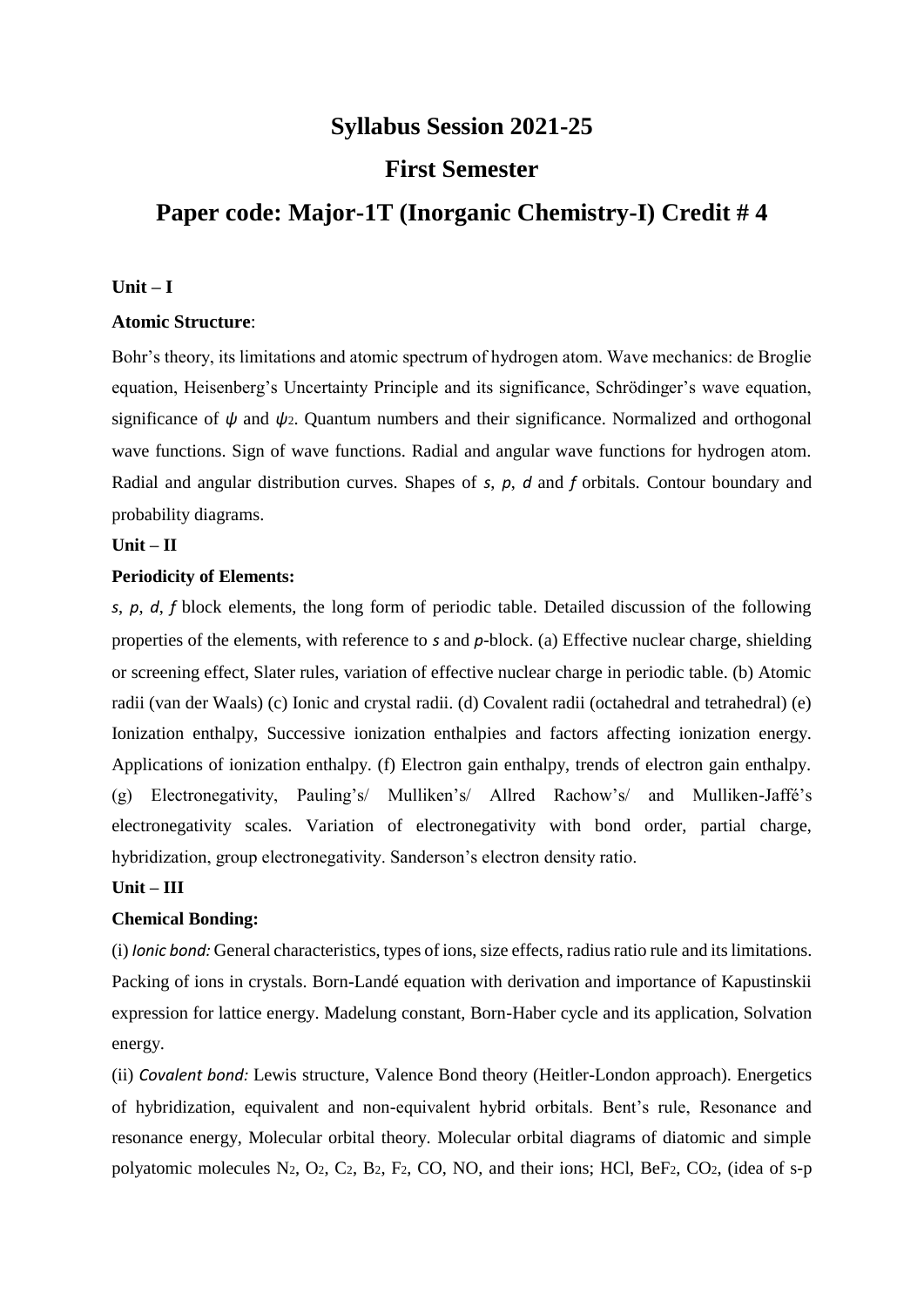# Syllabus Session 2021-25

## First Semester

## Paper code: Major-1T (Inorganic Chemistry-I) Credit # 4

**Unit – I**

**Atomic Structure**:

Bohr's theory, its limitations and atomic spectrum of hydrogen atom. Wave mechanics: de Broglie equation, Heisenberg's Uncertainty Principle and its significance, Schrödinger's wave equation, significance of $\psi$ and $\psi_2$. Quantum numbers and their significance. Normalized and orthogonal wave functions. Sign of wave functions. Radial and angular wave functions for hydrogen atom. Radial and angular distribution curves. Shapes of *s*, *p*, *d* and *f* orbitals. Contour boundary and probability diagrams.

**Unit – II**

**Periodicity of Elements:**

*s*, *p*, *d*, *f* block elements, the long form of periodic table. Detailed discussion of the following properties of the elements, with reference to *s* and *p*-block. (a) Effective nuclear charge, shielding or screening effect, Slater rules, variation of effective nuclear charge in periodic table. (b) Atomic radii (van der Waals) (c) Ionic and crystal radii. (d) Covalent radii (octahedral and tetrahedral) (e) Ionization enthalpy, Successive ionization enthalpies and factors affecting ionization energy. Applications of ionization enthalpy. (f) Electron gain enthalpy, trends of electron gain enthalpy. (g) Electronegativity, Pauling's/ Mulliken's/ Allred Rachow's/ and Mulliken-Jaffé's electronegativity scales. Variation of electronegativity with bond order, partial charge, hybridization, group electronegativity. Sanderson's electron density ratio.

**Unit – III**

**Chemical Bonding:**

(i) *Ionic bond:* General characteristics, types of ions, size effects, radius ratio rule and its limitations. Packing of ions in crystals. Born-Landé equation with derivation and importance of Kapustinskii expression for lattice energy. Madelung constant, Born-Haber cycle and its application, Solvation energy.

(ii) *Covalent bond:* Lewis structure, Valence Bond theory (Heitler-London approach). Energetics of hybridization, equivalent and non-equivalent hybrid orbitals. Bent's rule, Resonance and resonance energy, Molecular orbital theory. Molecular orbital diagrams of diatomic and simple polyatomic molecules $N_2$, $O_2$, $C_2$, $B_2$, $F_2$, CO, NO, and their ions; HCl, $BeF_2$, $CO_2$, (idea of s-p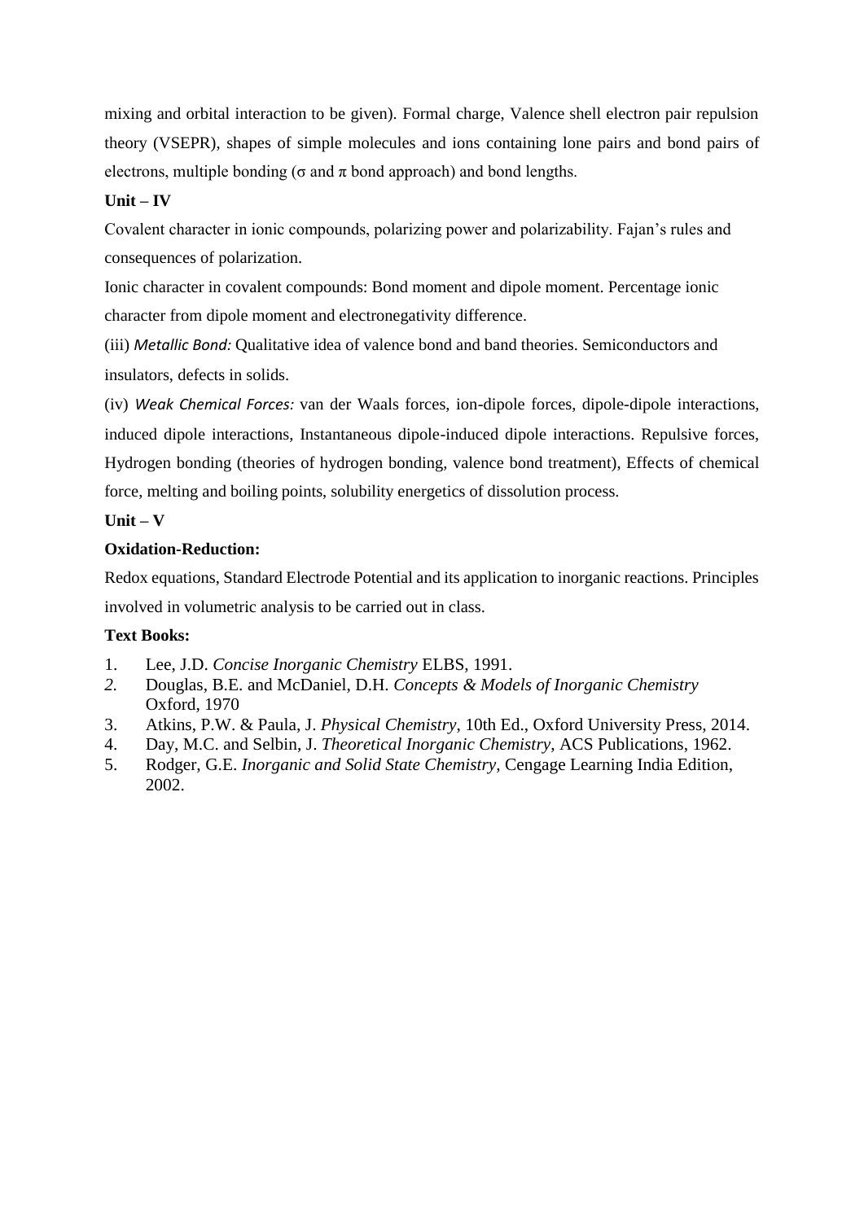mixing and orbital interaction to be given). Formal charge, Valence shell electron pair repulsion theory (VSEPR), shapes of simple molecules and ions containing lone pairs and bond pairs of electrons, multiple bonding ($\sigma$ and $\pi$ bond approach) and bond lengths.

**Unit – IV**

Covalent character in ionic compounds, polarizing power and polarizability. Fajan's rules and consequences of polarization.

Ionic character in covalent compounds: Bond moment and dipole moment. Percentage ionic character from dipole moment and electronegativity difference.

(iii) *Metallic Bond:* Qualitative idea of valence bond and band theories. Semiconductors and insulators, defects in solids.

(iv) *Weak Chemical Forces:* van der Waals forces, ion-dipole forces, dipole-dipole interactions, induced dipole interactions, Instantaneous dipole-induced dipole interactions. Repulsive forces, Hydrogen bonding (theories of hydrogen bonding, valence bond treatment), Effects of chemical force, melting and boiling points, solubility energetics of dissolution process.

**Unit – V**

**Oxidation-Reduction:**

Redox equations, Standard Electrode Potential and its application to inorganic reactions. Principles involved in volumetric analysis to be carried out in class.

**Text Books:**

1. Lee, J.D. *Concise Inorganic Chemistry* ELBS, 1991.
2. Douglas, B.E. and McDaniel, D.H. *Concepts & Models of Inorganic Chemistry* Oxford, 1970
3. Atkins, P.W. & Paula, J. *Physical Chemistry*, 10th Ed., Oxford University Press, 2014.
4. Day, M.C. and Selbin, J. *Theoretical Inorganic Chemistry*, ACS Publications, 1962.
5. Rodger, G.E. *Inorganic and Solid State Chemistry*, Cengage Learning India Edition, 2002.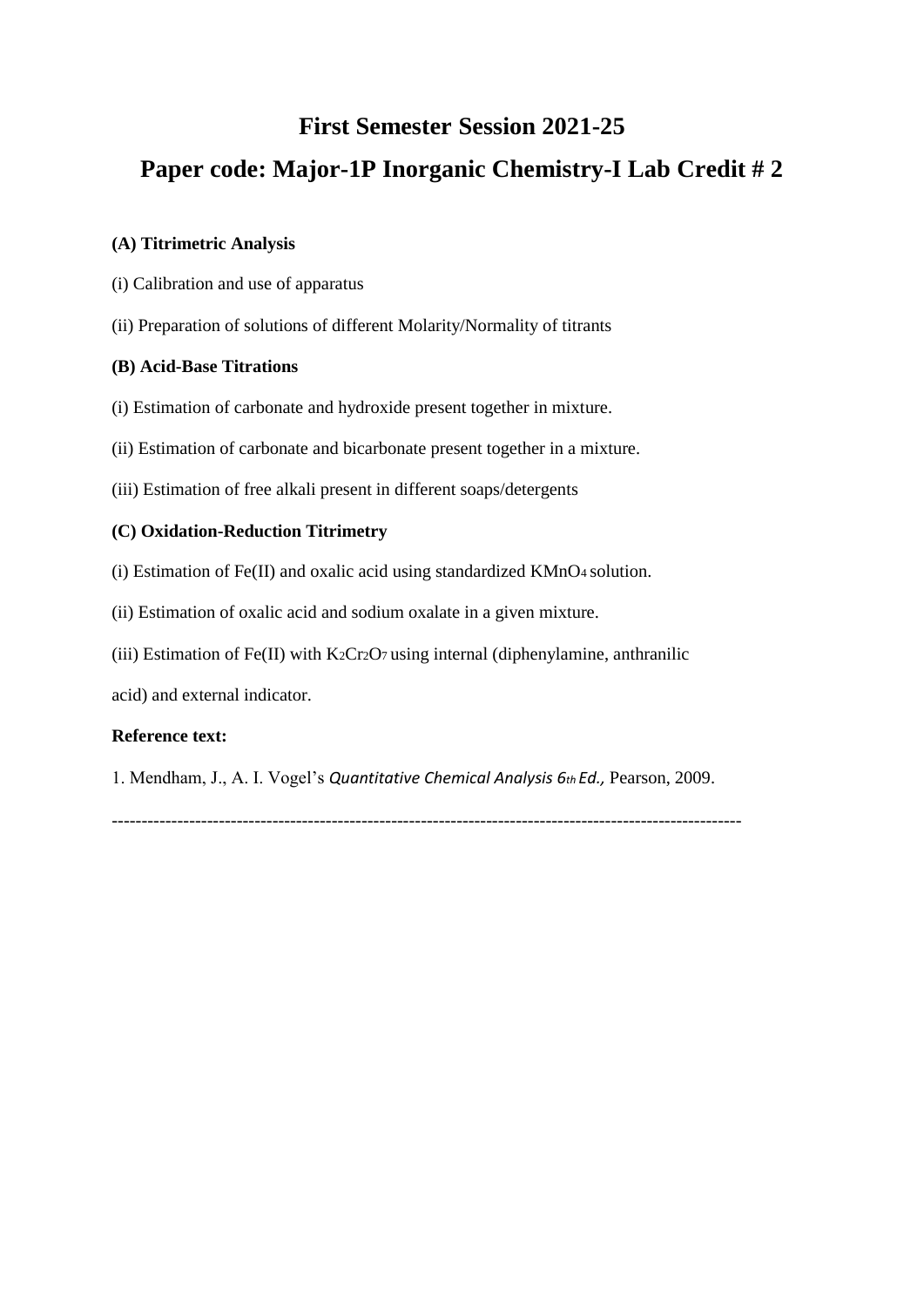# First Semester Session 2021-25

# Paper code: Major-1P Inorganic Chemistry-I Lab Credit # 2

**(A) Titrimetric Analysis**

(i) Calibration and use of apparatus

(ii) Preparation of solutions of different Molarity/Normality of titrants

**(B) Acid-Base Titrations**

(i) Estimation of carbonate and hydroxide present together in mixture.

(ii) Estimation of carbonate and bicarbonate present together in a mixture.

(iii) Estimation of free alkali present in different soaps/detergents

**(C) Oxidation-Reduction Titrimetry**

(i) Estimation of Fe(II) and oxalic acid using standardized $KMnO_4$ solution.

(ii) Estimation of oxalic acid and sodium oxalate in a given mixture.

(iii) Estimation of Fe(II) with $K_2Cr_2O_7$ using internal (diphenylamine, anthranilic acid) and external indicator.

**Reference text:**

1. Mendham, J., A. I. Vogel's *Quantitative Chemical Analysis 6th Ed.,* Pearson, 2009.

---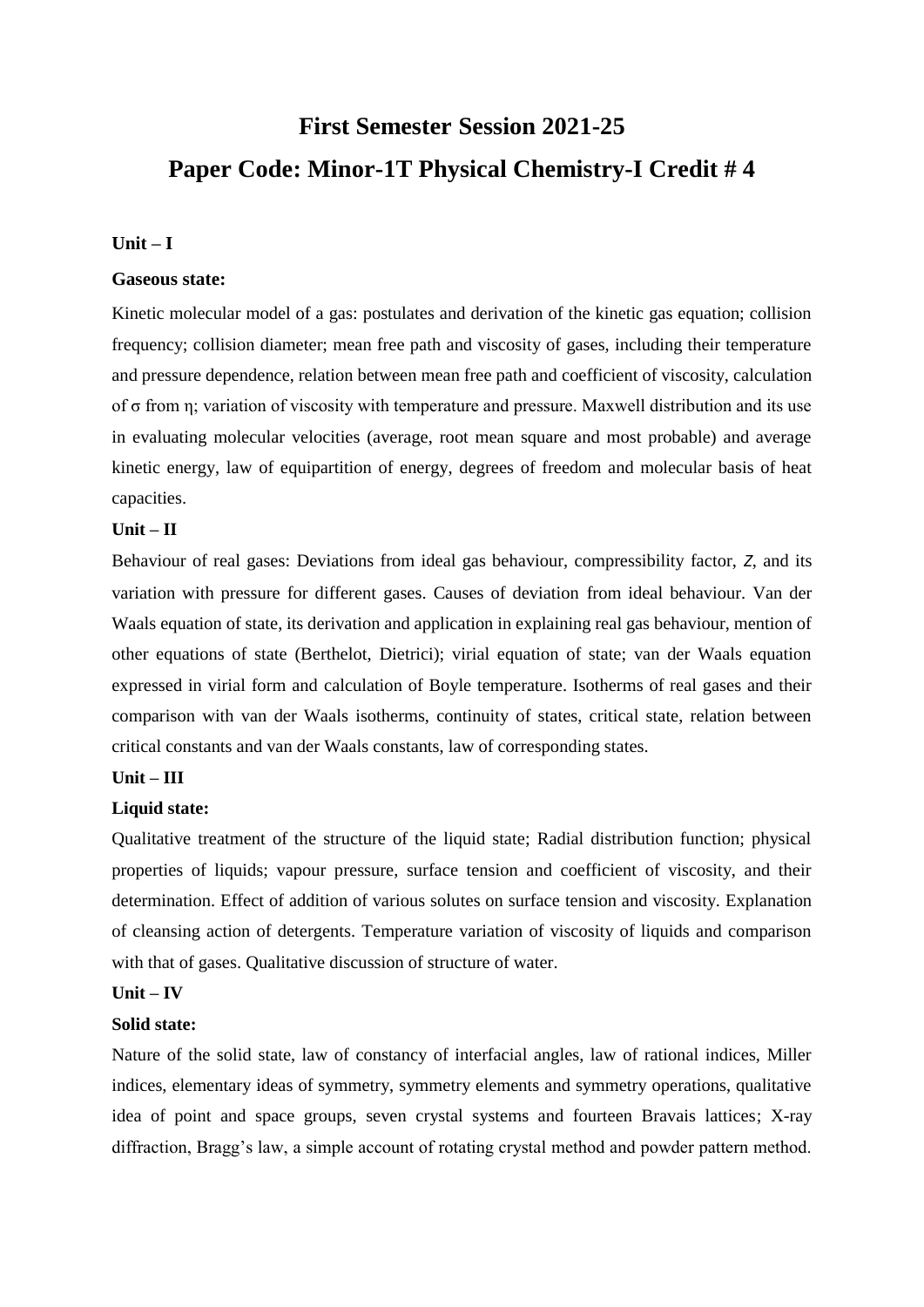# First Semester Session 2021-25

# Paper Code: Minor-1T Physical Chemistry-I Credit # 4

**Unit – I**

**Gaseous state:**

Kinetic molecular model of a gas: postulates and derivation of the kinetic gas equation; collision frequency; collision diameter; mean free path and viscosity of gases, including their temperature and pressure dependence, relation between mean free path and coefficient of viscosity, calculation of $\sigma$ from $\eta$; variation of viscosity with temperature and pressure. Maxwell distribution and its use in evaluating molecular velocities (average, root mean square and most probable) and average kinetic energy, law of equipartition of energy, degrees of freedom and molecular basis of heat capacities.

**Unit – II**

Behaviour of real gases: Deviations from ideal gas behaviour, compressibility factor, $Z$, and its variation with pressure for different gases. Causes of deviation from ideal behaviour. Van der Waals equation of state, its derivation and application in explaining real gas behaviour, mention of other equations of state (Berthelot, Dietrici); virial equation of state; van der Waals equation expressed in virial form and calculation of Boyle temperature. Isotherms of real gases and their comparison with van der Waals isotherms, continuity of states, critical state, relation between critical constants and van der Waals constants, law of corresponding states.

**Unit – III**

**Liquid state:**

Qualitative treatment of the structure of the liquid state; Radial distribution function; physical properties of liquids; vapour pressure, surface tension and coefficient of viscosity, and their determination. Effect of addition of various solutes on surface tension and viscosity. Explanation of cleansing action of detergents. Temperature variation of viscosity of liquids and comparison with that of gases. Qualitative discussion of structure of water.

**Unit – IV**

**Solid state:**

Nature of the solid state, law of constancy of interfacial angles, law of rational indices, Miller indices, elementary ideas of symmetry, symmetry elements and symmetry operations, qualitative idea of point and space groups, seven crystal systems and fourteen Bravais lattices; X-ray diffraction, Bragg's law, a simple account of rotating crystal method and powder pattern method.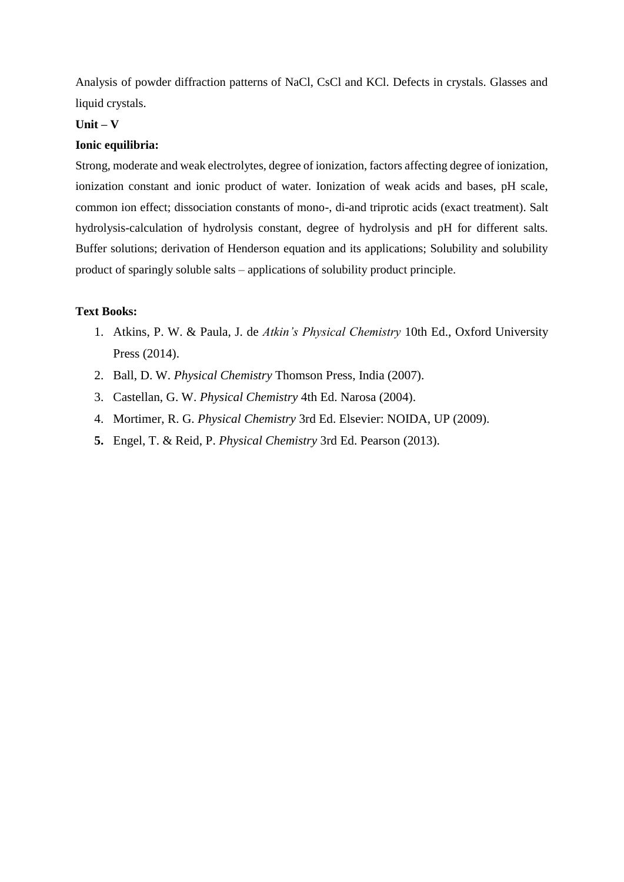Analysis of powder diffraction patterns of NaCl, CsCl and KCl. Defects in crystals. Glasses and liquid crystals.

**Unit – V**

**Ionic equilibria:**

Strong, moderate and weak electrolytes, degree of ionization, factors affecting degree of ionization, ionization constant and ionic product of water. Ionization of weak acids and bases, pH scale, common ion effect; dissociation constants of mono-, di-and triprotic acids (exact treatment). Salt hydrolysis-calculation of hydrolysis constant, degree of hydrolysis and pH for different salts. Buffer solutions; derivation of Henderson equation and its applications; Solubility and solubility product of sparingly soluble salts – applications of solubility product principle.

**Text Books:**

1. Atkins, P. W. & Paula, J. de *Atkin's Physical Chemistry* 10th Ed., Oxford University Press (2014).
2. Ball, D. W. *Physical Chemistry* Thomson Press, India (2007).
3. Castellan, G. W. *Physical Chemistry* 4th Ed. Narosa (2004).
4. Mortimer, R. G. *Physical Chemistry* 3rd Ed. Elsevier: NOIDA, UP (2009).
5. Engel, T. & Reid, P. *Physical Chemistry* 3rd Ed. Pearson (2013).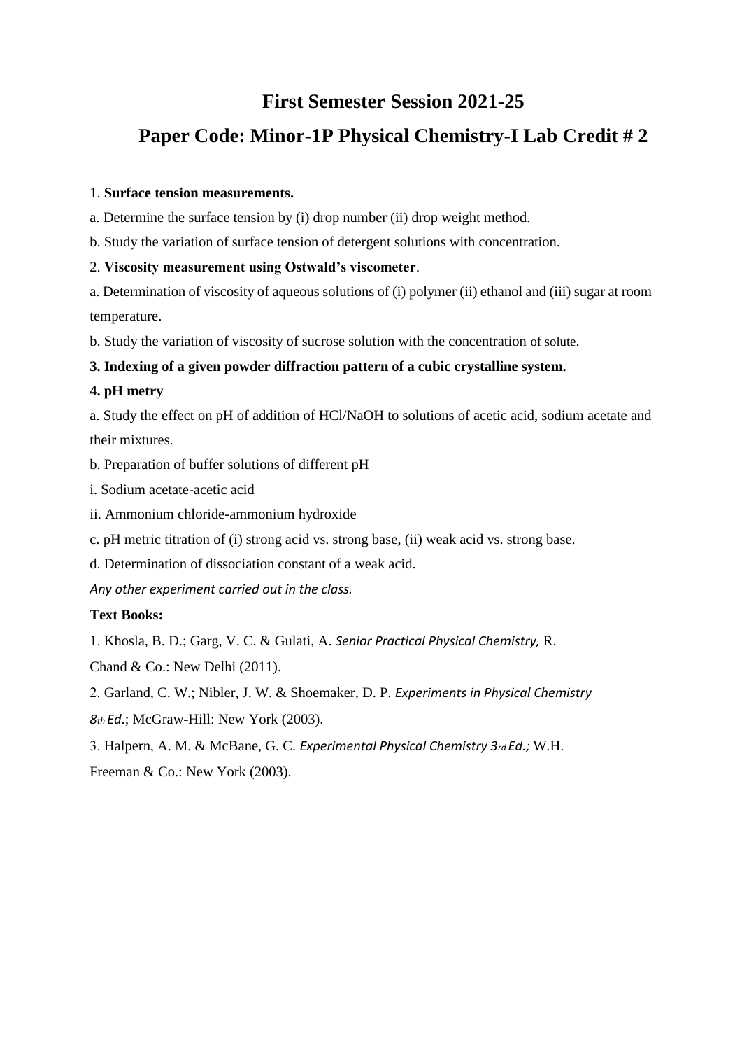# First Semester Session 2021-25

## Paper Code: Minor-1P Physical Chemistry-I Lab Credit # 2

1. **Surface tension measurements.**

a. Determine the surface tension by (i) drop number (ii) drop weight method.

b. Study the variation of surface tension of detergent solutions with concentration.

2. **Viscosity measurement using Ostwald's viscometer**.

a. Determination of viscosity of aqueous solutions of (i) polymer (ii) ethanol and (iii) sugar at room temperature.

b. Study the variation of viscosity of sucrose solution with the concentration of solute.

**3. Indexing of a given powder diffraction pattern of a cubic crystalline system.**

**4. pH metry**

a. Study the effect on pH of addition of HCl/NaOH to solutions of acetic acid, sodium acetate and their mixtures.

b. Preparation of buffer solutions of different pH

i. Sodium acetate-acetic acid

ii. Ammonium chloride-ammonium hydroxide

c. pH metric titration of (i) strong acid vs. strong base, (ii) weak acid vs. strong base.

d. Determination of dissociation constant of a weak acid.

*Any other experiment carried out in the class.*

**Text Books:**

1. Khosla, B. D.; Garg, V. C. & Gulati, A. *Senior Practical Physical Chemistry,* R. Chand & Co.: New Delhi (2011).

2. Garland, C. W.; Nibler, J. W. & Shoemaker, D. P. *Experiments in Physical Chemistry 8th Ed*.; McGraw-Hill: New York (2003).

3. Halpern, A. M. & McBane, G. C. *Experimental Physical Chemistry 3rd Ed.;* W.H. Freeman & Co.: New York (2003).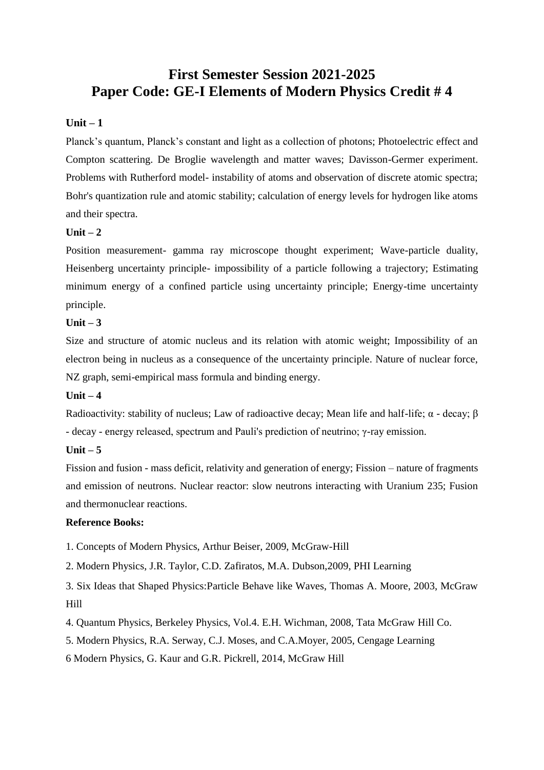# First Semester Session 2021-2025
# Paper Code: GE-I Elements of Modern Physics Credit # 4

**Unit – 1**

Planck's quantum, Planck's constant and light as a collection of photons; Photoelectric effect and Compton scattering. De Broglie wavelength and matter waves; Davisson-Germer experiment. Problems with Rutherford model- instability of atoms and observation of discrete atomic spectra; Bohr's quantization rule and atomic stability; calculation of energy levels for hydrogen like atoms and their spectra.

**Unit – 2**

Position measurement- gamma ray microscope thought experiment; Wave-particle duality, Heisenberg uncertainty principle- impossibility of a particle following a trajectory; Estimating minimum energy of a confined particle using uncertainty principle; Energy-time uncertainty principle.

**Unit – 3**

Size and structure of atomic nucleus and its relation with atomic weight; Impossibility of an electron being in nucleus as a consequence of the uncertainty principle. Nature of nuclear force, NZ graph, semi-empirical mass formula and binding energy.

**Unit – 4**

Radioactivity: stability of nucleus; Law of radioactive decay; Mean life and half-life; $\alpha$ - decay; $\beta$ - decay - energy released, spectrum and Pauli's prediction of neutrino; $\gamma$-ray emission.

**Unit – 5**

Fission and fusion - mass deficit, relativity and generation of energy; Fission – nature of fragments and emission of neutrons. Nuclear reactor: slow neutrons interacting with Uranium 235; Fusion and thermonuclear reactions.

**Reference Books:**

1. Concepts of Modern Physics, Arthur Beiser, 2009, McGraw-Hill

2. Modern Physics, J.R. Taylor, C.D. Zafiratos, M.A. Dubson,2009, PHI Learning

3. Six Ideas that Shaped Physics:Particle Behave like Waves, Thomas A. Moore, 2003, McGraw Hill

4. Quantum Physics, Berkeley Physics, Vol.4. E.H. Wichman, 2008, Tata McGraw Hill Co.

5. Modern Physics, R.A. Serway, C.J. Moses, and C.A.Moyer, 2005, Cengage Learning

6 Modern Physics, G. Kaur and G.R. Pickrell, 2014, McGraw Hill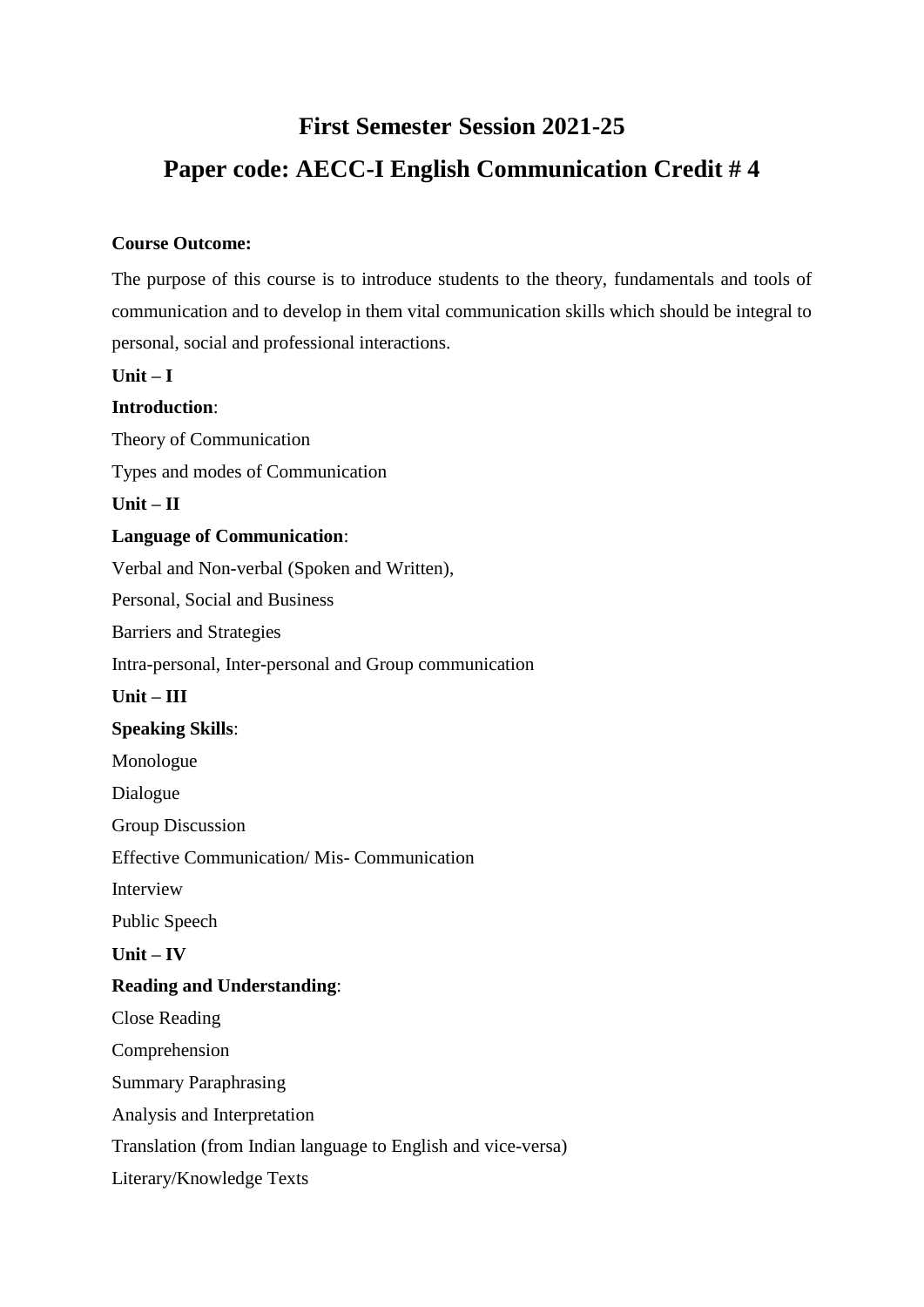# First Semester Session 2021-25

## Paper code: AECC-I English Communication Credit # 4

**Course Outcome:**

The purpose of this course is to introduce students to the theory, fundamentals and tools of communication and to develop in them vital communication skills which should be integral to personal, social and professional interactions.

**Unit – I**

**Introduction**:

Theory of Communication

Types and modes of Communication

**Unit – II**

**Language of Communication**:

Verbal and Non-verbal (Spoken and Written),

Personal, Social and Business

Barriers and Strategies

Intra-personal, Inter-personal and Group communication

**Unit – III**

**Speaking Skills**:

Monologue

Dialogue

Group Discussion

Effective Communication/ Mis- Communication

Interview

Public Speech

**Unit – IV**

**Reading and Understanding**:

Close Reading

Comprehension

Summary Paraphrasing

Analysis and Interpretation

Translation (from Indian language to English and vice-versa)

Literary/Knowledge Texts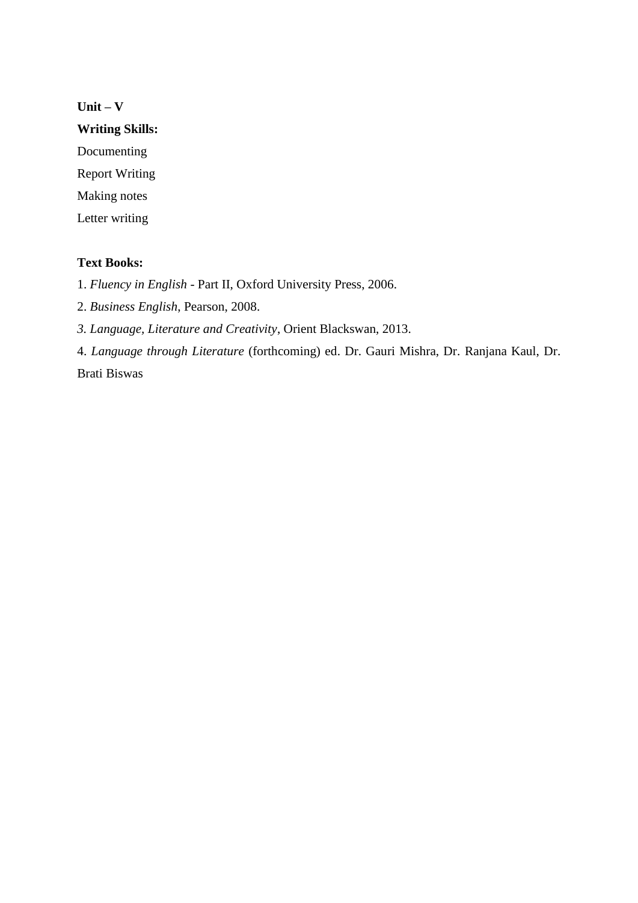**Unit – V**

**Writing Skills:**

Documenting

Report Writing

Making notes

Letter writing

**Text Books:**

1. *Fluency in English* - Part II, Oxford University Press, 2006.

2. *Business English*, Pearson, 2008.

*3. Language, Literature and Creativity*, Orient Blackswan, 2013.

4. *Language through Literature* (forthcoming) ed. Dr. Gauri Mishra, Dr. Ranjana Kaul, Dr. Brati Biswas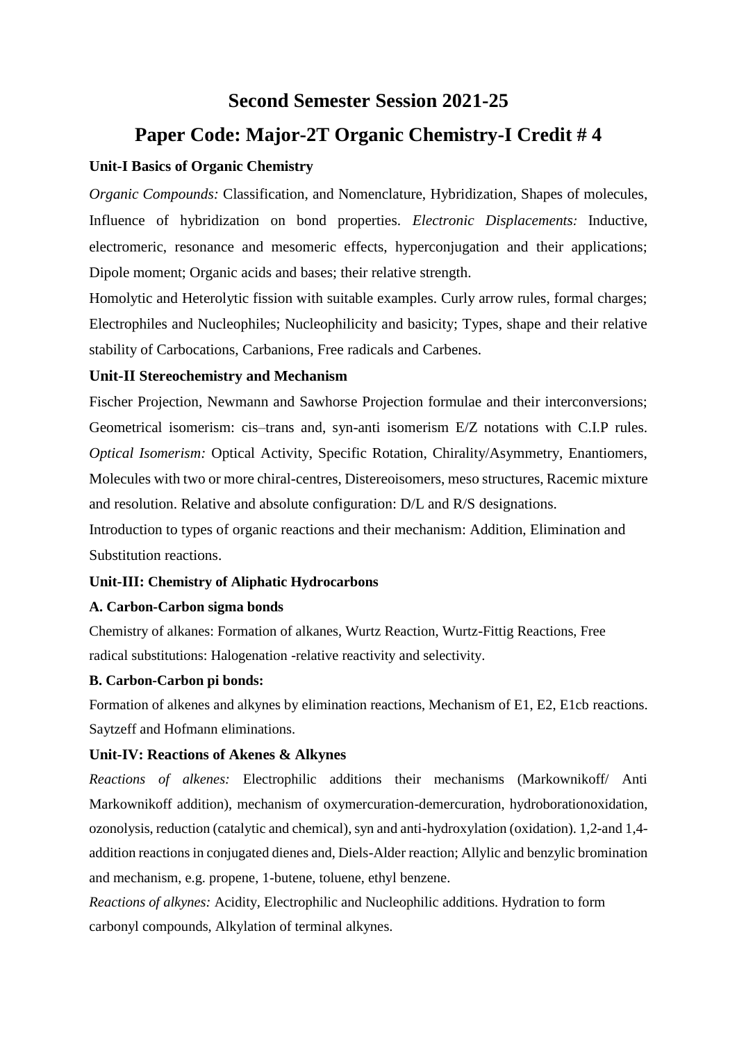# Second Semester Session 2021-25

## Paper Code: Major-2T Organic Chemistry-I Credit # 4

**Unit-I Basics of Organic Chemistry**

*Organic Compounds:* Classification, and Nomenclature, Hybridization, Shapes of molecules, Influence of hybridization on bond properties. *Electronic Displacements:* Inductive, electromeric, resonance and mesomeric effects, hyperconjugation and their applications; Dipole moment; Organic acids and bases; their relative strength.

Homolytic and Heterolytic fission with suitable examples. Curly arrow rules, formal charges; Electrophiles and Nucleophiles; Nucleophilicity and basicity; Types, shape and their relative stability of Carbocations, Carbanions, Free radicals and Carbenes.

**Unit-II Stereochemistry and Mechanism**

Fischer Projection, Newmann and Sawhorse Projection formulae and their interconversions; Geometrical isomerism: cis–trans and, syn-anti isomerism E/Z notations with C.I.P rules. *Optical Isomerism:* Optical Activity, Specific Rotation, Chirality/Asymmetry, Enantiomers, Molecules with two or more chiral-centres, Distereoisomers, meso structures, Racemic mixture and resolution. Relative and absolute configuration: D/L and R/S designations.

Introduction to types of organic reactions and their mechanism: Addition, Elimination and Substitution reactions.

**Unit-III: Chemistry of Aliphatic Hydrocarbons**

**A. Carbon-Carbon sigma bonds**

Chemistry of alkanes: Formation of alkanes, Wurtz Reaction, Wurtz-Fittig Reactions, Free radical substitutions: Halogenation -relative reactivity and selectivity.

**B. Carbon-Carbon pi bonds:**

Formation of alkenes and alkynes by elimination reactions, Mechanism of E1, E2, E1cb reactions. Saytzeff and Hofmann eliminations.

**Unit-IV: Reactions of Akenes & Alkynes**

*Reactions of alkenes:* Electrophilic additions their mechanisms (Markownikoff/ Anti Markownikoff addition), mechanism of oxymercuration-demercuration, hydroborationoxidation, ozonolysis, reduction (catalytic and chemical), syn and anti-hydroxylation (oxidation). 1,2-and 1,4-addition reactions in conjugated dienes and, Diels-Alder reaction; Allylic and benzylic bromination and mechanism, e.g. propene, 1-butene, toluene, ethyl benzene.

*Reactions of alkynes:* Acidity, Electrophilic and Nucleophilic additions. Hydration to form carbonyl compounds, Alkylation of terminal alkynes.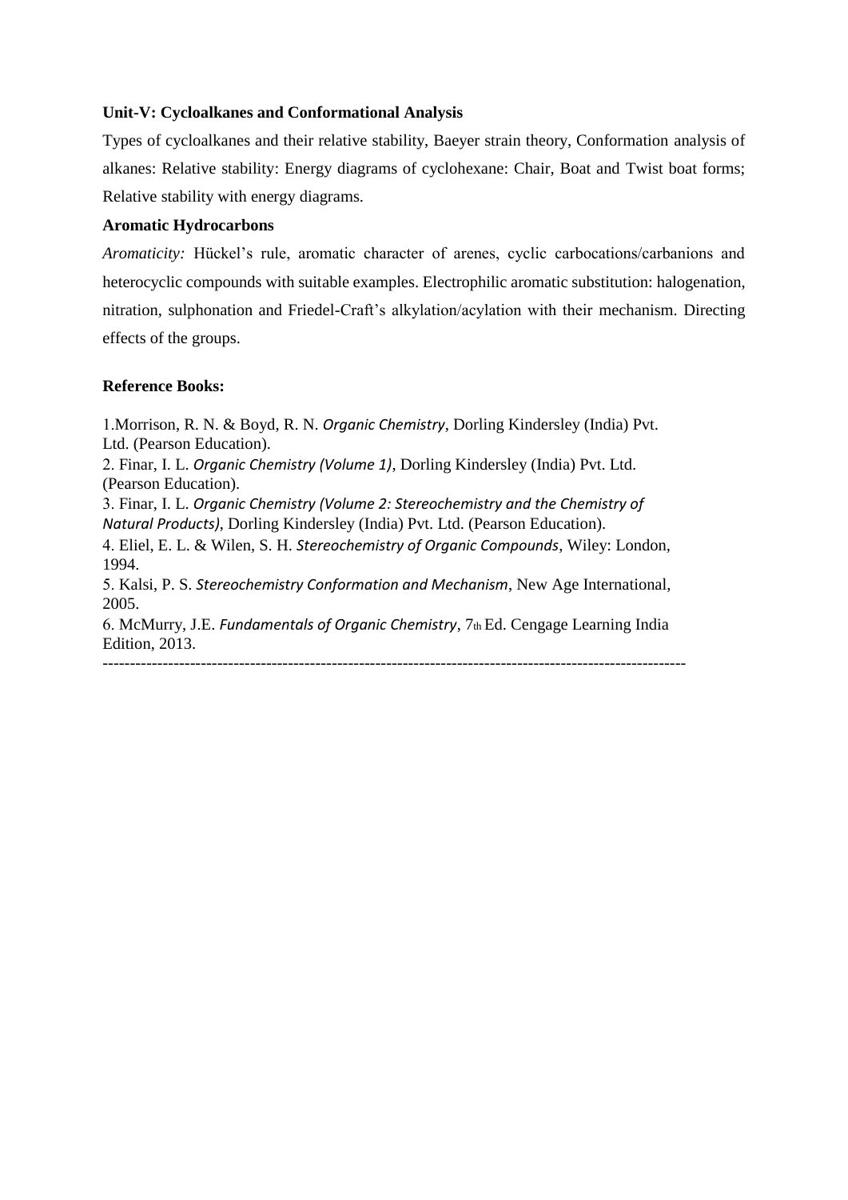**Unit-V: Cycloalkanes and Conformational Analysis**

Types of cycloalkanes and their relative stability, Baeyer strain theory, Conformation analysis of alkanes: Relative stability: Energy diagrams of cyclohexane: Chair, Boat and Twist boat forms; Relative stability with energy diagrams.

**Aromatic Hydrocarbons**

*Aromaticity:* Hückel's rule, aromatic character of arenes, cyclic carbocations/carbanions and heterocyclic compounds with suitable examples. Electrophilic aromatic substitution: halogenation, nitration, sulphonation and Friedel-Craft's alkylation/acylation with their mechanism. Directing effects of the groups.

**Reference Books:**

1.Morrison, R. N. & Boyd, R. N. *Organic Chemistry*, Dorling Kindersley (India) Pvt. Ltd. (Pearson Education).
2. Finar, I. L. *Organic Chemistry (Volume 1)*, Dorling Kindersley (India) Pvt. Ltd. (Pearson Education).
3. Finar, I. L. *Organic Chemistry (Volume 2: Stereochemistry and the Chemistry of Natural Products)*, Dorling Kindersley (India) Pvt. Ltd. (Pearson Education).
4. Eliel, E. L. & Wilen, S. H. *Stereochemistry of Organic Compounds*, Wiley: London, 1994.
5. Kalsi, P. S. *Stereochemistry Conformation and Mechanism*, New Age International, 2005.
6. McMurry, J.E. *Fundamentals of Organic Chemistry*, 7th Ed. Cengage Learning India Edition, 2013.

---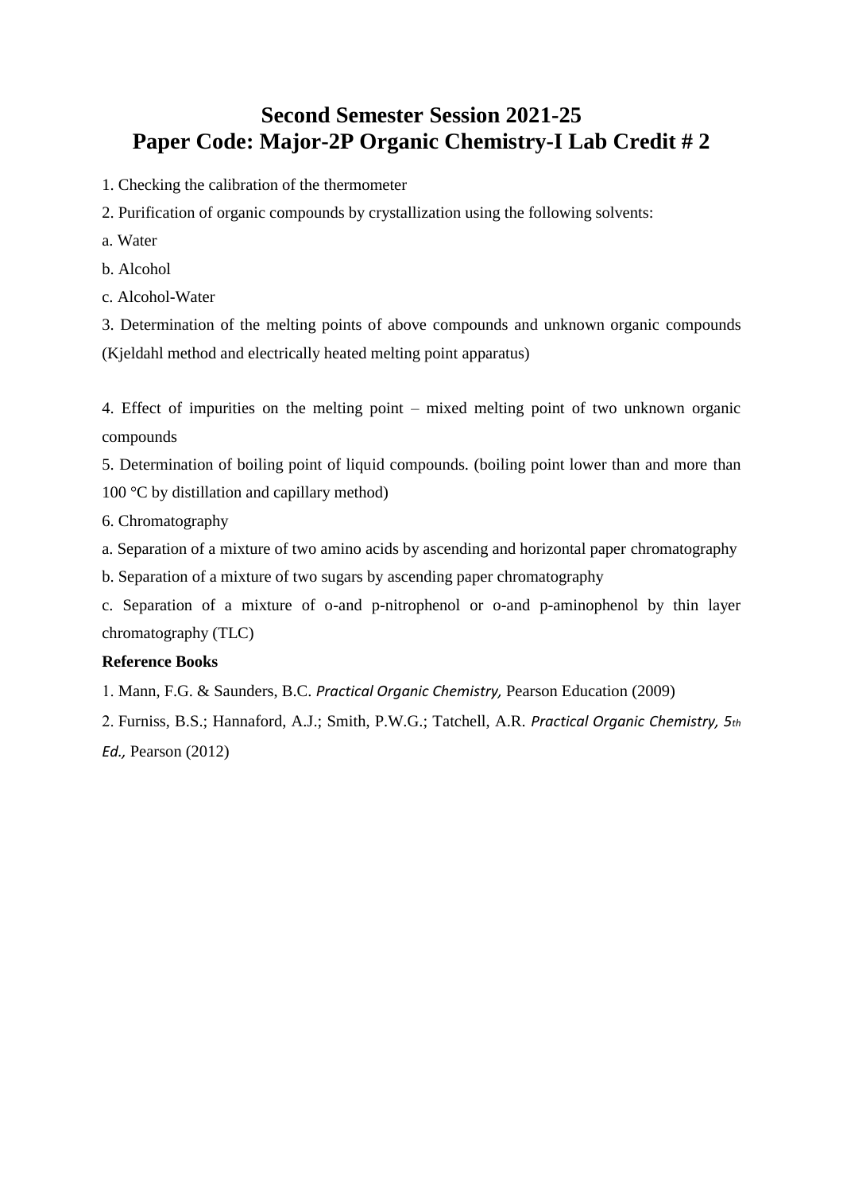# Second Semester Session 2021-25
# Paper Code: Major-2P Organic Chemistry-I Lab Credit # 2

1. Checking the calibration of the thermometer

2. Purification of organic compounds by crystallization using the following solvents:

a. Water

b. Alcohol

c. Alcohol-Water

3. Determination of the melting points of above compounds and unknown organic compounds (Kjeldahl method and electrically heated melting point apparatus)

4. Effect of impurities on the melting point – mixed melting point of two unknown organic compounds

5. Determination of boiling point of liquid compounds. (boiling point lower than and more than 100 °C by distillation and capillary method)

6. Chromatography

a. Separation of a mixture of two amino acids by ascending and horizontal paper chromatography

b. Separation of a mixture of two sugars by ascending paper chromatography

c. Separation of a mixture of o-and p-nitrophenol or o-and p-aminophenol by thin layer chromatography (TLC)

**Reference Books**

1. Mann, F.G. & Saunders, B.C. *Practical Organic Chemistry,* Pearson Education (2009)

2. Furniss, B.S.; Hannaford, A.J.; Smith, P.W.G.; Tatchell, A.R. *Practical Organic Chemistry, 5th Ed.,* Pearson (2012)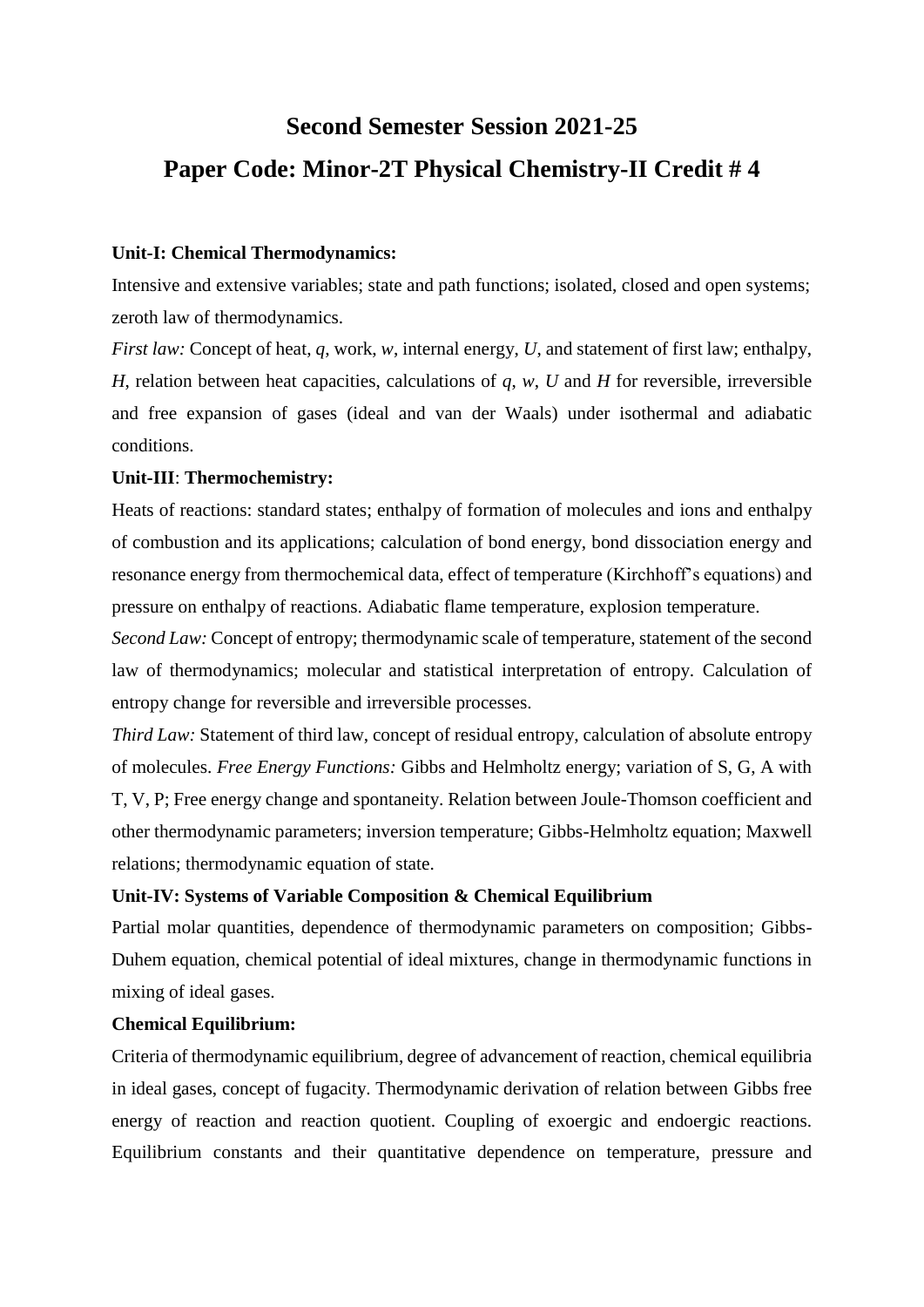# Second Semester Session 2021-25

## Paper Code: Minor-2T Physical Chemistry-II Credit # 4

**Unit-I: Chemical Thermodynamics:**

Intensive and extensive variables; state and path functions; isolated, closed and open systems; zeroth law of thermodynamics.

*First law:* Concept of heat, *q*, work, *w*, internal energy, *U*, and statement of first law; enthalpy, *H*, relation between heat capacities, calculations of *q*, *w*, *U* and *H* for reversible, irreversible and free expansion of gases (ideal and van der Waals) under isothermal and adiabatic conditions.

**Unit-III**: **Thermochemistry:**

Heats of reactions: standard states; enthalpy of formation of molecules and ions and enthalpy of combustion and its applications; calculation of bond energy, bond dissociation energy and resonance energy from thermochemical data, effect of temperature (Kirchhoff's equations) and pressure on enthalpy of reactions. Adiabatic flame temperature, explosion temperature.

*Second Law:* Concept of entropy; thermodynamic scale of temperature, statement of the second law of thermodynamics; molecular and statistical interpretation of entropy. Calculation of entropy change for reversible and irreversible processes.

*Third Law:* Statement of third law, concept of residual entropy, calculation of absolute entropy of molecules. *Free Energy Functions:* Gibbs and Helmholtz energy; variation of S, G, A with T, V, P; Free energy change and spontaneity. Relation between Joule-Thomson coefficient and other thermodynamic parameters; inversion temperature; Gibbs-Helmholtz equation; Maxwell relations; thermodynamic equation of state.

**Unit-IV: Systems of Variable Composition & Chemical Equilibrium**

Partial molar quantities, dependence of thermodynamic parameters on composition; Gibbs-Duhem equation, chemical potential of ideal mixtures, change in thermodynamic functions in mixing of ideal gases.

**Chemical Equilibrium:**

Criteria of thermodynamic equilibrium, degree of advancement of reaction, chemical equilibria in ideal gases, concept of fugacity. Thermodynamic derivation of relation between Gibbs free energy of reaction and reaction quotient. Coupling of exoergic and endoergic reactions. Equilibrium constants and their quantitative dependence on temperature, pressure and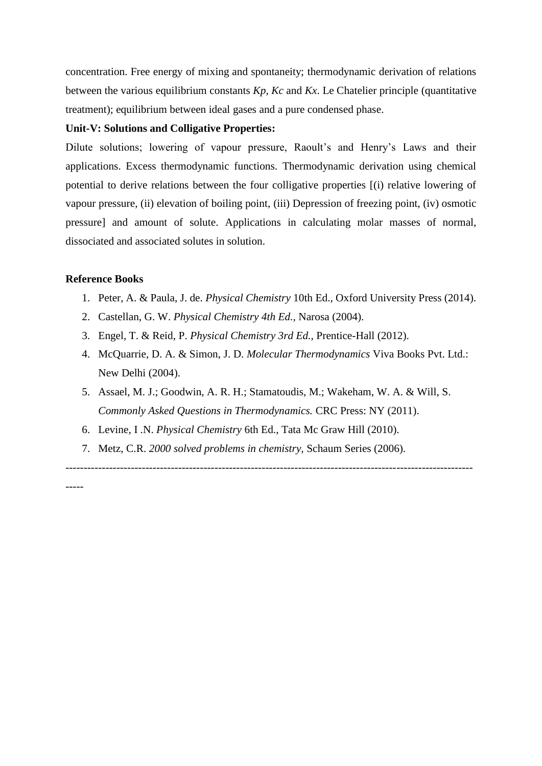concentration. Free energy of mixing and spontaneity; thermodynamic derivation of relations between the various equilibrium constants $K_p$, $K_c$ and $K_x$. Le Chatelier principle (quantitative treatment); equilibrium between ideal gases and a pure condensed phase.

**Unit-V: Solutions and Colligative Properties:**

Dilute solutions; lowering of vapour pressure, Raoult's and Henry's Laws and their applications. Excess thermodynamic functions. Thermodynamic derivation using chemical potential to derive relations between the four colligative properties [(i) relative lowering of vapour pressure, (ii) elevation of boiling point, (iii) Depression of freezing point, (iv) osmotic pressure] and amount of solute. Applications in calculating molar masses of normal, dissociated and associated solutes in solution.

**Reference Books**

1. Peter, A. & Paula, J. de. *Physical Chemistry* 10th Ed., Oxford University Press (2014).
2. Castellan, G. W. *Physical Chemistry 4th Ed.,* Narosa (2004).
3. Engel, T. & Reid, P. *Physical Chemistry 3rd Ed.,* Prentice-Hall (2012).
4. McQuarrie, D. A. & Simon, J. D. *Molecular Thermodynamics* Viva Books Pvt. Ltd.: New Delhi (2004).
5. Assael, M. J.; Goodwin, A. R. H.; Stamatoudis, M.; Wakeham, W. A. & Will, S. *Commonly Asked Questions in Thermodynamics.* CRC Press: NY (2011).
6. Levine, I .N. *Physical Chemistry* 6th Ed., Tata Mc Graw Hill (2010).
7. Metz, C.R. *2000 solved problems in chemistry,* Schaum Series (2006).

---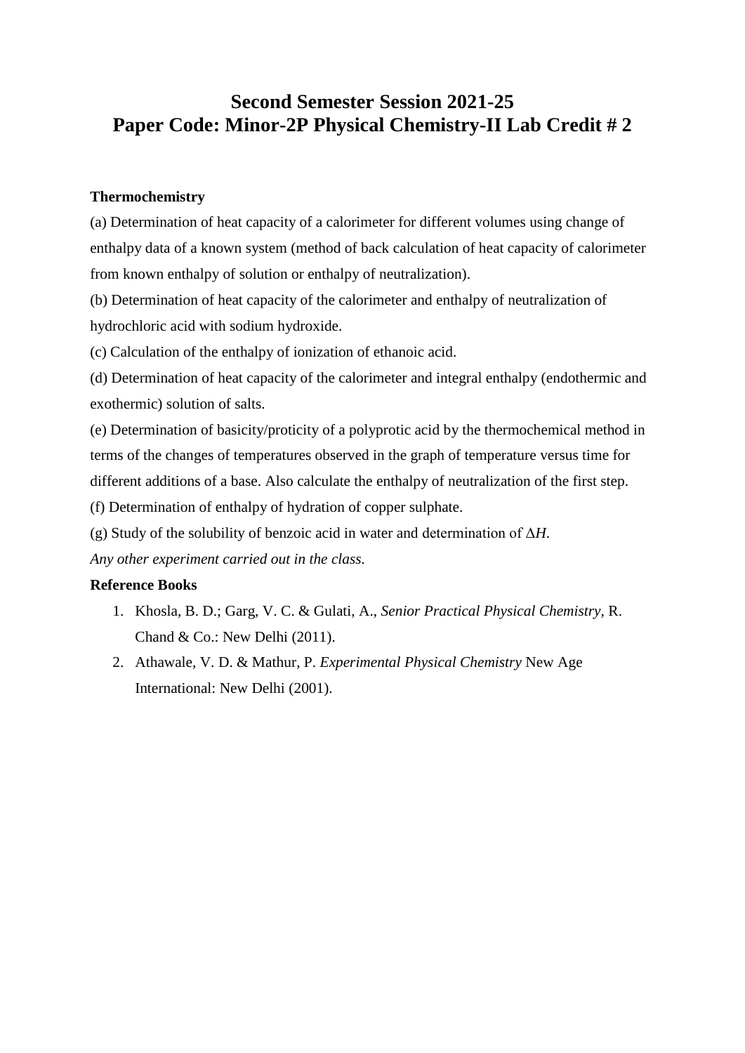# Second Semester Session 2021-25
# Paper Code: Minor-2P Physical Chemistry-II Lab Credit # 2

**Thermochemistry**

(a) Determination of heat capacity of a calorimeter for different volumes using change of enthalpy data of a known system (method of back calculation of heat capacity of calorimeter from known enthalpy of solution or enthalpy of neutralization).

(b) Determination of heat capacity of the calorimeter and enthalpy of neutralization of hydrochloric acid with sodium hydroxide.

(c) Calculation of the enthalpy of ionization of ethanoic acid.

(d) Determination of heat capacity of the calorimeter and integral enthalpy (endothermic and exothermic) solution of salts.

(e) Determination of basicity/proticity of a polyprotic acid by the thermochemical method in terms of the changes of temperatures observed in the graph of temperature versus time for different additions of a base. Also calculate the enthalpy of neutralization of the first step.

(f) Determination of enthalpy of hydration of copper sulphate.

(g) Study of the solubility of benzoic acid in water and determination of $\Delta H$.

*Any other experiment carried out in the class.*

**Reference Books**

1. Khosla, B. D.; Garg, V. C. & Gulati, A., *Senior Practical Physical Chemistry*, R. Chand & Co.: New Delhi (2011).
2. Athawale, V. D. & Mathur, P. *Experimental Physical Chemistry* New Age International: New Delhi (2001).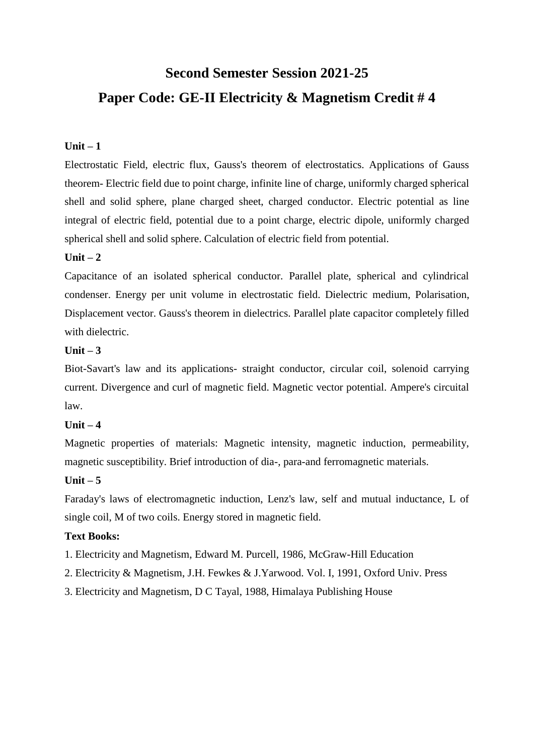# Second Semester Session 2021-25

## Paper Code: GE-II Electricity & Magnetism Credit # 4

**Unit – 1**

Electrostatic Field, electric flux, Gauss's theorem of electrostatics. Applications of Gauss theorem- Electric field due to point charge, infinite line of charge, uniformly charged spherical shell and solid sphere, plane charged sheet, charged conductor. Electric potential as line integral of electric field, potential due to a point charge, electric dipole, uniformly charged spherical shell and solid sphere. Calculation of electric field from potential.

**Unit – 2**

Capacitance of an isolated spherical conductor. Parallel plate, spherical and cylindrical condenser. Energy per unit volume in electrostatic field. Dielectric medium, Polarisation, Displacement vector. Gauss's theorem in dielectrics. Parallel plate capacitor completely filled with dielectric.

**Unit – 3**

Biot-Savart's law and its applications- straight conductor, circular coil, solenoid carrying current. Divergence and curl of magnetic field. Magnetic vector potential. Ampere's circuital law.

**Unit – 4**

Magnetic properties of materials: Magnetic intensity, magnetic induction, permeability, magnetic susceptibility. Brief introduction of dia-, para-and ferromagnetic materials.

**Unit – 5**

Faraday's laws of electromagnetic induction, Lenz's law, self and mutual inductance, L of single coil, M of two coils. Energy stored in magnetic field.

**Text Books:**

1. Electricity and Magnetism, Edward M. Purcell, 1986, McGraw-Hill Education
2. Electricity & Magnetism, J.H. Fewkes & J.Yarwood. Vol. I, 1991, Oxford Univ. Press
3. Electricity and Magnetism, D C Tayal, 1988, Himalaya Publishing House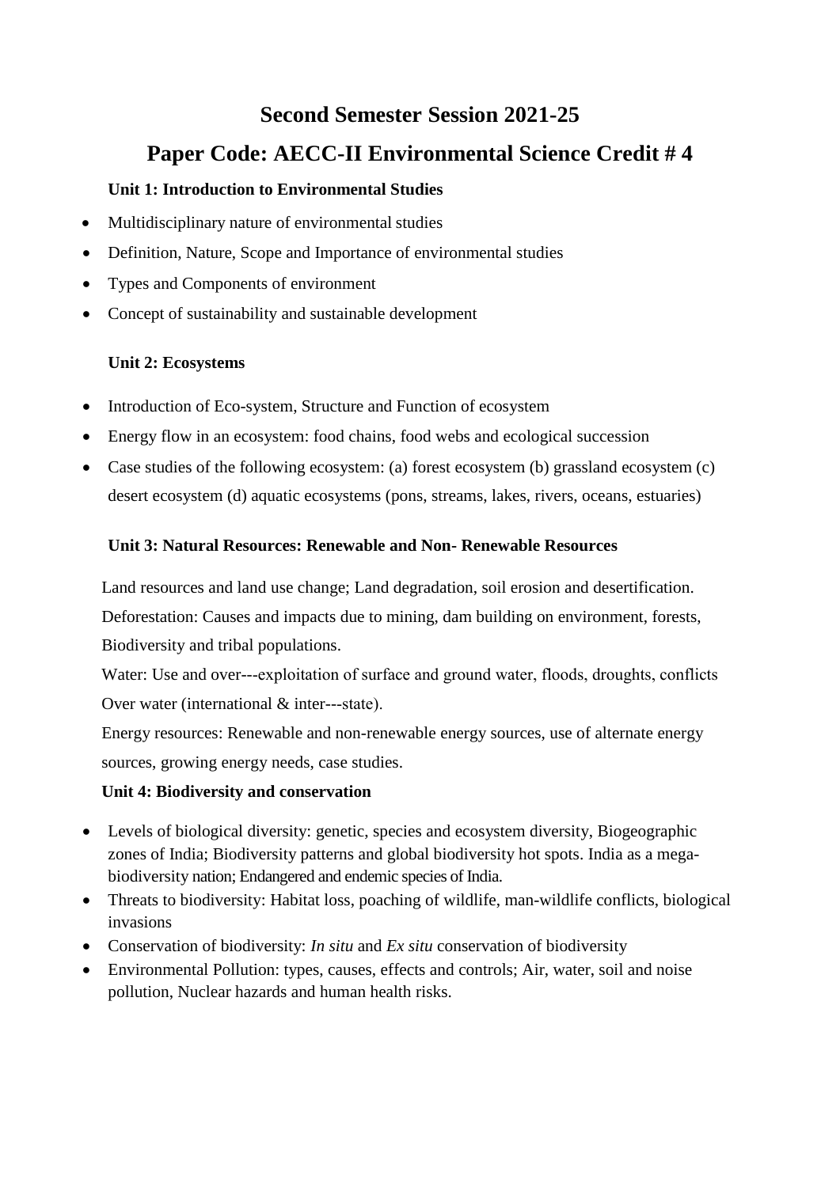# Second Semester Session 2021-25

# Paper Code: AECC-II Environmental Science Credit # 4

**Unit 1: Introduction to Environmental Studies**

- Multidisciplinary nature of environmental studies
- Definition, Nature, Scope and Importance of environmental studies
- Types and Components of environment
- Concept of sustainability and sustainable development

**Unit 2: Ecosystems**

- Introduction of Eco-system, Structure and Function of ecosystem
- Energy flow in an ecosystem: food chains, food webs and ecological succession
- Case studies of the following ecosystem: (a) forest ecosystem (b) grassland ecosystem (c) desert ecosystem (d) aquatic ecosystems (pons, streams, lakes, rivers, oceans, estuaries)

**Unit 3: Natural Resources: Renewable and Non- Renewable Resources**

Land resources and land use change; Land degradation, soil erosion and desertification.
Deforestation: Causes and impacts due to mining, dam building on environment, forests, Biodiversity and tribal populations.
Water: Use and over---exploitation of surface and ground water, floods, droughts, conflicts Over water (international & inter---state).
Energy resources: Renewable and non-renewable energy sources, use of alternate energy sources, growing energy needs, case studies.

**Unit 4: Biodiversity and conservation**

- Levels of biological diversity: genetic, species and ecosystem diversity, Biogeographic zones of India; Biodiversity patterns and global biodiversity hot spots. India as a mega-biodiversity nation; Endangered and endemic species of India.
- Threats to biodiversity: Habitat loss, poaching of wildlife, man-wildlife conflicts, biological invasions
- Conservation of biodiversity: *In situ* and *Ex situ* conservation of biodiversity
- Environmental Pollution: types, causes, effects and controls; Air, water, soil and noise pollution, Nuclear hazards and human health risks.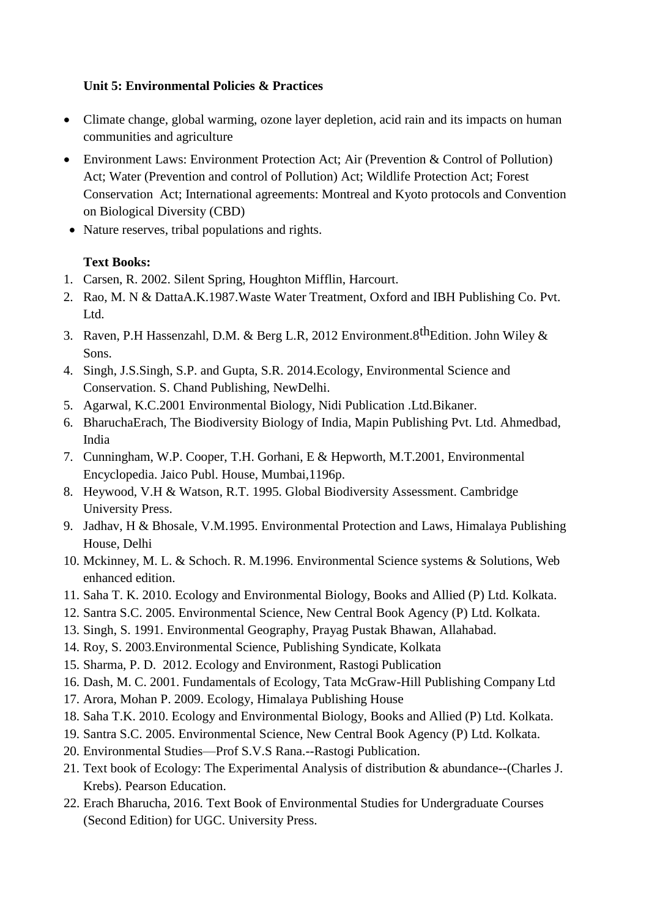**Unit 5: Environmental Policies & Practices**

- Climate change, global warming, ozone layer depletion, acid rain and its impacts on human communities and agriculture
- Environment Laws: Environment Protection Act; Air (Prevention & Control of Pollution) Act; Water (Prevention and control of Pollution) Act; Wildlife Protection Act; Forest Conservation Act; International agreements: Montreal and Kyoto protocols and Convention on Biological Diversity (CBD)
- Nature reserves, tribal populations and rights.

**Text Books:**

1. Carsen, R. 2002. Silent Spring, Houghton Mifflin, Harcourt.
2. Rao, M. N & DattaA.K.1987.Waste Water Treatment, Oxford and IBH Publishing Co. Pvt. Ltd.
3. Raven, P.H Hassenzahl, D.M. & Berg L.R, 2012 Environment.8$^{th}$Edition. John Wiley & Sons.
4. Singh, J.S.Singh, S.P. and Gupta, S.R. 2014.Ecology, Environmental Science and Conservation. S. Chand Publishing, NewDelhi.
5. Agarwal, K.C.2001 Environmental Biology, Nidi Publication .Ltd.Bikaner.
6. BharuchaErach, The Biodiversity Biology of India, Mapin Publishing Pvt. Ltd. Ahmedbad, India
7. Cunningham, W.P. Cooper, T.H. Gorhani, E & Hepworth, M.T.2001, Environmental Encyclopedia. Jaico Publ. House, Mumbai,1196p.
8. Heywood, V.H & Watson, R.T. 1995. Global Biodiversity Assessment. Cambridge University Press.
9. Jadhav, H & Bhosale, V.M.1995. Environmental Protection and Laws, Himalaya Publishing House, Delhi
10. Mckinney, M. L. & Schoch. R. M.1996. Environmental Science systems & Solutions, Web enhanced edition.
11. Saha T. K. 2010. Ecology and Environmental Biology, Books and Allied (P) Ltd. Kolkata.
12. Santra S.C. 2005. Environmental Science, New Central Book Agency (P) Ltd. Kolkata.
13. Singh, S. 1991. Environmental Geography, Prayag Pustak Bhawan, Allahabad.
14. Roy, S. 2003.Environmental Science, Publishing Syndicate, Kolkata
15. Sharma, P. D. 2012. Ecology and Environment, Rastogi Publication
16. Dash, M. C. 2001. Fundamentals of Ecology, Tata McGraw-Hill Publishing Company Ltd
17. Arora, Mohan P. 2009. Ecology, Himalaya Publishing House
18. Saha T.K. 2010. Ecology and Environmental Biology, Books and Allied (P) Ltd. Kolkata.
19. Santra S.C. 2005. Environmental Science, New Central Book Agency (P) Ltd. Kolkata.
20. Environmental Studies—Prof S.V.S Rana.--Rastogi Publication.
21. Text book of Ecology: The Experimental Analysis of distribution & abundance--(Charles J. Krebs). Pearson Education.
22. Erach Bharucha, 2016. Text Book of Environmental Studies for Undergraduate Courses (Second Edition) for UGC. University Press.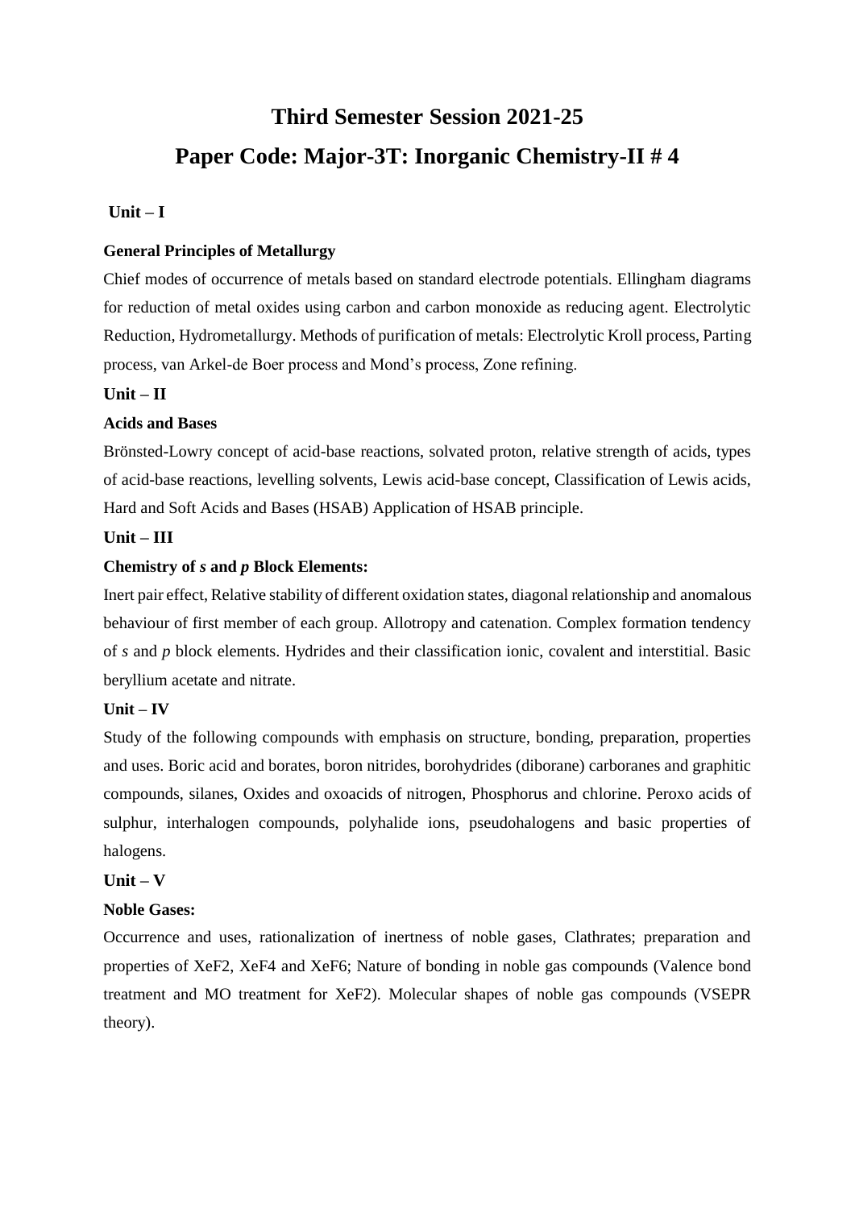# Third Semester Session 2021-25

# Paper Code: Major-3T: Inorganic Chemistry-II # 4

**Unit – I**

**General Principles of Metallurgy**

Chief modes of occurrence of metals based on standard electrode potentials. Ellingham diagrams for reduction of metal oxides using carbon and carbon monoxide as reducing agent. Electrolytic Reduction, Hydrometallurgy. Methods of purification of metals: Electrolytic Kroll process, Parting process, van Arkel-de Boer process and Mond's process, Zone refining.

**Unit – II**

**Acids and Bases**

Brönsted-Lowry concept of acid-base reactions, solvated proton, relative strength of acids, types of acid-base reactions, levelling solvents, Lewis acid-base concept, Classification of Lewis acids, Hard and Soft Acids and Bases (HSAB) Application of HSAB principle.

**Unit – III**

**Chemistry of *s* and *p* Block Elements:**

Inert pair effect, Relative stability of different oxidation states, diagonal relationship and anomalous behaviour of first member of each group. Allotropy and catenation. Complex formation tendency of *s* and *p* block elements. Hydrides and their classification ionic, covalent and interstitial. Basic beryllium acetate and nitrate.

**Unit – IV**

Study of the following compounds with emphasis on structure, bonding, preparation, properties and uses. Boric acid and borates, boron nitrides, borohydrides (diborane) carboranes and graphitic compounds, silanes, Oxides and oxoacids of nitrogen, Phosphorus and chlorine. Peroxo acids of sulphur, interhalogen compounds, polyhalide ions, pseudohalogens and basic properties of halogens.

**Unit – V**

**Noble Gases:**

Occurrence and uses, rationalization of inertness of noble gases, Clathrates; preparation and properties of $XeF_2$, $XeF_4$ and $XeF_6$; Nature of bonding in noble gas compounds (Valence bond treatment and MO treatment for $XeF_2$). Molecular shapes of noble gas compounds (VSEPR theory).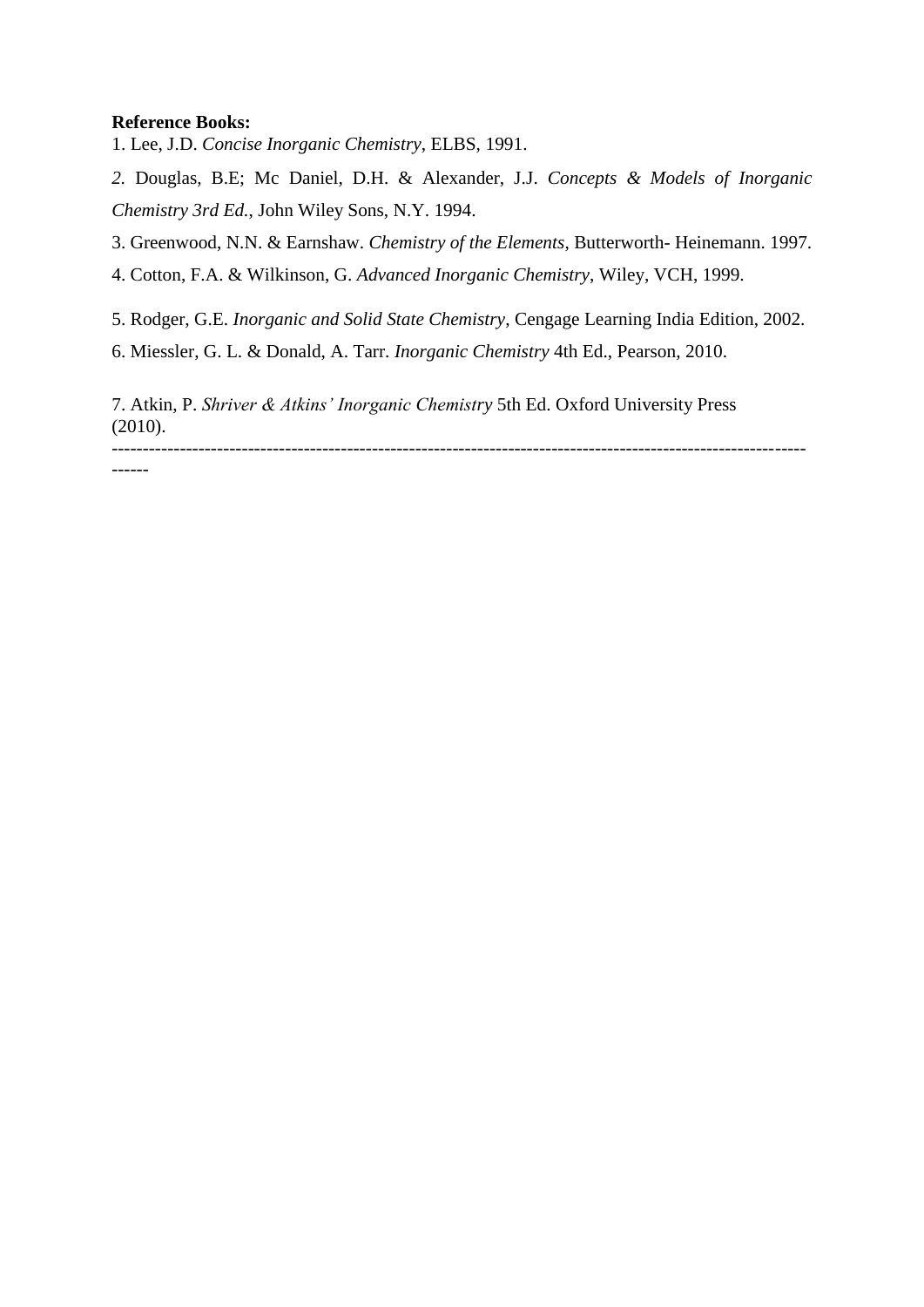**Reference Books:**

1. Lee, J.D. *Concise Inorganic Chemistry*, ELBS, 1991.
2. Douglas, B.E; Mc Daniel, D.H. & Alexander, J.J. *Concepts & Models of Inorganic Chemistry 3rd Ed.*, John Wiley Sons, N.Y. 1994.
3. Greenwood, N.N. & Earnshaw. *Chemistry of the Elements*, Butterworth- Heinemann. 1997.
4. Cotton, F.A. & Wilkinson, G. *Advanced Inorganic Chemistry*, Wiley, VCH, 1999.
5. Rodger, G.E. *Inorganic and Solid State Chemistry*, Cengage Learning India Edition, 2002.
6. Miessler, G. L. & Donald, A. Tarr. *Inorganic Chemistry* 4th Ed., Pearson, 2010.
7. Atkin, P. *Shriver & Atkins' Inorganic Chemistry* 5th Ed. Oxford University Press (2010).

---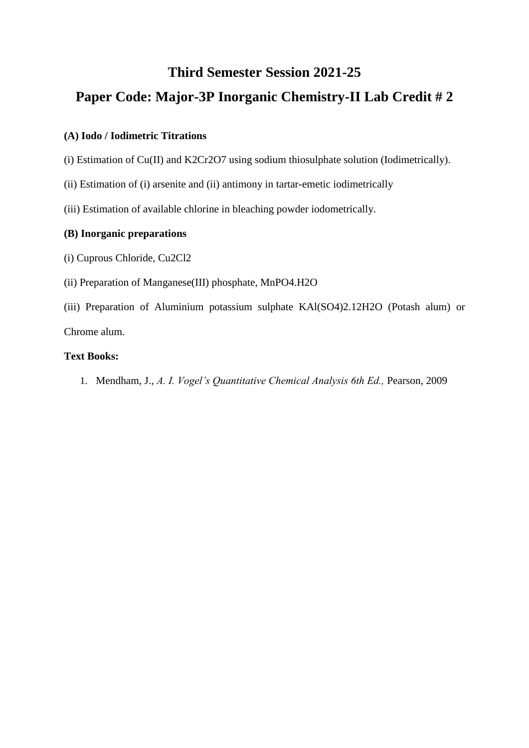# Third Semester Session 2021-25

## Paper Code: Major-3P Inorganic Chemistry-II Lab Credit # 2

**(A) Iodo / Iodimetric Titrations**

(i) Estimation of Cu(II) and $K_2Cr_2O_7$ using sodium thiosulphate solution (Iodimetrically).

(ii) Estimation of (i) arsenite and (ii) antimony in tartar-emetic iodimetrically

(iii) Estimation of available chlorine in bleaching powder iodometrically.

**(B) Inorganic preparations**

(i) Cuprous Chloride, $Cu_2Cl_2$

(ii) Preparation of Manganese(III) phosphate, $MnPO_4.H_2O$

(iii) Preparation of Aluminium potassium sulphate $KAl(SO_4)_2.12H_2O$ (Potash alum) or Chrome alum.

**Text Books:**

1. Mendham, J., *A. I. Vogel's Quantitative Chemical Analysis 6th Ed.,* Pearson, 2009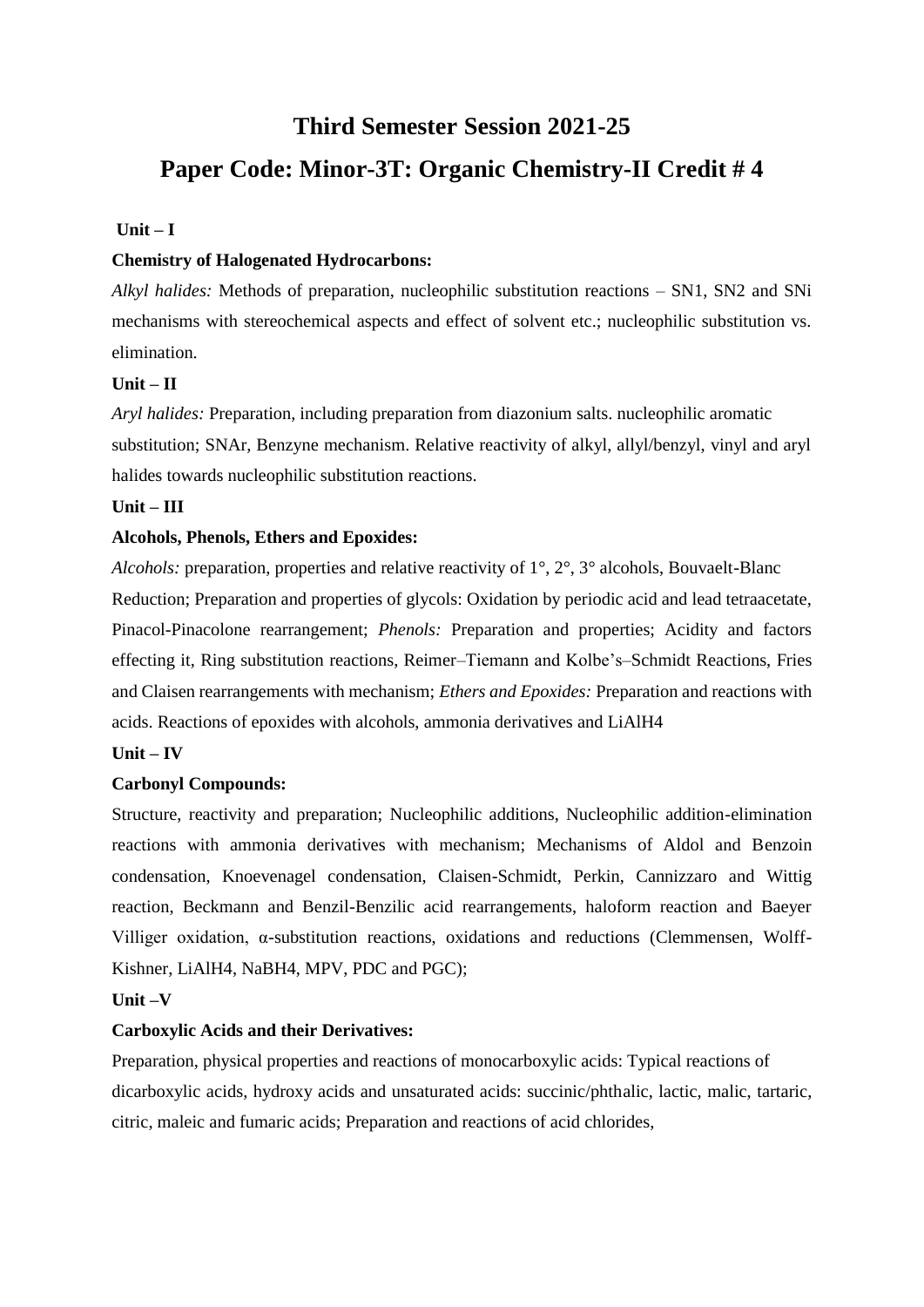# Third Semester Session 2021-25

## Paper Code: Minor-3T: Organic Chemistry-II Credit # 4

**Unit – I**

**Chemistry of Halogenated Hydrocarbons:**

*Alkyl halides:* Methods of preparation, nucleophilic substitution reactions – SN1, SN2 and SNi mechanisms with stereochemical aspects and effect of solvent etc.; nucleophilic substitution vs. elimination.

**Unit – II**

*Aryl halides:* Preparation, including preparation from diazonium salts. nucleophilic aromatic substitution; SNAr, Benzyne mechanism. Relative reactivity of alkyl, allyl/benzyl, vinyl and aryl halides towards nucleophilic substitution reactions.

**Unit – III**

**Alcohols, Phenols, Ethers and Epoxides:**

*Alcohols:* preparation, properties and relative reactivity of 1°, 2°, 3° alcohols, Bouvaelt-Blanc Reduction; Preparation and properties of glycols: Oxidation by periodic acid and lead tetraacetate, Pinacol-Pinacolone rearrangement; *Phenols:* Preparation and properties; Acidity and factors effecting it, Ring substitution reactions, Reimer–Tiemann and Kolbe's–Schmidt Reactions, Fries and Claisen rearrangements with mechanism; *Ethers and Epoxides:* Preparation and reactions with acids. Reactions of epoxides with alcohols, ammonia derivatives and $LiAlH_4$

**Unit – IV**

**Carbonyl Compounds:**

Structure, reactivity and preparation; Nucleophilic additions, Nucleophilic addition-elimination reactions with ammonia derivatives with mechanism; Mechanisms of Aldol and Benzoin condensation, Knoevenagel condensation, Claisen-Schmidt, Perkin, Cannizzaro and Wittig reaction, Beckmann and Benzil-Benzilic acid rearrangements, haloform reaction and Baeyer Villiger oxidation, α-substitution reactions, oxidations and reductions (Clemmensen, Wolff-Kishner, $LiAlH_4$, $NaBH_4$, MPV, PDC and PGC);

**Unit –V**

**Carboxylic Acids and their Derivatives:**

Preparation, physical properties and reactions of monocarboxylic acids: Typical reactions of dicarboxylic acids, hydroxy acids and unsaturated acids: succinic/phthalic, lactic, malic, tartaric, citric, maleic and fumaric acids; Preparation and reactions of acid chlorides,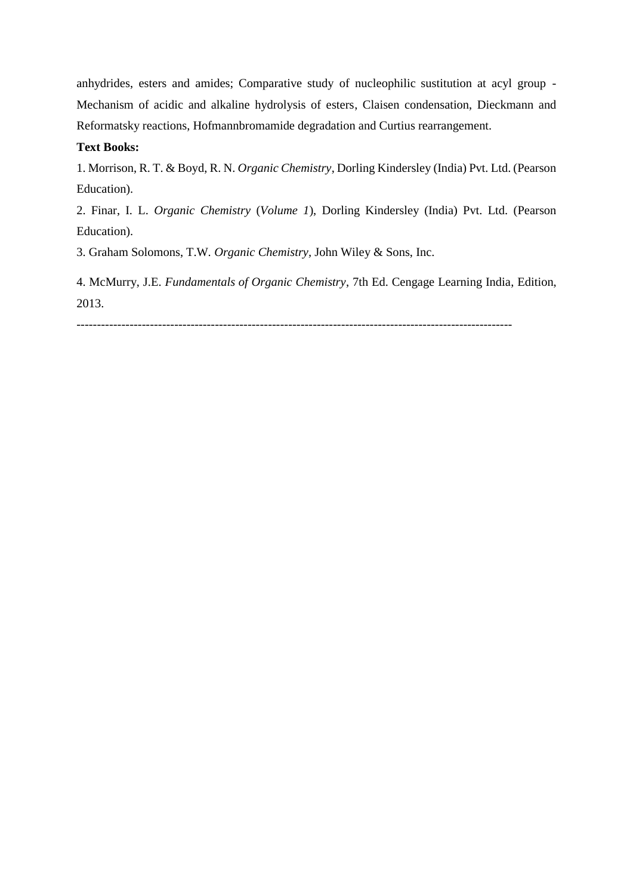anhydrides, esters and amides; Comparative study of nucleophilic sustitution at acyl group - Mechanism of acidic and alkaline hydrolysis of esters, Claisen condensation, Dieckmann and Reformatsky reactions, Hofmannbromamide degradation and Curtius rearrangement.

**Text Books:**

1. Morrison, R. T. & Boyd, R. N. *Organic Chemistry*, Dorling Kindersley (India) Pvt. Ltd. (Pearson Education).

2. Finar, I. L. *Organic Chemistry* (*Volume 1*), Dorling Kindersley (India) Pvt. Ltd. (Pearson Education).

3. Graham Solomons, T.W. *Organic Chemistry*, John Wiley & Sons, Inc.

4. McMurry, J.E. *Fundamentals of Organic Chemistry*, 7th Ed. Cengage Learning India, Edition, 2013.

---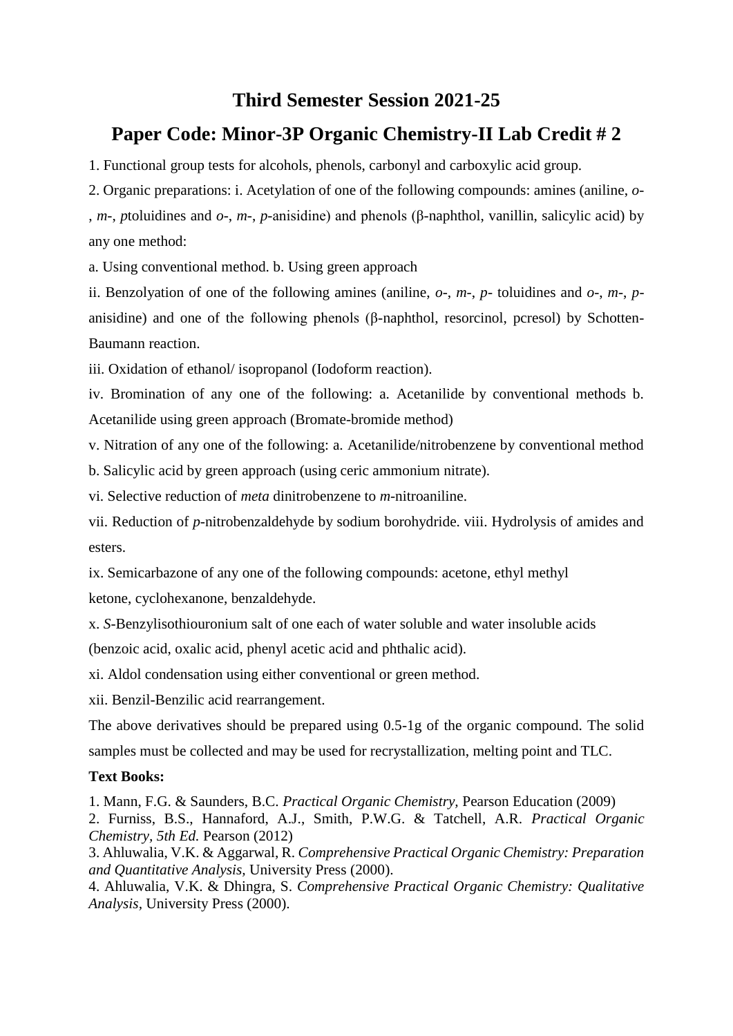# Third Semester Session 2021-25

## Paper Code: Minor-3P Organic Chemistry-II Lab Credit # 2

1. Functional group tests for alcohols, phenols, carbonyl and carboxylic acid group.

2. Organic preparations: i. Acetylation of one of the following compounds: amines (aniline, *o*-, *m*-, *p*toluidines and *o*-, *m*-, *p*-anisidine) and phenols (β-naphthol, vanillin, salicylic acid) by any one method:

a. Using conventional method. b. Using green approach

ii. Benzolyation of one of the following amines (aniline, *o*-, *m*-, *p*- toluidines and *o*-, *m*-, *p*-anisidine) and one of the following phenols (β-naphthol, resorcinol, pcresol) by Schotten-Baumann reaction.

iii. Oxidation of ethanol/ isopropanol (Iodoform reaction).

iv. Bromination of any one of the following: a. Acetanilide by conventional methods b. Acetanilide using green approach (Bromate-bromide method)

v. Nitration of any one of the following: a. Acetanilide/nitrobenzene by conventional method

b. Salicylic acid by green approach (using ceric ammonium nitrate).

vi. Selective reduction of *meta* dinitrobenzene to *m*-nitroaniline.

vii. Reduction of *p*-nitrobenzaldehyde by sodium borohydride. viii. Hydrolysis of amides and esters.

ix. Semicarbazone of any one of the following compounds: acetone, ethyl methyl ketone, cyclohexanone, benzaldehyde.

x. *S*-Benzylisothiouronium salt of one each of water soluble and water insoluble acids (benzoic acid, oxalic acid, phenyl acetic acid and phthalic acid).

xi. Aldol condensation using either conventional or green method.

xii. Benzil-Benzilic acid rearrangement.

The above derivatives should be prepared using 0.5-1g of the organic compound. The solid samples must be collected and may be used for recrystallization, melting point and TLC.

**Text Books:**

1. Mann, F.G. & Saunders, B.C. *Practical Organic Chemistry,* Pearson Education (2009)
2. Furniss, B.S., Hannaford, A.J., Smith, P.W.G. & Tatchell, A.R. *Practical Organic Chemistry, 5th Ed.* Pearson (2012)
3. Ahluwalia, V.K. & Aggarwal, R. *Comprehensive Practical Organic Chemistry: Preparation and Quantitative Analysis,* University Press (2000).
4. Ahluwalia, V.K. & Dhingra, S. *Comprehensive Practical Organic Chemistry: Qualitative Analysis,* University Press (2000).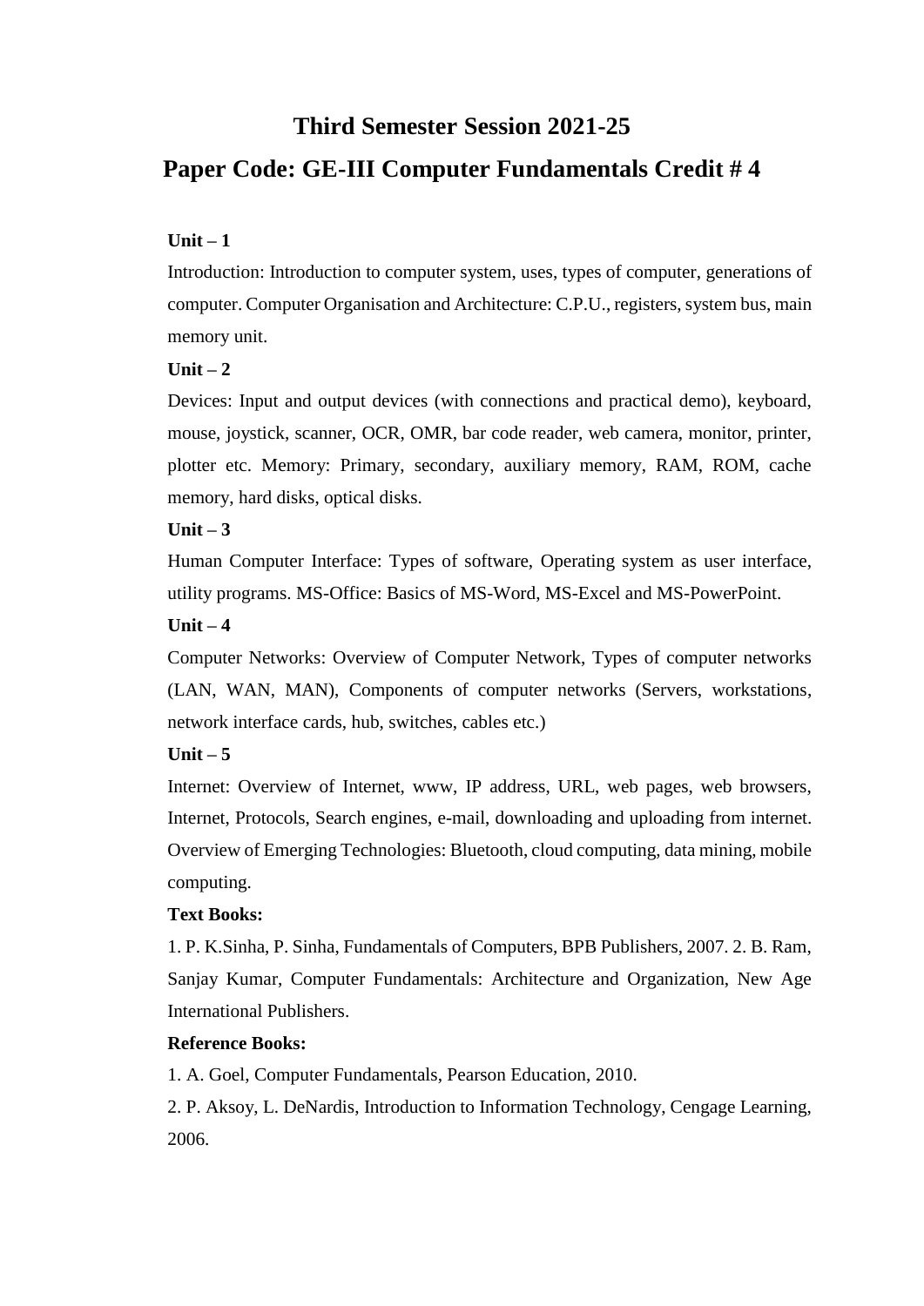# Third Semester Session 2021-25

## Paper Code: GE-III Computer Fundamentals Credit # 4

**Unit – 1**

Introduction: Introduction to computer system, uses, types of computer, generations of computer. Computer Organisation and Architecture: C.P.U., registers, system bus, main memory unit.

**Unit – 2**

Devices: Input and output devices (with connections and practical demo), keyboard, mouse, joystick, scanner, OCR, OMR, bar code reader, web camera, monitor, printer, plotter etc. Memory: Primary, secondary, auxiliary memory, RAM, ROM, cache memory, hard disks, optical disks.

**Unit – 3**

Human Computer Interface: Types of software, Operating system as user interface, utility programs. MS-Office: Basics of MS-Word, MS-Excel and MS-PowerPoint.

**Unit – 4**

Computer Networks: Overview of Computer Network, Types of computer networks (LAN, WAN, MAN), Components of computer networks (Servers, workstations, network interface cards, hub, switches, cables etc.)

**Unit – 5**

Internet: Overview of Internet, www, IP address, URL, web pages, web browsers, Internet, Protocols, Search engines, e-mail, downloading and uploading from internet. Overview of Emerging Technologies: Bluetooth, cloud computing, data mining, mobile computing.

**Text Books:**

1. P. K.Sinha, P. Sinha, Fundamentals of Computers, BPB Publishers, 2007. 2. B. Ram, Sanjay Kumar, Computer Fundamentals: Architecture and Organization, New Age International Publishers.

**Reference Books:**

1. A. Goel, Computer Fundamentals, Pearson Education, 2010.
2. P. Aksoy, L. DeNardis, Introduction to Information Technology, Cengage Learning, 2006.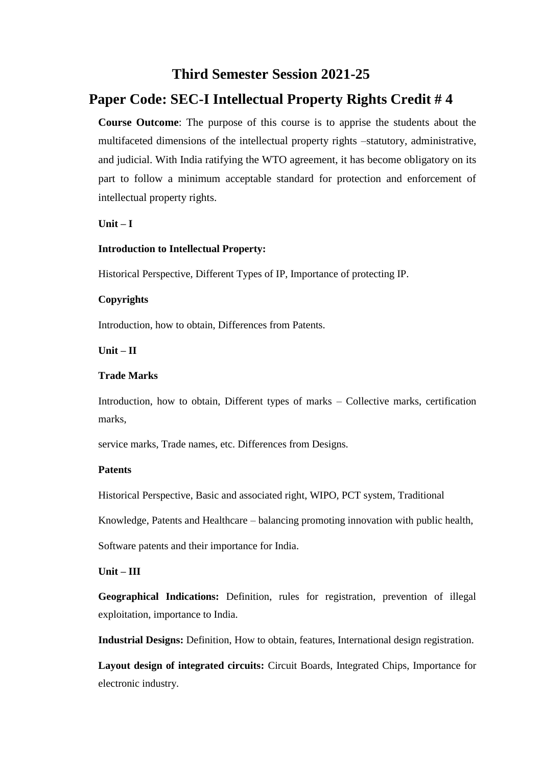# Third Semester Session 2021-25

## Paper Code: SEC-I Intellectual Property Rights Credit # 4

**Course Outcome**: The purpose of this course is to apprise the students about the multifaceted dimensions of the intellectual property rights –statutory, administrative, and judicial. With India ratifying the WTO agreement, it has become obligatory on its part to follow a minimum acceptable standard for protection and enforcement of intellectual property rights.

**Unit – I**

**Introduction to Intellectual Property:**

Historical Perspective, Different Types of IP, Importance of protecting IP.

**Copyrights**

Introduction, how to obtain, Differences from Patents.

**Unit – II**

**Trade Marks**

Introduction, how to obtain, Different types of marks – Collective marks, certification marks,

service marks, Trade names, etc. Differences from Designs.

**Patents**

Historical Perspective, Basic and associated right, WIPO, PCT system, Traditional

Knowledge, Patents and Healthcare – balancing promoting innovation with public health,

Software patents and their importance for India.

**Unit – III**

**Geographical Indications:** Definition, rules for registration, prevention of illegal exploitation, importance to India.

**Industrial Designs:** Definition, How to obtain, features, International design registration.

**Layout design of integrated circuits:** Circuit Boards, Integrated Chips, Importance for electronic industry.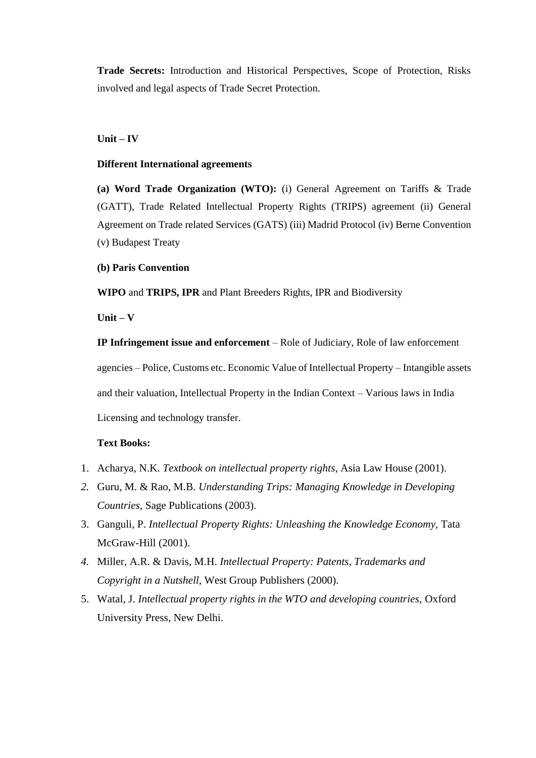**Trade Secrets:** Introduction and Historical Perspectives, Scope of Protection, Risks involved and legal aspects of Trade Secret Protection.

**Unit – IV**

**Different International agreements**

**(a) Word Trade Organization (WTO):** (i) General Agreement on Tariffs & Trade (GATT), Trade Related Intellectual Property Rights (TRIPS) agreement (ii) General Agreement on Trade related Services (GATS) (iii) Madrid Protocol (iv) Berne Convention (v) Budapest Treaty

**(b) Paris Convention**

**WIPO** and **TRIPS, IPR** and Plant Breeders Rights, IPR and Biodiversity

**Unit – V**

**IP Infringement issue and enforcement** – Role of Judiciary, Role of law enforcement agencies – Police, Customs etc. Economic Value of Intellectual Property – Intangible assets and their valuation, Intellectual Property in the Indian Context – Various laws in India Licensing and technology transfer.

**Text Books:**

1. Acharya, N.K. *Textbook on intellectual property rights*, Asia Law House (2001).
2. Guru, M. & Rao, M.B. *Understanding Trips: Managing Knowledge in Developing Countries*, Sage Publications (2003).
3. Ganguli, P. *Intellectual Property Rights: Unleashing the Knowledge Economy*, Tata McGraw-Hill (2001).
4. Miller, A.R. & Davis, M.H. *Intellectual Property: Patents, Trademarks and Copyright in a Nutshell*, West Group Publishers (2000).
5. Watal, J. *Intellectual property rights in the WTO and developing countries*, Oxford University Press, New Delhi.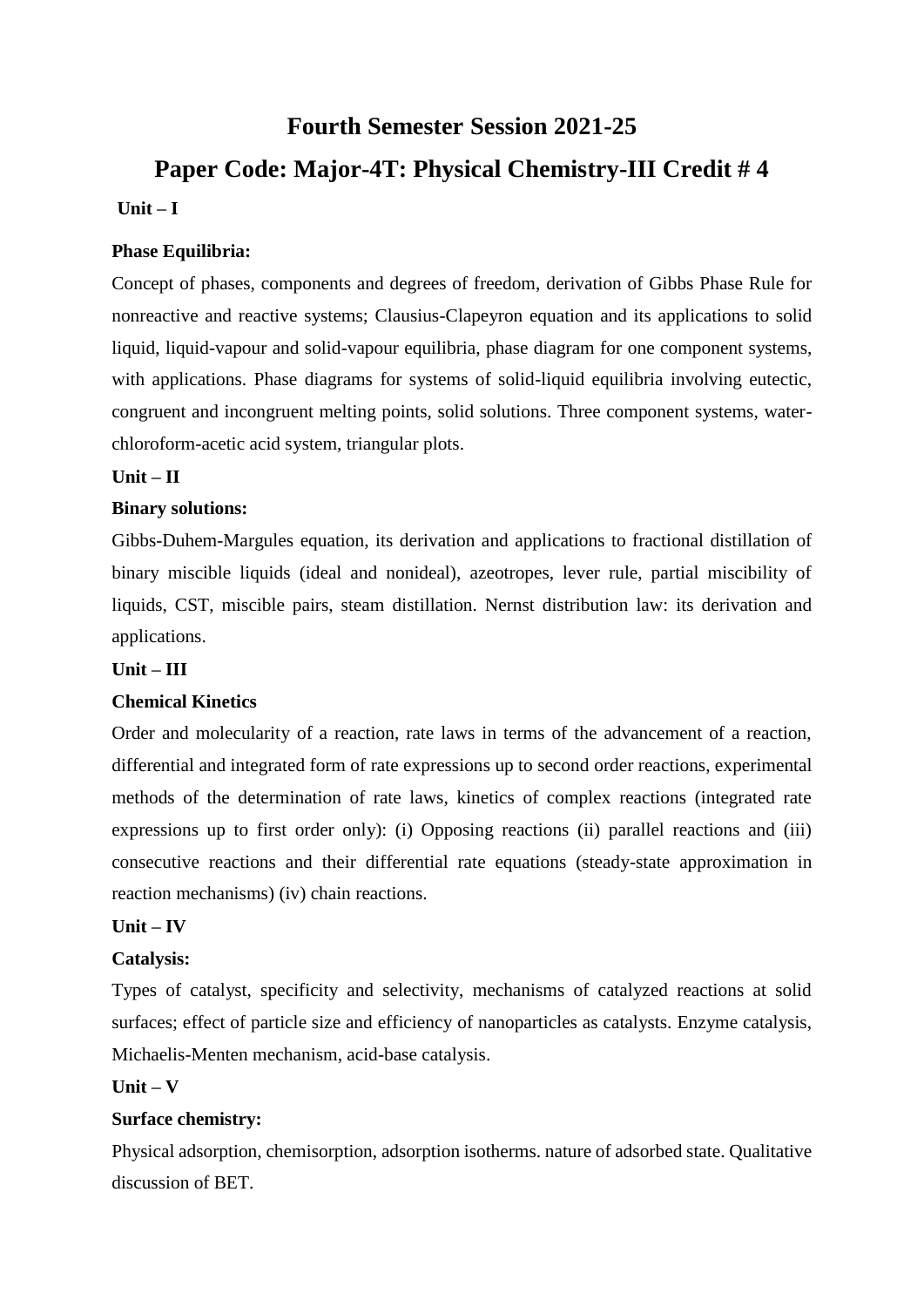# Fourth Semester Session 2021-25

## Paper Code: Major-4T: Physical Chemistry-III Credit # 4

**Unit – I**

**Phase Equilibria:**

Concept of phases, components and degrees of freedom, derivation of Gibbs Phase Rule for nonreactive and reactive systems; Clausius-Clapeyron equation and its applications to solid liquid, liquid-vapour and solid-vapour equilibria, phase diagram for one component systems, with applications. Phase diagrams for systems of solid-liquid equilibria involving eutectic, congruent and incongruent melting points, solid solutions. Three component systems, water-chloroform-acetic acid system, triangular plots.

**Unit – II**

**Binary solutions:**

Gibbs-Duhem-Margules equation, its derivation and applications to fractional distillation of binary miscible liquids (ideal and nonideal), azeotropes, lever rule, partial miscibility of liquids, CST, miscible pairs, steam distillation. Nernst distribution law: its derivation and applications.

**Unit – III**

**Chemical Kinetics**

Order and molecularity of a reaction, rate laws in terms of the advancement of a reaction, differential and integrated form of rate expressions up to second order reactions, experimental methods of the determination of rate laws, kinetics of complex reactions (integrated rate expressions up to first order only): (i) Opposing reactions (ii) parallel reactions and (iii) consecutive reactions and their differential rate equations (steady-state approximation in reaction mechanisms) (iv) chain reactions.

**Unit – IV**

**Catalysis:**

Types of catalyst, specificity and selectivity, mechanisms of catalyzed reactions at solid surfaces; effect of particle size and efficiency of nanoparticles as catalysts. Enzyme catalysis, Michaelis-Menten mechanism, acid-base catalysis.

**Unit – V**

**Surface chemistry:**

Physical adsorption, chemisorption, adsorption isotherms. nature of adsorbed state. Qualitative discussion of BET.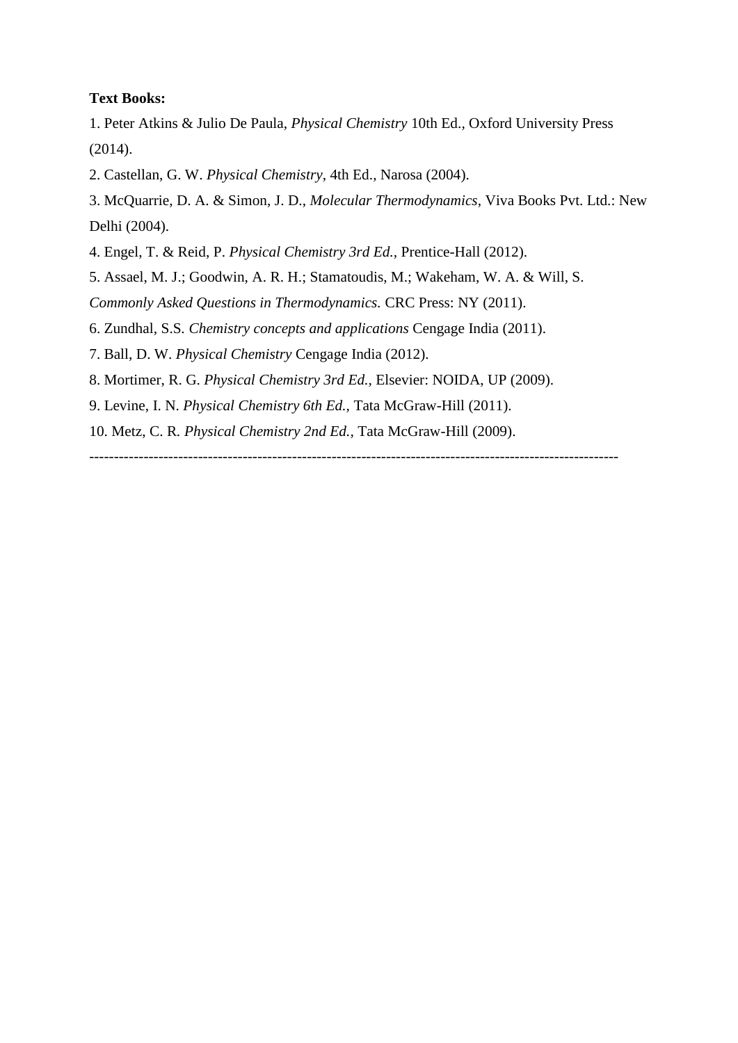**Text Books:**

1. Peter Atkins & Julio De Paula, *Physical Chemistry* 10th Ed., Oxford University Press (2014).
2. Castellan, G. W. *Physical Chemistry*, 4th Ed., Narosa (2004).
3. McQuarrie, D. A. & Simon, J. D., *Molecular Thermodynamics*, Viva Books Pvt. Ltd.: New Delhi (2004).
4. Engel, T. & Reid, P. *Physical Chemistry 3rd Ed.*, Prentice-Hall (2012).
5. Assael, M. J.; Goodwin, A. R. H.; Stamatoudis, M.; Wakeham, W. A. & Will, S. *Commonly Asked Questions in Thermodynamics.* CRC Press: NY (2011).
6. Zundhal, S.S. *Chemistry concepts and applications* Cengage India (2011).
7. Ball, D. W. *Physical Chemistry* Cengage India (2012).
8. Mortimer, R. G. *Physical Chemistry 3rd Ed.*, Elsevier: NOIDA, UP (2009).
9. Levine, I. N. *Physical Chemistry 6th Ed.*, Tata McGraw-Hill (2011).
10. Metz, C. R. *Physical Chemistry 2nd Ed.*, Tata McGraw-Hill (2009).

----------------------------------------------------------------------------------------------------------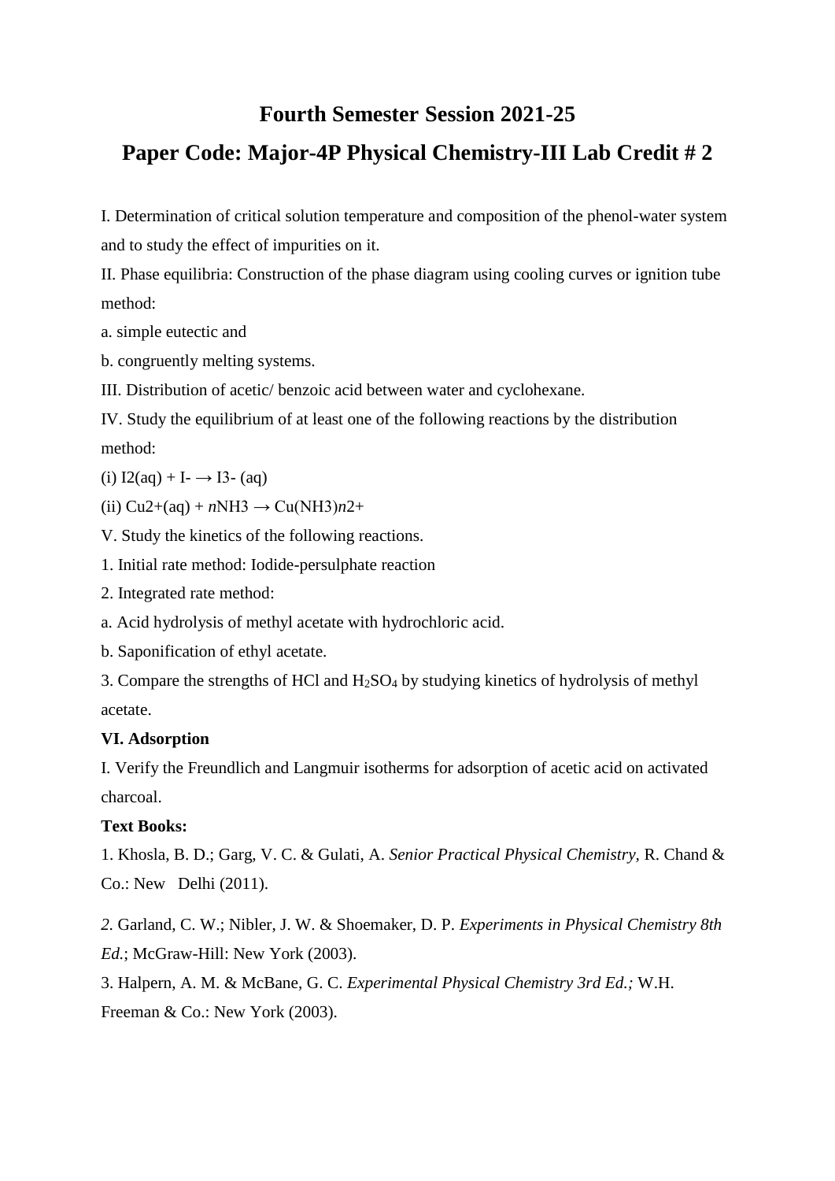# Fourth Semester Session 2021-25

## Paper Code: Major-4P Physical Chemistry-III Lab Credit # 2

I. Determination of critical solution temperature and composition of the phenol-water system and to study the effect of impurities on it.

II. Phase equilibria: Construction of the phase diagram using cooling curves or ignition tube method:

a. simple eutectic and

b. congruently melting systems.

III. Distribution of acetic/ benzoic acid between water and cyclohexane.

IV. Study the equilibrium of at least one of the following reactions by the distribution method:

(i) $I_2(aq) + I^- \rightarrow I_3^-(aq)$

(ii) $Cu^{2+}(aq) + nNH_3 \rightarrow Cu(NH_3)_n^{2+}$

V. Study the kinetics of the following reactions.

1. Initial rate method: Iodide-persulphate reaction

2. Integrated rate method:

a. Acid hydrolysis of methyl acetate with hydrochloric acid.

b. Saponification of ethyl acetate.

3. Compare the strengths of HCl and $H_2SO_4$ by studying kinetics of hydrolysis of methyl acetate.

**VI. Adsorption**

I. Verify the Freundlich and Langmuir isotherms for adsorption of acetic acid on activated charcoal.

**Text Books:**

1. Khosla, B. D.; Garg, V. C. & Gulati, A. *Senior Practical Physical Chemistry*, R. Chand & Co.: New Delhi (2011).

2. Garland, C. W.; Nibler, J. W. & Shoemaker, D. P. *Experiments in Physical Chemistry 8th Ed.*; McGraw-Hill: New York (2003).

3. Halpern, A. M. & McBane, G. C. *Experimental Physical Chemistry 3rd Ed.;* W.H. Freeman & Co.: New York (2003).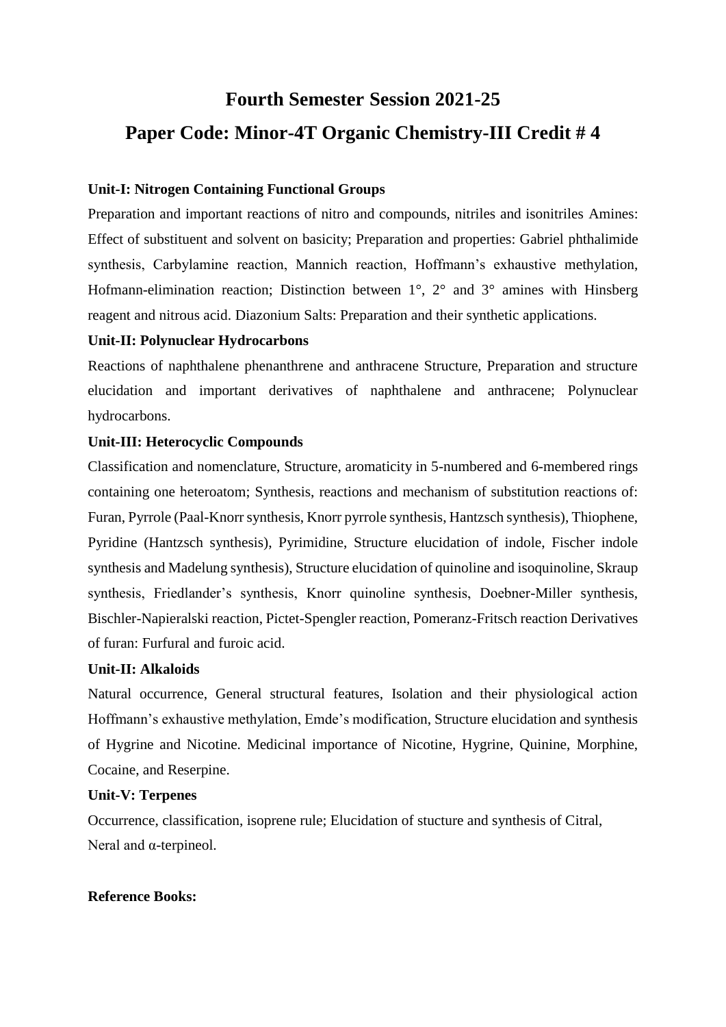# Fourth Semester Session 2021-25

# Paper Code: Minor-4T Organic Chemistry-III Credit # 4

**Unit-I: Nitrogen Containing Functional Groups**

Preparation and important reactions of nitro and compounds, nitriles and isonitriles Amines: Effect of substituent and solvent on basicity; Preparation and properties: Gabriel phthalimide synthesis, Carbylamine reaction, Mannich reaction, Hoffmann's exhaustive methylation, Hofmann-elimination reaction; Distinction between 1°, 2° and 3° amines with Hinsberg reagent and nitrous acid. Diazonium Salts: Preparation and their synthetic applications.

**Unit-II: Polynuclear Hydrocarbons**

Reactions of naphthalene phenanthrene and anthracene Structure, Preparation and structure elucidation and important derivatives of naphthalene and anthracene; Polynuclear hydrocarbons.

**Unit-III: Heterocyclic Compounds**

Classification and nomenclature, Structure, aromaticity in 5-numbered and 6-membered rings containing one heteroatom; Synthesis, reactions and mechanism of substitution reactions of: Furan, Pyrrole (Paal-Knorr synthesis, Knorr pyrrole synthesis, Hantzsch synthesis), Thiophene, Pyridine (Hantzsch synthesis), Pyrimidine, Structure elucidation of indole, Fischer indole synthesis and Madelung synthesis), Structure elucidation of quinoline and isoquinoline, Skraup synthesis, Friedlander's synthesis, Knorr quinoline synthesis, Doebner-Miller synthesis, Bischler-Napieralski reaction, Pictet-Spengler reaction, Pomeranz-Fritsch reaction Derivatives of furan: Furfural and furoic acid.

**Unit-II: Alkaloids**

Natural occurrence, General structural features, Isolation and their physiological action Hoffmann's exhaustive methylation, Emde's modification, Structure elucidation and synthesis of Hygrine and Nicotine. Medicinal importance of Nicotine, Hygrine, Quinine, Morphine, Cocaine, and Reserpine.

**Unit-V: Terpenes**

Occurrence, classification, isoprene rule; Elucidation of stucture and synthesis of Citral, Neral and α-terpineol.

**Reference Books:**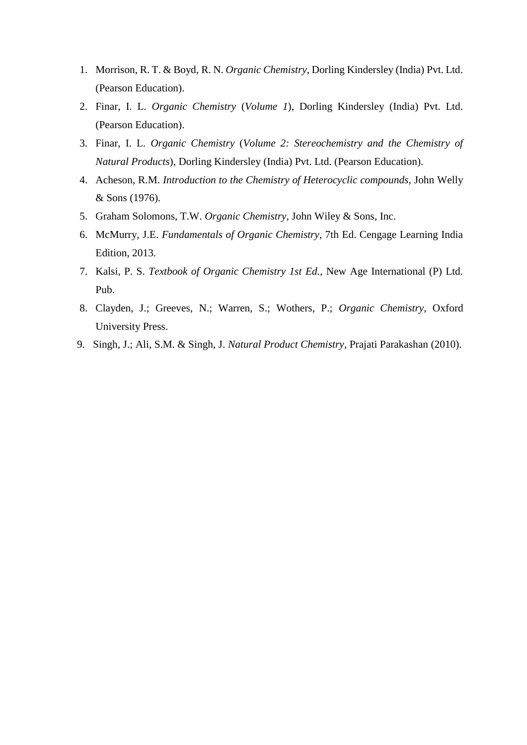1. Morrison, R. T. & Boyd, R. N. *Organic Chemistry*, Dorling Kindersley (India) Pvt. Ltd. (Pearson Education).
2. Finar, I. L. *Organic Chemistry* (*Volume 1*), Dorling Kindersley (India) Pvt. Ltd. (Pearson Education).
3. Finar, I. L. *Organic Chemistry* (*Volume 2: Stereochemistry and the Chemistry of Natural Products*), Dorling Kindersley (India) Pvt. Ltd. (Pearson Education).
4. Acheson, R.M. *Introduction to the Chemistry of Heterocyclic compounds*, John Welly & Sons (1976).
5. Graham Solomons, T.W. *Organic Chemistry*, John Wiley & Sons, Inc.
6. McMurry, J.E. *Fundamentals of Organic Chemistry*, 7th Ed. Cengage Learning India Edition, 2013.
7. Kalsi, P. S. *Textbook of Organic Chemistry 1st Ed.*, New Age International (P) Ltd. Pub.
8. Clayden, J.; Greeves, N.; Warren, S.; Wothers, P.; *Organic Chemistry*, Oxford University Press.
9. Singh, J.; Ali, S.M. & Singh, J. *Natural Product Chemistry*, Prajati Parakashan (2010).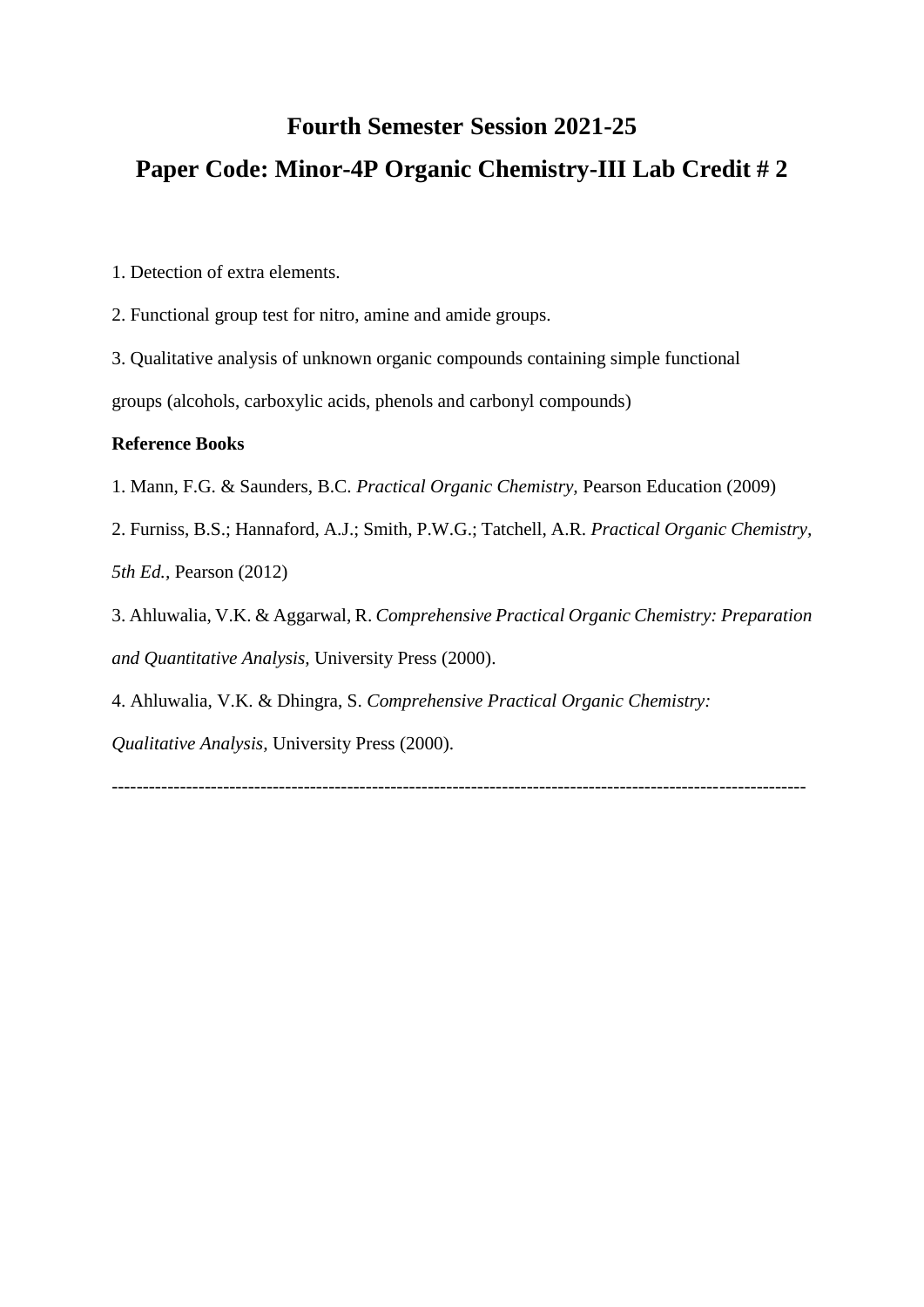# Fourth Semester Session 2021-25

## Paper Code: Minor-4P Organic Chemistry-III Lab Credit # 2

1. Detection of extra elements.

2. Functional group test for nitro, amine and amide groups.

3. Qualitative analysis of unknown organic compounds containing simple functional groups (alcohols, carboxylic acids, phenols and carbonyl compounds)

**Reference Books**

1. Mann, F.G. & Saunders, B.C. *Practical Organic Chemistry,* Pearson Education (2009)

2. Furniss, B.S.; Hannaford, A.J.; Smith, P.W.G.; Tatchell, A.R. *Practical Organic Chemistry, 5th Ed.,* Pearson (2012)

3. Ahluwalia, V.K. & Aggarwal, R. *Comprehensive Practical Organic Chemistry: Preparation and Quantitative Analysis,* University Press (2000).

4. Ahluwalia, V.K. & Dhingra, S. *Comprehensive Practical Organic Chemistry: Qualitative Analysis,* University Press (2000).

---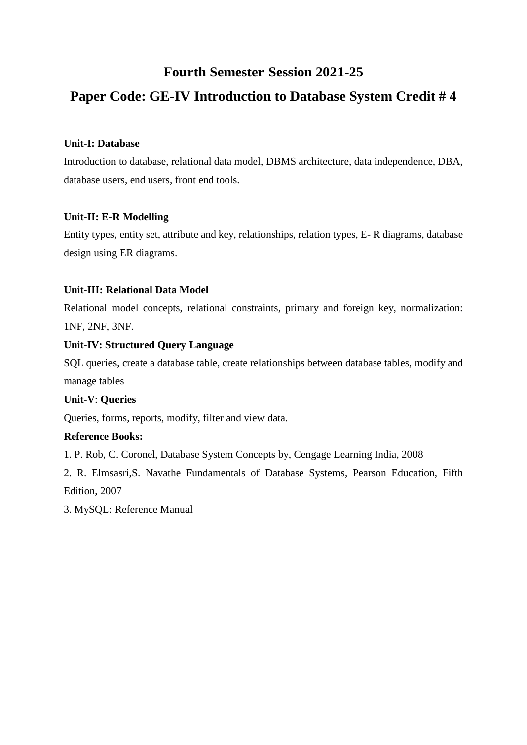## Fourth Semester Session 2021-25

## Paper Code: GE-IV Introduction to Database System Credit # 4

**Unit-I: Database**

Introduction to database, relational data model, DBMS architecture, data independence, DBA, database users, end users, front end tools.

**Unit-II: E-R Modelling**

Entity types, entity set, attribute and key, relationships, relation types, E- R diagrams, database design using ER diagrams.

**Unit-III: Relational Data Model**

Relational model concepts, relational constraints, primary and foreign key, normalization: 1NF, 2NF, 3NF.

**Unit-IV: Structured Query Language**

SQL queries, create a database table, create relationships between database tables, modify and manage tables

**Unit-V**: **Queries**

Queries, forms, reports, modify, filter and view data.

**Reference Books:**

1. P. Rob, C. Coronel, Database System Concepts by, Cengage Learning India, 2008
2. R. Elmsasri,S. Navathe Fundamentals of Database Systems, Pearson Education, Fifth Edition, 2007
3. MySQL: Reference Manual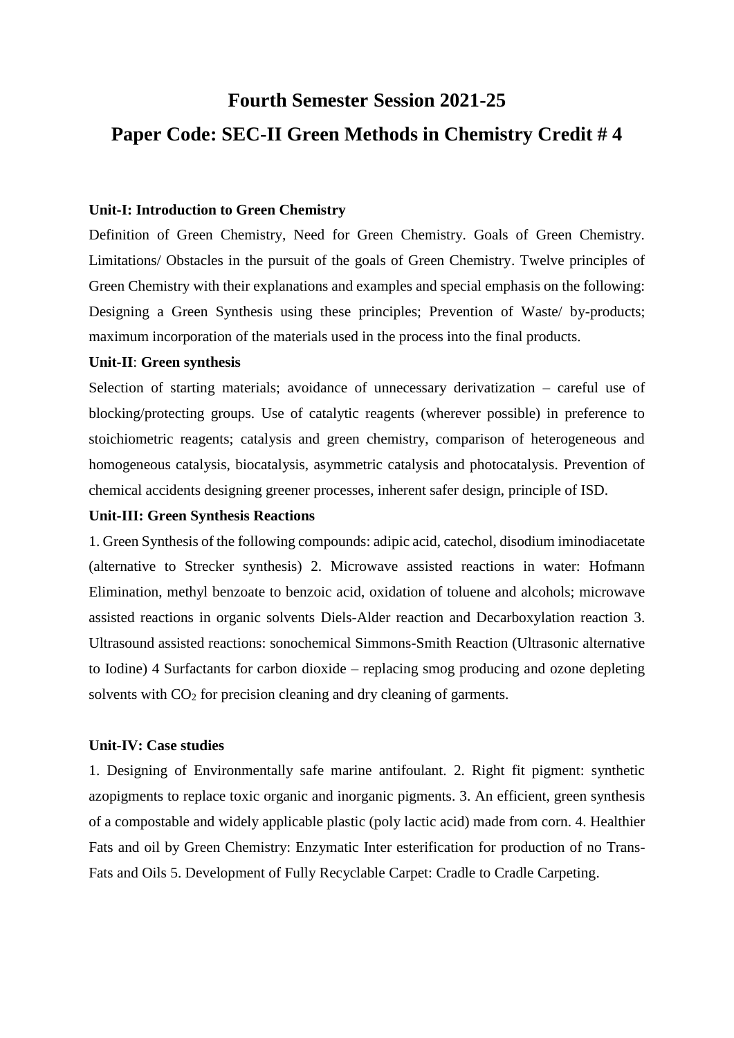# Fourth Semester Session 2021-25

## Paper Code: SEC-II Green Methods in Chemistry Credit # 4

**Unit-I: Introduction to Green Chemistry**

Definition of Green Chemistry, Need for Green Chemistry. Goals of Green Chemistry. Limitations/ Obstacles in the pursuit of the goals of Green Chemistry. Twelve principles of Green Chemistry with their explanations and examples and special emphasis on the following: Designing a Green Synthesis using these principles; Prevention of Waste/ by-products; maximum incorporation of the materials used in the process into the final products.

**Unit-II**: **Green synthesis**

Selection of starting materials; avoidance of unnecessary derivatization – careful use of blocking/protecting groups. Use of catalytic reagents (wherever possible) in preference to stoichiometric reagents; catalysis and green chemistry, comparison of heterogeneous and homogeneous catalysis, biocatalysis, asymmetric catalysis and photocatalysis. Prevention of chemical accidents designing greener processes, inherent safer design, principle of ISD.

**Unit-III: Green Synthesis Reactions**

1. Green Synthesis of the following compounds: adipic acid, catechol, disodium iminodiacetate (alternative to Strecker synthesis) 2. Microwave assisted reactions in water: Hofmann Elimination, methyl benzoate to benzoic acid, oxidation of toluene and alcohols; microwave assisted reactions in organic solvents Diels-Alder reaction and Decarboxylation reaction 3. Ultrasound assisted reactions: sonochemical Simmons-Smith Reaction (Ultrasonic alternative to Iodine) 4 Surfactants for carbon dioxide – replacing smog producing and ozone depleting solvents with $CO_2$ for precision cleaning and dry cleaning of garments.

**Unit-IV: Case studies**

1. Designing of Environmentally safe marine antifoulant. 2. Right fit pigment: synthetic azopigments to replace toxic organic and inorganic pigments. 3. An efficient, green synthesis of a compostable and widely applicable plastic (poly lactic acid) made from corn. 4. Healthier Fats and oil by Green Chemistry: Enzymatic Inter esterification for production of no Trans-Fats and Oils 5. Development of Fully Recyclable Carpet: Cradle to Cradle Carpeting.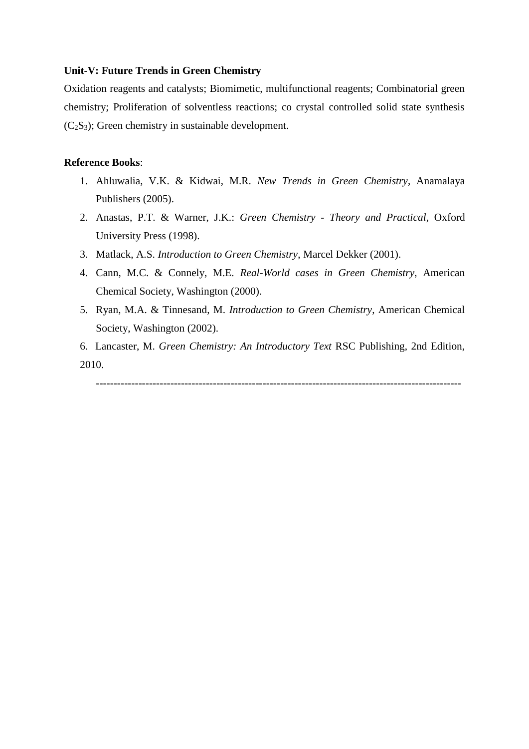**Unit-V: Future Trends in Green Chemistry**

Oxidation reagents and catalysts; Biomimetic, multifunctional reagents; Combinatorial green chemistry; Proliferation of solventless reactions; co crystal controlled solid state synthesis ($C_2S_3$); Green chemistry in sustainable development.

**Reference Books**:

1. Ahluwalia, V.K. & Kidwai, M.R. *New Trends in Green Chemistry*, Anamalaya Publishers (2005).
2. Anastas, P.T. & Warner, J.K.: *Green Chemistry - Theory and Practical*, Oxford University Press (1998).
3. Matlack, A.S. *Introduction to Green Chemistry*, Marcel Dekker (2001).
4. Cann, M.C. & Connely, M.E. *Real-World cases in Green Chemistry*, American Chemical Society, Washington (2000).
5. Ryan, M.A. & Tinnesand, M. *Introduction to Green Chemistry*, American Chemical Society, Washington (2002).
6. Lancaster, M. *Green Chemistry: An Introductory Text* RSC Publishing, 2nd Edition, 2010.

---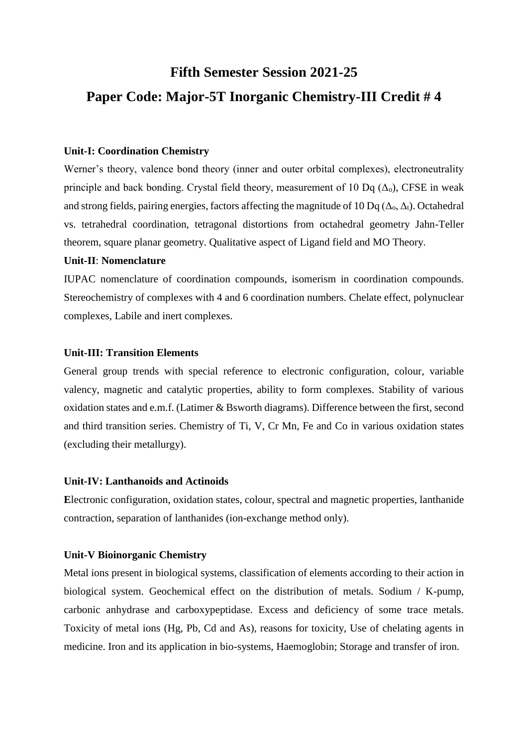# Fifth Semester Session 2021-25

## Paper Code: Major-5T Inorganic Chemistry-III Credit # 4

**Unit-I: Coordination Chemistry**

Werner's theory, valence bond theory (inner and outer orbital complexes), electroneutrality principle and back bonding. Crystal field theory, measurement of 10 Dq ($\Delta_o$), CFSE in weak and strong fields, pairing energies, factors affecting the magnitude of 10 Dq ($\Delta_o$, $\Delta_t$). Octahedral vs. tetrahedral coordination, tetragonal distortions from octahedral geometry Jahn-Teller theorem, square planar geometry. Qualitative aspect of Ligand field and MO Theory.

**Unit-II**: **Nomenclature**

IUPAC nomenclature of coordination compounds, isomerism in coordination compounds. Stereochemistry of complexes with 4 and 6 coordination numbers. Chelate effect, polynuclear complexes, Labile and inert complexes.

**Unit-III: Transition Elements**

General group trends with special reference to electronic configuration, colour, variable valency, magnetic and catalytic properties, ability to form complexes. Stability of various oxidation states and e.m.f. (Latimer & Bsworth diagrams). Difference between the first, second and third transition series. Chemistry of Ti, V, Cr Mn, Fe and Co in various oxidation states (excluding their metallurgy).

**Unit-IV: Lanthanoids and Actinoids**

**E**lectronic configuration, oxidation states, colour, spectral and magnetic properties, lanthanide contraction, separation of lanthanides (ion-exchange method only).

**Unit-V Bioinorganic Chemistry**

Metal ions present in biological systems, classification of elements according to their action in biological system. Geochemical effect on the distribution of metals. Sodium / K-pump, carbonic anhydrase and carboxypeptidase. Excess and deficiency of some trace metals. Toxicity of metal ions (Hg, Pb, Cd and As), reasons for toxicity, Use of chelating agents in medicine. Iron and its application in bio-systems, Haemoglobin; Storage and transfer of iron.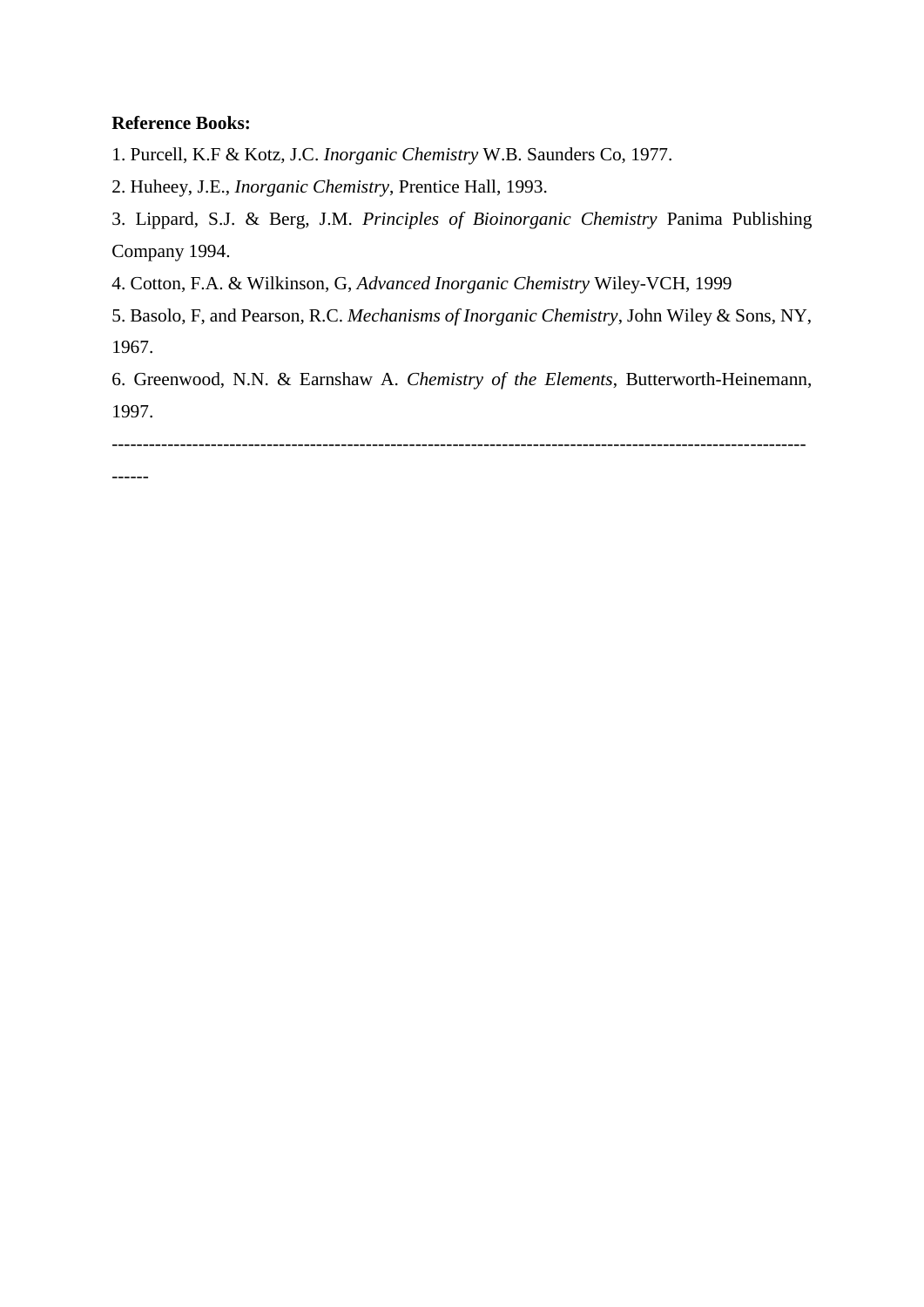**Reference Books:**

1. Purcell, K.F & Kotz, J.C. *Inorganic Chemistry* W.B. Saunders Co, 1977.
2. Huheey, J.E., *Inorganic Chemistry*, Prentice Hall, 1993.
3. Lippard, S.J. & Berg, J.M. *Principles of Bioinorganic Chemistry* Panima Publishing Company 1994.
4. Cotton, F.A. & Wilkinson, G, *Advanced Inorganic Chemistry* Wiley-VCH, 1999
5. Basolo, F, and Pearson, R.C. *Mechanisms of Inorganic Chemistry*, John Wiley & Sons, NY, 1967.
6. Greenwood, N.N. & Earnshaw A. *Chemistry of the Elements*, Butterworth-Heinemann, 1997.

------------------------------------------------------------------------------------------------------------------------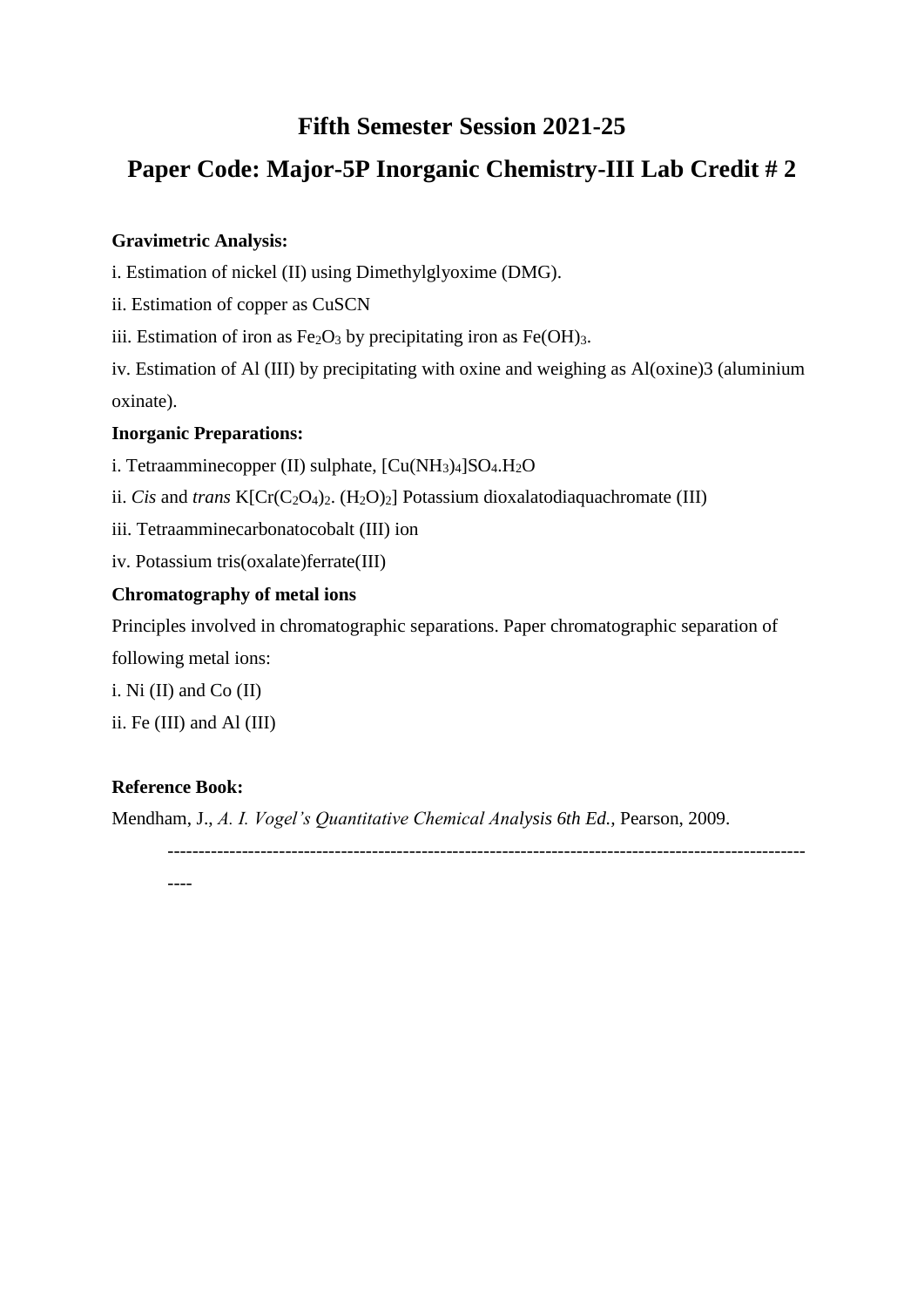# Fifth Semester Session 2021-25

# Paper Code: Major-5P Inorganic Chemistry-III Lab Credit # 2

**Gravimetric Analysis:**

i. Estimation of nickel (II) using Dimethylglyoxime (DMG).

ii. Estimation of copper as CuSCN

iii. Estimation of iron as $Fe_2O_3$ by precipitating iron as $Fe(OH)_3$.

iv. Estimation of Al (III) by precipitating with oxine and weighing as Al(oxine)3 (aluminium oxinate).

**Inorganic Preparations:**

i. Tetraamminecopper (II) sulphate, $[Cu(NH_3)_4]SO_4.H_2O$

ii. *Cis* and *trans* $K[Cr(C_2O_4)_2.(H_2O)_2]$ Potassium dioxalatodiaquachromate (III)

iii. Tetraamminecarbonatocobalt (III) ion

iv. Potassium tris(oxalate)ferrate(III)

**Chromatography of metal ions**

Principles involved in chromatographic separations. Paper chromatographic separation of following metal ions:

i. Ni (II) and Co (II)

ii. Fe (III) and Al (III)

**Reference Book:**

Mendham, J., *A. I. Vogel's Quantitative Chemical Analysis 6th Ed.*, Pearson, 2009.

---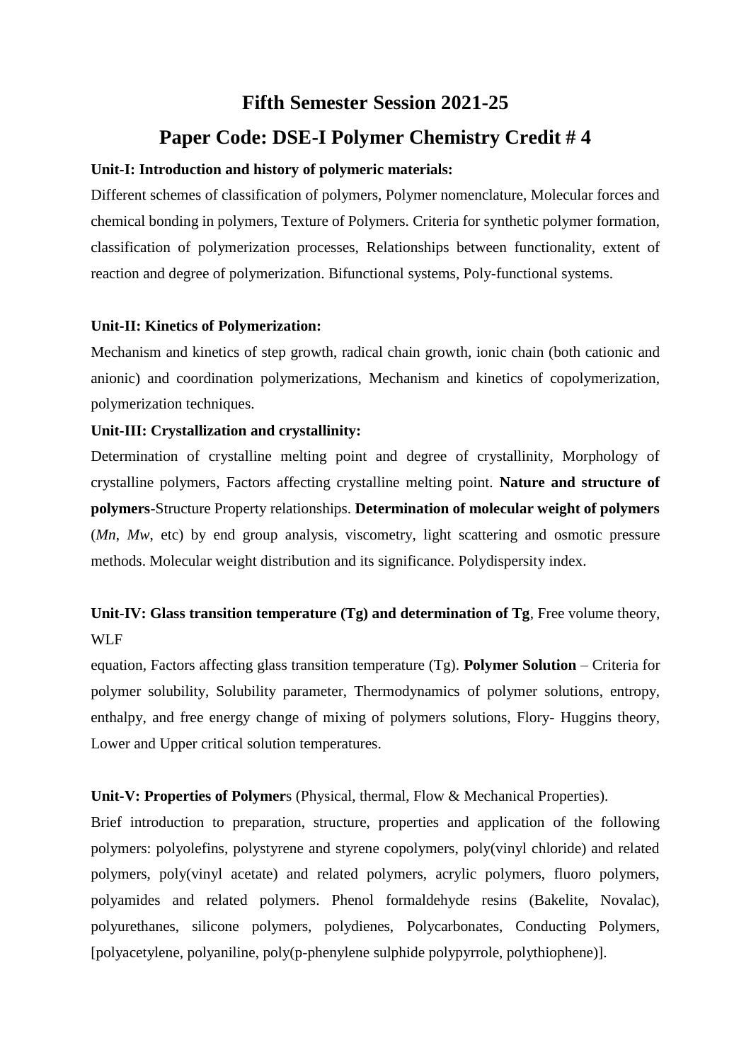# Fifth Semester Session 2021-25

## Paper Code: DSE-I Polymer Chemistry Credit # 4

**Unit-I: Introduction and history of polymeric materials:**

Different schemes of classification of polymers, Polymer nomenclature, Molecular forces and chemical bonding in polymers, Texture of Polymers. Criteria for synthetic polymer formation, classification of polymerization processes, Relationships between functionality, extent of reaction and degree of polymerization. Bifunctional systems, Poly-functional systems.

**Unit-II: Kinetics of Polymerization:**

Mechanism and kinetics of step growth, radical chain growth, ionic chain (both cationic and anionic) and coordination polymerizations, Mechanism and kinetics of copolymerization, polymerization techniques.

**Unit-III: Crystallization and crystallinity:**

Determination of crystalline melting point and degree of crystallinity, Morphology of crystalline polymers, Factors affecting crystalline melting point. **Nature and structure of polymers**-Structure Property relationships. **Determination of molecular weight of polymers** (*Mn*, *Mw*, etc) by end group analysis, viscometry, light scattering and osmotic pressure methods. Molecular weight distribution and its significance. Polydispersity index.

**Unit-IV: Glass transition temperature (Tg) and determination of Tg**, Free volume theory, WLF equation, Factors affecting glass transition temperature (Tg). **Polymer Solution** – Criteria for polymer solubility, Solubility parameter, Thermodynamics of polymer solutions, entropy, enthalpy, and free energy change of mixing of polymers solutions, Flory- Huggins theory, Lower and Upper critical solution temperatures.

**Unit-V: Properties of Polymer**s (Physical, thermal, Flow & Mechanical Properties).

Brief introduction to preparation, structure, properties and application of the following polymers: polyolefins, polystyrene and styrene copolymers, poly(vinyl chloride) and related polymers, poly(vinyl acetate) and related polymers, acrylic polymers, fluoro polymers, polyamides and related polymers. Phenol formaldehyde resins (Bakelite, Novalac), polyurethanes, silicone polymers, polydienes, Polycarbonates, Conducting Polymers, [polyacetylene, polyaniline, poly(p-phenylene sulphide polypyrrole, polythiophene)].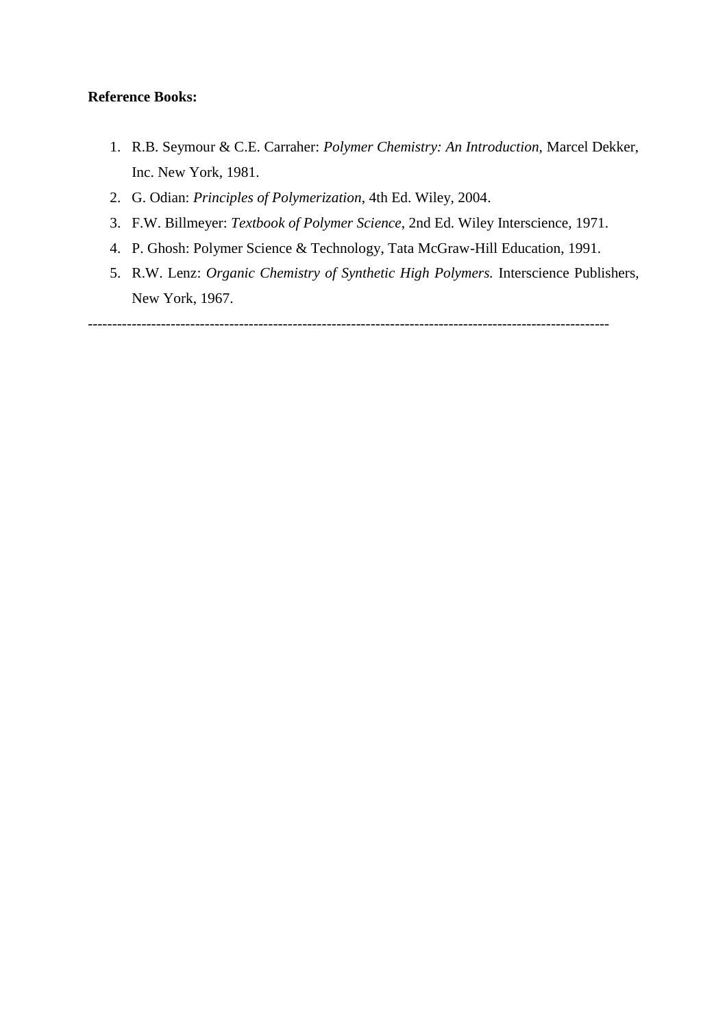**Reference Books:**

1. R.B. Seymour & C.E. Carraher: *Polymer Chemistry: An Introduction*, Marcel Dekker, Inc. New York, 1981.
2. G. Odian: *Principles of Polymerization*, 4th Ed. Wiley, 2004.
3. F.W. Billmeyer: *Textbook of Polymer Science*, 2nd Ed. Wiley Interscience, 1971.
4. P. Ghosh: Polymer Science & Technology, Tata McGraw-Hill Education, 1991.
5. R.W. Lenz: *Organic Chemistry of Synthetic High Polymers.* Interscience Publishers, New York, 1967.

---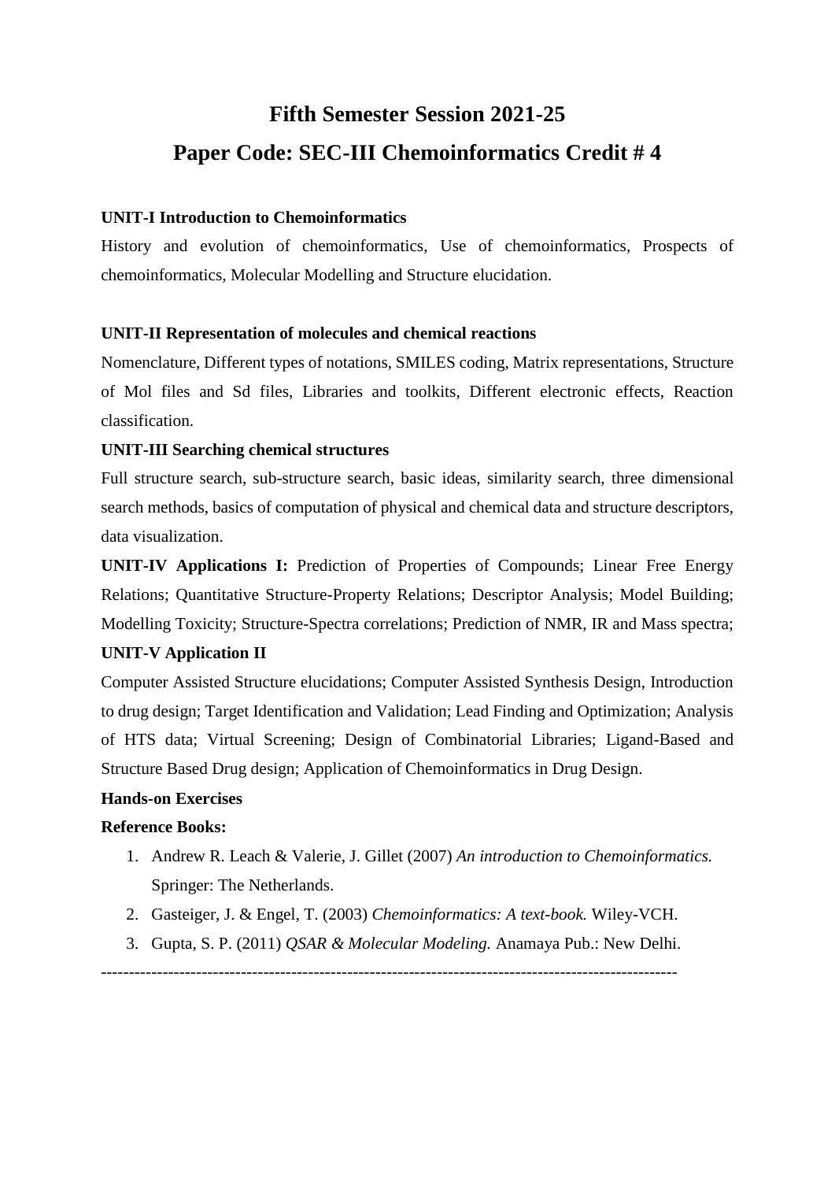# Fifth Semester Session 2021-25

# Paper Code: SEC-III Chemoinformatics Credit # 4

**UNIT-I Introduction to Chemoinformatics**

History and evolution of chemoinformatics, Use of chemoinformatics, Prospects of chemoinformatics, Molecular Modelling and Structure elucidation.

**UNIT-II Representation of molecules and chemical reactions**

Nomenclature, Different types of notations, SMILES coding, Matrix representations, Structure of Mol files and Sd files, Libraries and toolkits, Different electronic effects, Reaction classification.

**UNIT-III Searching chemical structures**

Full structure search, sub-structure search, basic ideas, similarity search, three dimensional search methods, basics of computation of physical and chemical data and structure descriptors, data visualization.

**UNIT-IV Applications I:** Prediction of Properties of Compounds; Linear Free Energy Relations; Quantitative Structure-Property Relations; Descriptor Analysis; Model Building; Modelling Toxicity; Structure-Spectra correlations; Prediction of NMR, IR and Mass spectra;

**UNIT-V Application II**

Computer Assisted Structure elucidations; Computer Assisted Synthesis Design, Introduction to drug design; Target Identification and Validation; Lead Finding and Optimization; Analysis of HTS data; Virtual Screening; Design of Combinatorial Libraries; Ligand-Based and Structure Based Drug design; Application of Chemoinformatics in Drug Design.

**Hands-on Exercises**

**Reference Books:**

1. Andrew R. Leach & Valerie, J. Gillet (2007) *An introduction to Chemoinformatics.* Springer: The Netherlands.
2. Gasteiger, J. & Engel, T. (2003) *Chemoinformatics: A text-book.* Wiley-VCH.
3. Gupta, S. P. (2011) *QSAR & Molecular Modeling.* Anamaya Pub.: New Delhi.

---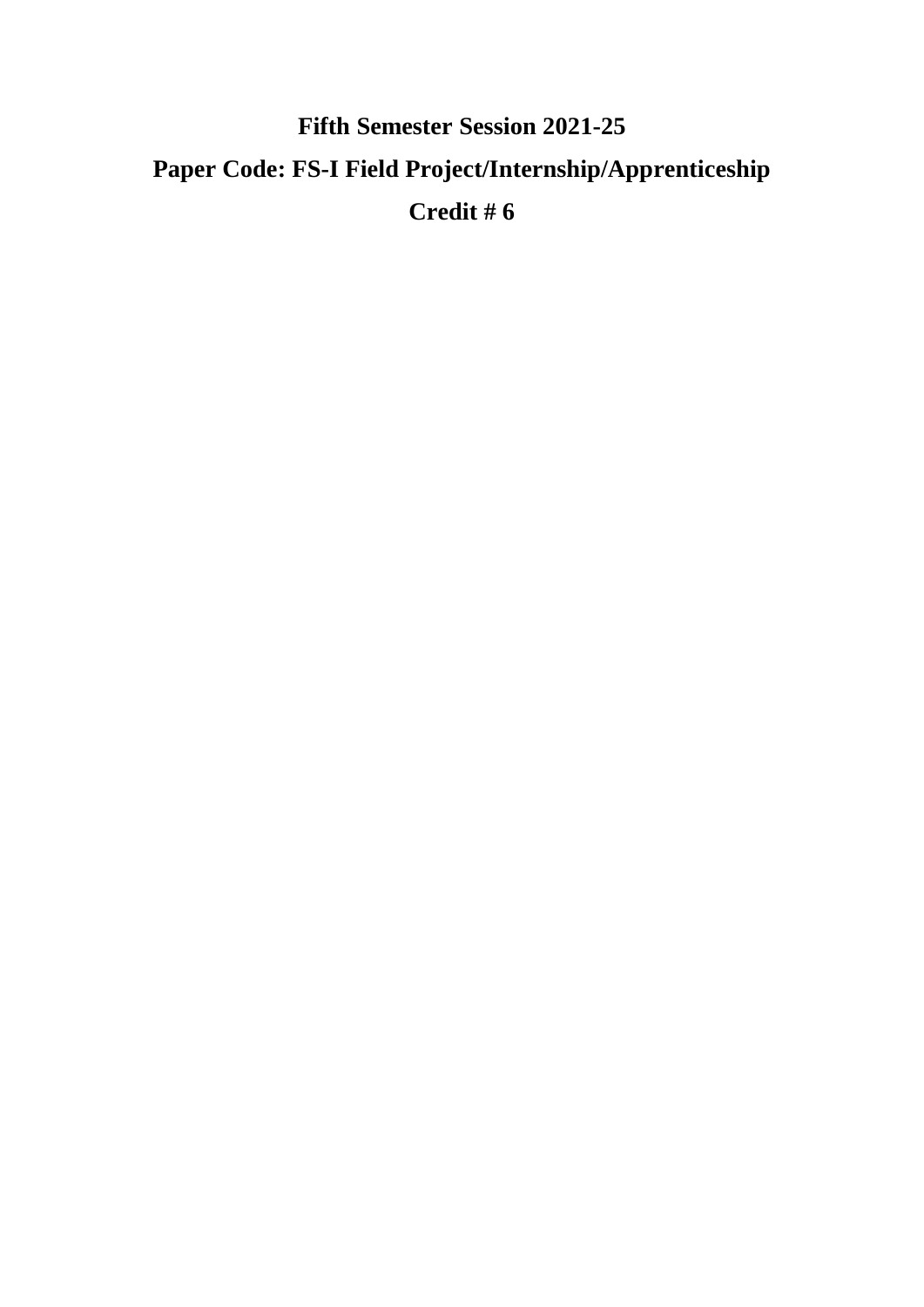**Fifth Semester Session 2021-25**

**Paper Code: FS-I Field Project/Internship/Apprenticeship**

**Credit # 6**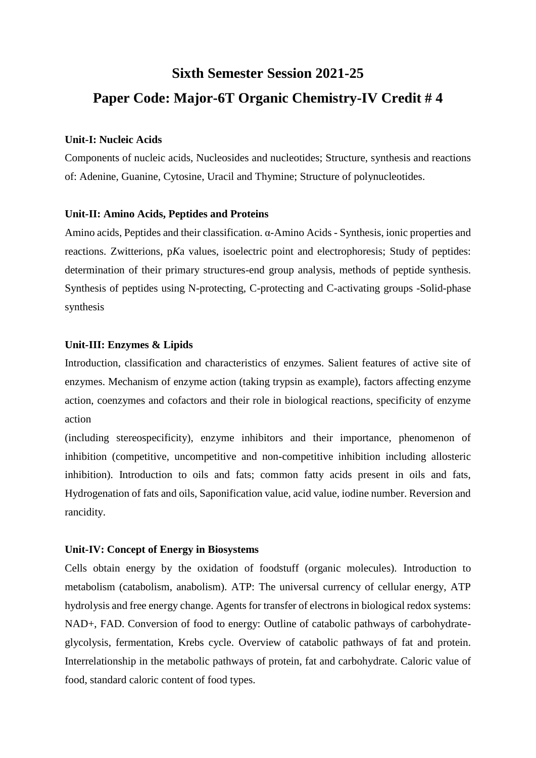# Sixth Semester Session 2021-25

# Paper Code: Major-6T Organic Chemistry-IV Credit # 4

**Unit-I: Nucleic Acids**

Components of nucleic acids, Nucleosides and nucleotides; Structure, synthesis and reactions of: Adenine, Guanine, Cytosine, Uracil and Thymine; Structure of polynucleotides.

**Unit-II: Amino Acids, Peptides and Proteins**

Amino acids, Peptides and their classification. $\alpha$-Amino Acids - Synthesis, ionic properties and reactions. Zwitterions, p*K*a values, isoelectric point and electrophoresis; Study of peptides: determination of their primary structures-end group analysis, methods of peptide synthesis. Synthesis of peptides using N-protecting, C-protecting and C-activating groups -Solid-phase synthesis

**Unit-III: Enzymes & Lipids**

Introduction, classification and characteristics of enzymes. Salient features of active site of enzymes. Mechanism of enzyme action (taking trypsin as example), factors affecting enzyme action, coenzymes and cofactors and their role in biological reactions, specificity of enzyme action

(including stereospecificity), enzyme inhibitors and their importance, phenomenon of inhibition (competitive, uncompetitive and non-competitive inhibition including allosteric inhibition). Introduction to oils and fats; common fatty acids present in oils and fats, Hydrogenation of fats and oils, Saponification value, acid value, iodine number. Reversion and rancidity.

**Unit-IV: Concept of Energy in Biosystems**

Cells obtain energy by the oxidation of foodstuff (organic molecules). Introduction to metabolism (catabolism, anabolism). ATP: The universal currency of cellular energy, ATP hydrolysis and free energy change. Agents for transfer of electrons in biological redox systems: $NAD^+$, FAD. Conversion of food to energy: Outline of catabolic pathways of carbohydrate-glycolysis, fermentation, Krebs cycle. Overview of catabolic pathways of fat and protein. Interrelationship in the metabolic pathways of protein, fat and carbohydrate. Caloric value of food, standard caloric content of food types.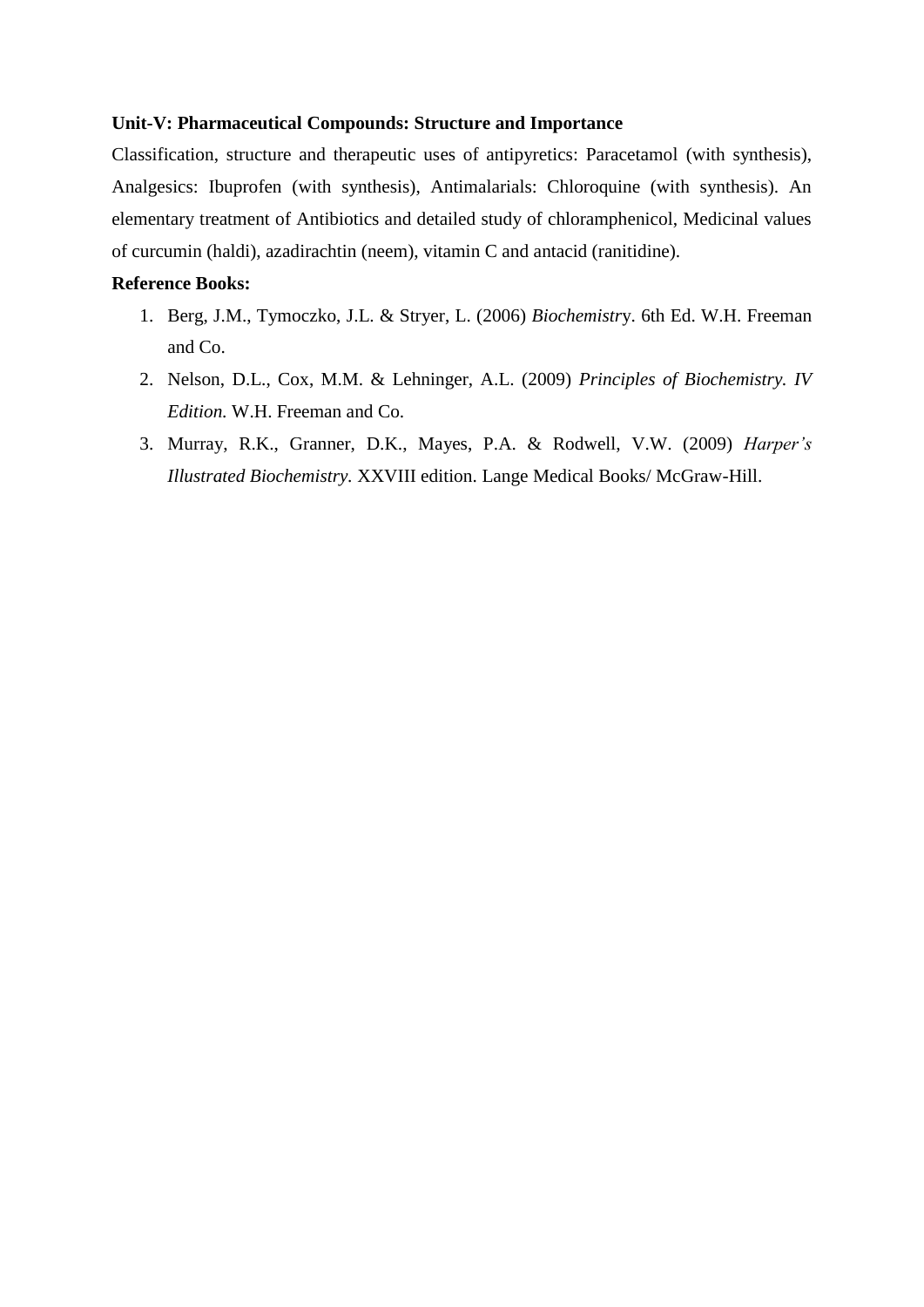**Unit-V: Pharmaceutical Compounds: Structure and Importance**

Classification, structure and therapeutic uses of antipyretics: Paracetamol (with synthesis), Analgesics: Ibuprofen (with synthesis), Antimalarials: Chloroquine (with synthesis). An elementary treatment of Antibiotics and detailed study of chloramphenicol, Medicinal values of curcumin (haldi), azadirachtin (neem), vitamin C and antacid (ranitidine).

**Reference Books:**

1. Berg, J.M., Tymoczko, J.L. & Stryer, L. (2006) *Biochemistr*y. 6th Ed. W.H. Freeman and Co.
2. Nelson, D.L., Cox, M.M. & Lehninger, A.L. (2009) *Principles of Biochemistry. IV Edition.* W.H. Freeman and Co.
3. Murray, R.K., Granner, D.K., Mayes, P.A. & Rodwell, V.W. (2009) *Harper's Illustrated Biochemistry*. XXVIII edition. Lange Medical Books/ McGraw-Hill.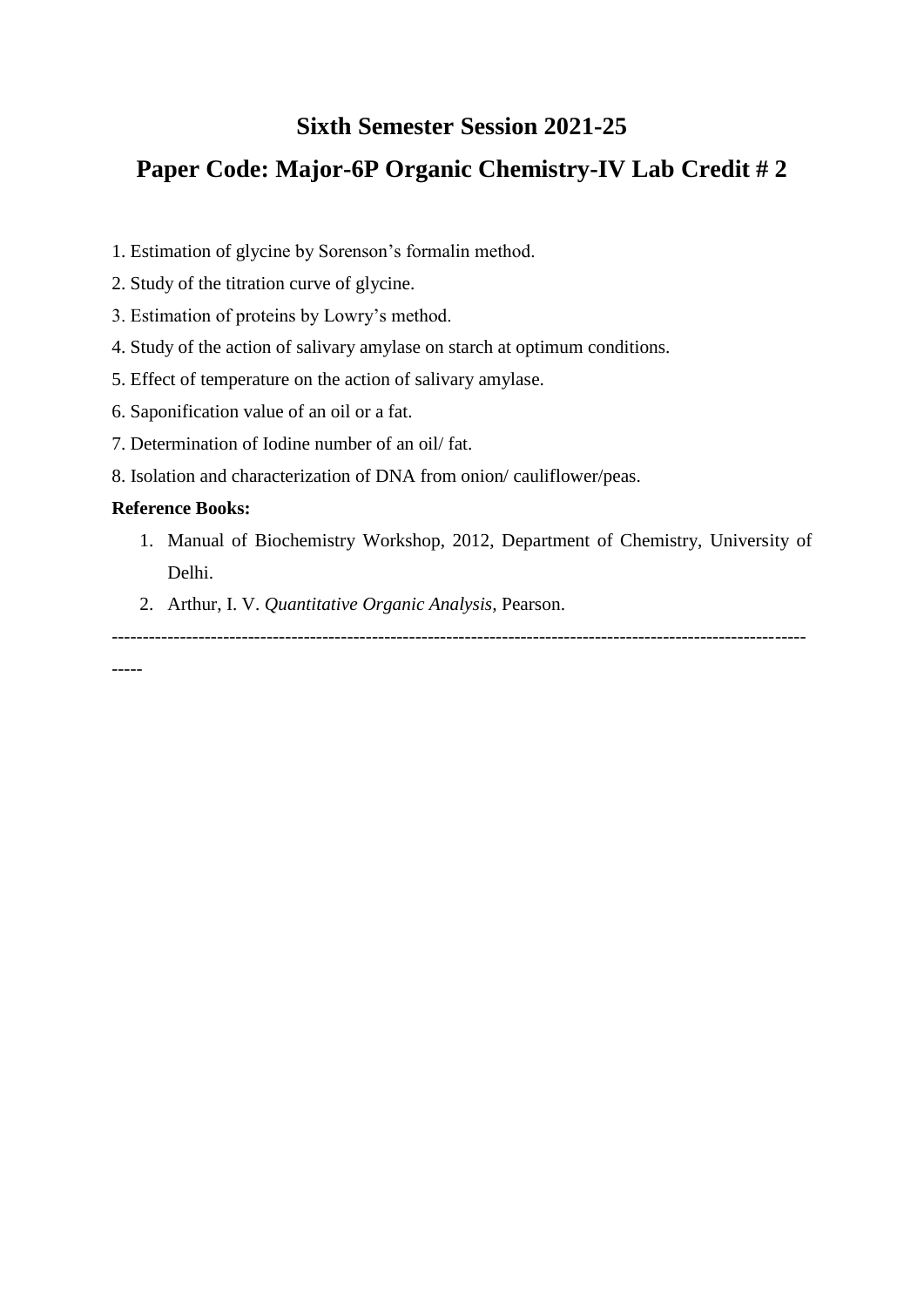## Sixth Semester Session 2021-25

## Paper Code: Major-6P Organic Chemistry-IV Lab Credit # 2

1. Estimation of glycine by Sorenson's formalin method.
2. Study of the titration curve of glycine.
3. Estimation of proteins by Lowry's method.
4. Study of the action of salivary amylase on starch at optimum conditions.
5. Effect of temperature on the action of salivary amylase.
6. Saponification value of an oil or a fat.
7. Determination of Iodine number of an oil/ fat.
8. Isolation and characterization of DNA from onion/ cauliflower/peas.

**Reference Books:**

1. Manual of Biochemistry Workshop, 2012, Department of Chemistry, University of Delhi.
2. Arthur, I. V. *Quantitative Organic Analysis,* Pearson.

------------------------------------------------------------------------------------------------------------------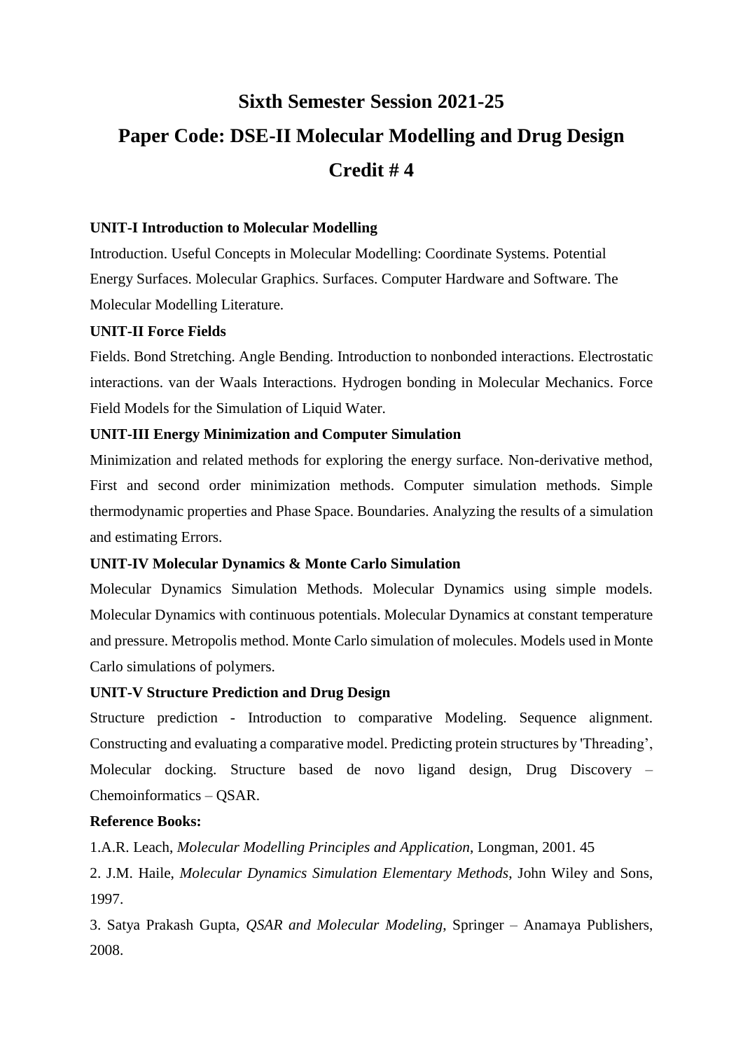# Sixth Semester Session 2021-25

# Paper Code: DSE-II Molecular Modelling and Drug Design

# Credit # 4

**UNIT-I Introduction to Molecular Modelling**

Introduction. Useful Concepts in Molecular Modelling: Coordinate Systems. Potential Energy Surfaces. Molecular Graphics. Surfaces. Computer Hardware and Software. The Molecular Modelling Literature.

**UNIT-II Force Fields**

Fields. Bond Stretching. Angle Bending. Introduction to nonbonded interactions. Electrostatic interactions. van der Waals Interactions. Hydrogen bonding in Molecular Mechanics. Force Field Models for the Simulation of Liquid Water.

**UNIT-III Energy Minimization and Computer Simulation**

Minimization and related methods for exploring the energy surface. Non-derivative method, First and second order minimization methods. Computer simulation methods. Simple thermodynamic properties and Phase Space. Boundaries. Analyzing the results of a simulation and estimating Errors.

**UNIT-IV Molecular Dynamics & Monte Carlo Simulation**

Molecular Dynamics Simulation Methods. Molecular Dynamics using simple models. Molecular Dynamics with continuous potentials. Molecular Dynamics at constant temperature and pressure. Metropolis method. Monte Carlo simulation of molecules. Models used in Monte Carlo simulations of polymers.

**UNIT-V Structure Prediction and Drug Design**

Structure prediction - Introduction to comparative Modeling. Sequence alignment. Constructing and evaluating a comparative model. Predicting protein structures by 'Threading', Molecular docking. Structure based de novo ligand design, Drug Discovery – Chemoinformatics – QSAR.

**Reference Books:**

1.A.R. Leach, *Molecular Modelling Principles and Application*, Longman, 2001. 45

2. J.M. Haile, *Molecular Dynamics Simulation Elementary Methods*, John Wiley and Sons, 1997.

3. Satya Prakash Gupta, *QSAR and Molecular Modeling*, Springer – Anamaya Publishers, 2008.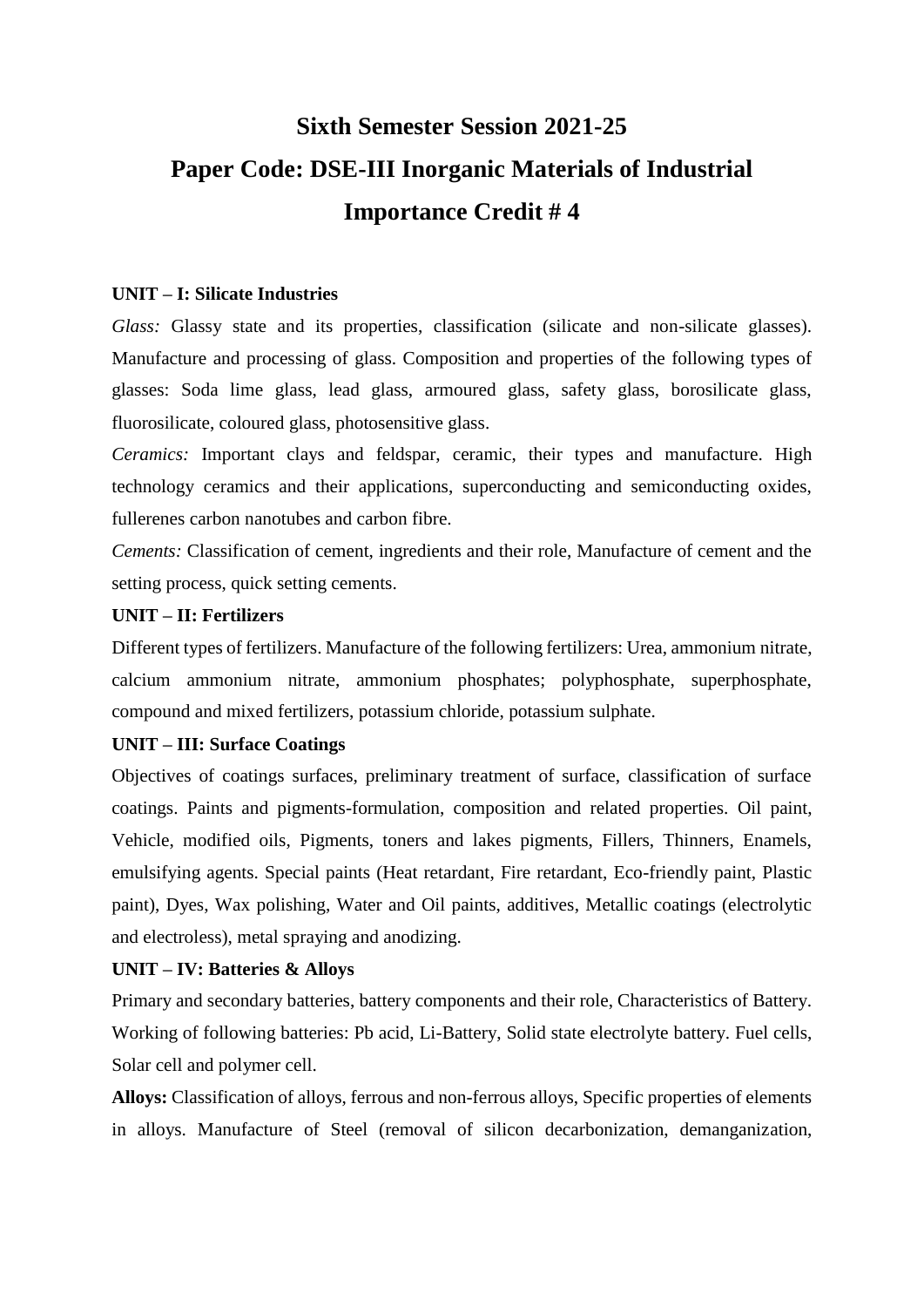# Sixth Semester Session 2021-25

# Paper Code: DSE-III Inorganic Materials of Industrial Importance Credit # 4

**UNIT – I: Silicate Industries**

*Glass:* Glassy state and its properties, classification (silicate and non-silicate glasses). Manufacture and processing of glass. Composition and properties of the following types of glasses: Soda lime glass, lead glass, armoured glass, safety glass, borosilicate glass, fluorosilicate, coloured glass, photosensitive glass.

*Ceramics:* Important clays and feldspar, ceramic, their types and manufacture. High technology ceramics and their applications, superconducting and semiconducting oxides, fullerenes carbon nanotubes and carbon fibre.

*Cements:* Classification of cement, ingredients and their role, Manufacture of cement and the setting process, quick setting cements.

**UNIT – II: Fertilizers**

Different types of fertilizers. Manufacture of the following fertilizers: Urea, ammonium nitrate, calcium ammonium nitrate, ammonium phosphates; polyphosphate, superphosphate, compound and mixed fertilizers, potassium chloride, potassium sulphate.

**UNIT – III: Surface Coatings**

Objectives of coatings surfaces, preliminary treatment of surface, classification of surface coatings. Paints and pigments-formulation, composition and related properties. Oil paint, Vehicle, modified oils, Pigments, toners and lakes pigments, Fillers, Thinners, Enamels, emulsifying agents. Special paints (Heat retardant, Fire retardant, Eco-friendly paint, Plastic paint), Dyes, Wax polishing, Water and Oil paints, additives, Metallic coatings (electrolytic and electroless), metal spraying and anodizing.

**UNIT – IV: Batteries & Alloys**

Primary and secondary batteries, battery components and their role, Characteristics of Battery. Working of following batteries: Pb acid, Li-Battery, Solid state electrolyte battery. Fuel cells, Solar cell and polymer cell.

**Alloys:** Classification of alloys, ferrous and non-ferrous alloys, Specific properties of elements in alloys. Manufacture of Steel (removal of silicon decarbonization, demanganization,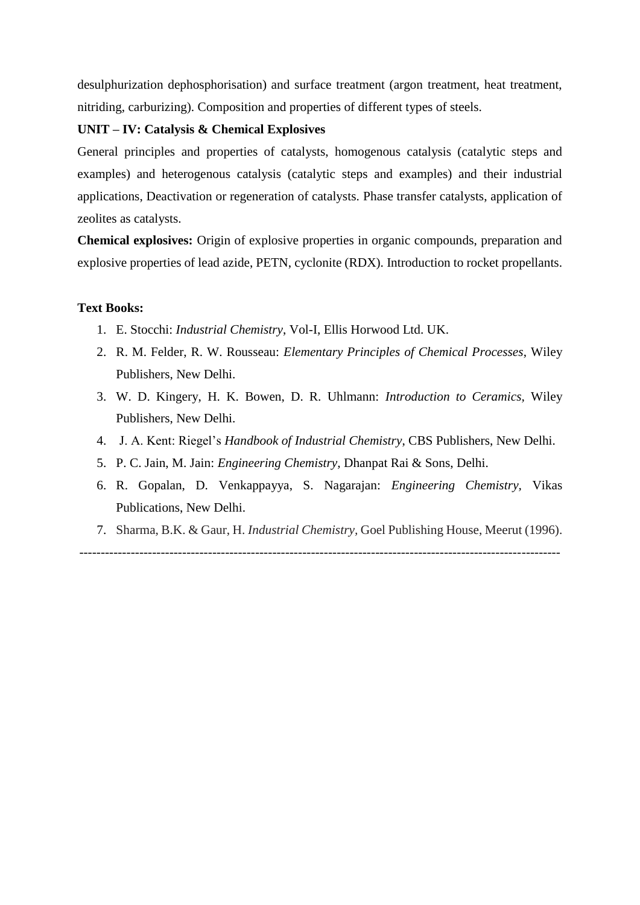desulphurization dephosphorisation) and surface treatment (argon treatment, heat treatment, nitriding, carburizing). Composition and properties of different types of steels.

**UNIT – IV: Catalysis & Chemical Explosives**

General principles and properties of catalysts, homogenous catalysis (catalytic steps and examples) and heterogenous catalysis (catalytic steps and examples) and their industrial applications, Deactivation or regeneration of catalysts. Phase transfer catalysts, application of zeolites as catalysts.

**Chemical explosives:** Origin of explosive properties in organic compounds, preparation and explosive properties of lead azide, PETN, cyclonite (RDX). Introduction to rocket propellants.

**Text Books:**

1. E. Stocchi: *Industrial Chemistry*, Vol-I, Ellis Horwood Ltd. UK.
2. R. M. Felder, R. W. Rousseau: *Elementary Principles of Chemical Processes*, Wiley Publishers, New Delhi.
3. W. D. Kingery, H. K. Bowen, D. R. Uhlmann: *Introduction to Ceramics*, Wiley Publishers, New Delhi.
4. J. A. Kent: Riegel's *Handbook of Industrial Chemistry*, CBS Publishers, New Delhi.
5. P. C. Jain, M. Jain: *Engineering Chemistry*, Dhanpat Rai & Sons, Delhi.
6. R. Gopalan, D. Venkappayya, S. Nagarajan: *Engineering Chemistry*, Vikas Publications, New Delhi.
7. Sharma, B.K. & Gaur, H. *Industrial Chemistry*, Goel Publishing House, Meerut (1996).

---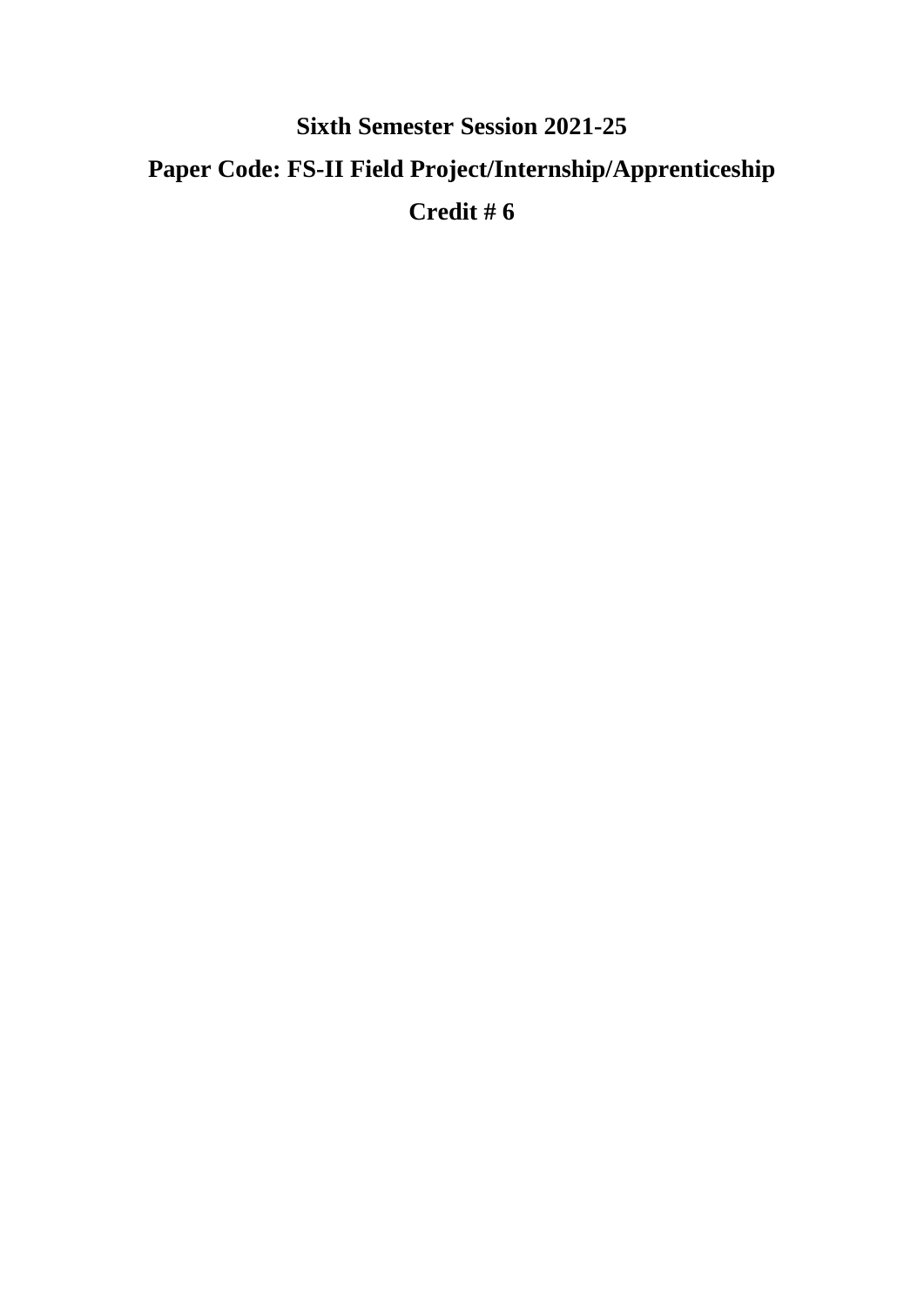**Sixth Semester Session 2021-25**

**Paper Code: FS-II Field Project/Internship/Apprenticeship**

**Credit # 6**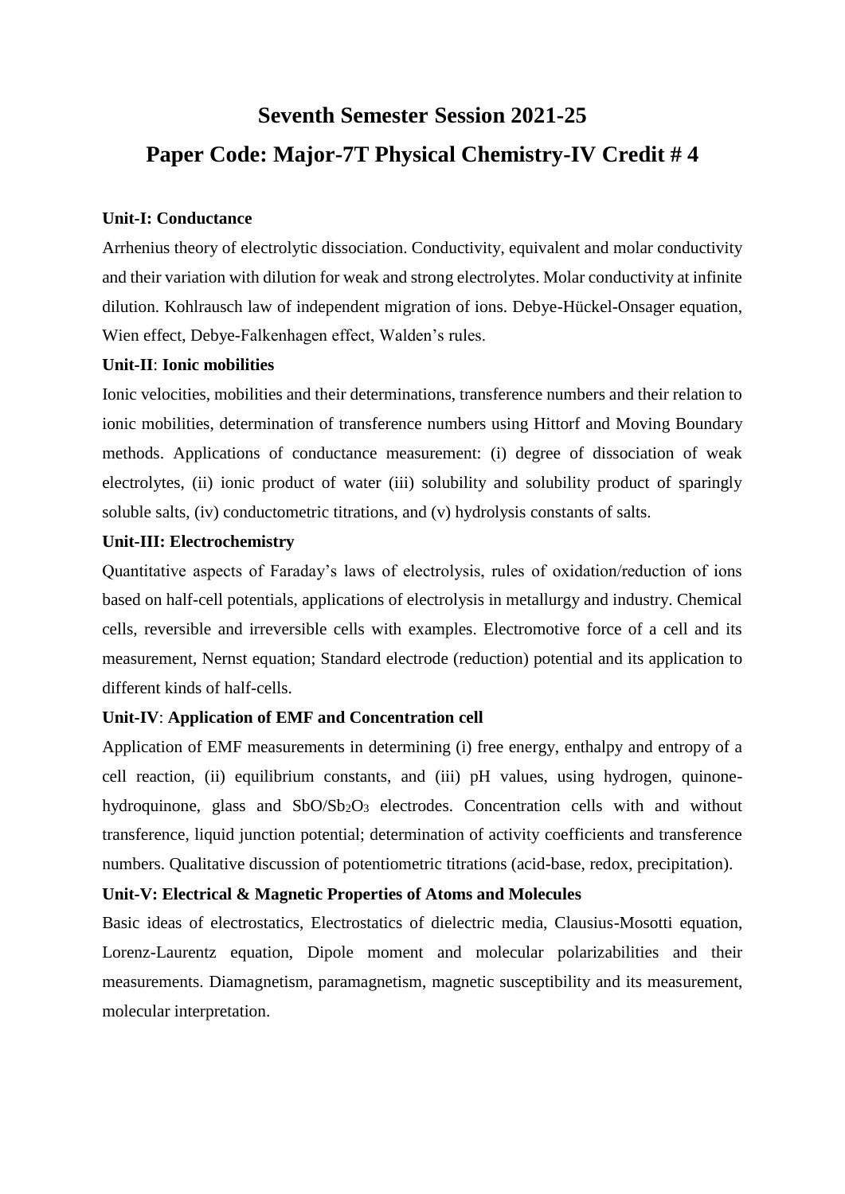# Seventh Semester Session 2021-25

# Paper Code: Major-7T Physical Chemistry-IV Credit # 4

**Unit-I: Conductance**

Arrhenius theory of electrolytic dissociation. Conductivity, equivalent and molar conductivity and their variation with dilution for weak and strong electrolytes. Molar conductivity at infinite dilution. Kohlrausch law of independent migration of ions. Debye-Hückel-Onsager equation, Wien effect, Debye-Falkenhagen effect, Walden's rules.

**Unit-II**: **Ionic mobilities**

Ionic velocities, mobilities and their determinations, transference numbers and their relation to ionic mobilities, determination of transference numbers using Hittorf and Moving Boundary methods. Applications of conductance measurement: (i) degree of dissociation of weak electrolytes, (ii) ionic product of water (iii) solubility and solubility product of sparingly soluble salts, (iv) conductometric titrations, and (v) hydrolysis constants of salts.

**Unit-III: Electrochemistry**

Quantitative aspects of Faraday's laws of electrolysis, rules of oxidation/reduction of ions based on half-cell potentials, applications of electrolysis in metallurgy and industry. Chemical cells, reversible and irreversible cells with examples. Electromotive force of a cell and its measurement, Nernst equation; Standard electrode (reduction) potential and its application to different kinds of half-cells.

**Unit-IV**: **Application of EMF and Concentration cell**

Application of EMF measurements in determining (i) free energy, enthalpy and entropy of a cell reaction, (ii) equilibrium constants, and (iii) pH values, using hydrogen, quinone-hydroquinone, glass and $SbO/Sb_2O_3$ electrodes. Concentration cells with and without transference, liquid junction potential; determination of activity coefficients and transference numbers. Qualitative discussion of potentiometric titrations (acid-base, redox, precipitation).

**Unit-V: Electrical & Magnetic Properties of Atoms and Molecules**

Basic ideas of electrostatics, Electrostatics of dielectric media, Clausius-Mosotti equation, Lorenz-Laurentz equation, Dipole moment and molecular polarizabilities and their measurements. Diamagnetism, paramagnetism, magnetic susceptibility and its measurement, molecular interpretation.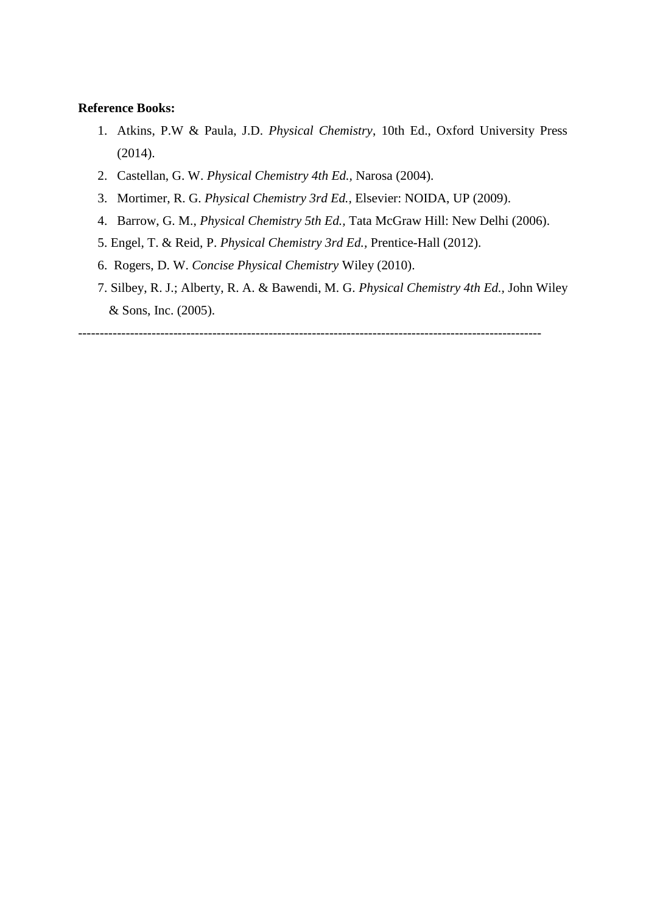**Reference Books:**

1. Atkins, P.W & Paula, J.D. *Physical Chemistry*, 10th Ed., Oxford University Press (2014).
2. Castellan, G. W. *Physical Chemistry 4th Ed.*, Narosa (2004).
3. Mortimer, R. G. *Physical Chemistry 3rd Ed.*, Elsevier: NOIDA, UP (2009).
4. Barrow, G. M., *Physical Chemistry 5th Ed.*, Tata McGraw Hill: New Delhi (2006).
5. Engel, T. & Reid, P. *Physical Chemistry 3rd Ed.*, Prentice-Hall (2012).
6. Rogers, D. W. *Concise Physical Chemistry* Wiley (2010).
7. Silbey, R. J.; Alberty, R. A. & Bawendi, M. G. *Physical Chemistry 4th Ed.*, John Wiley & Sons, Inc. (2005).

---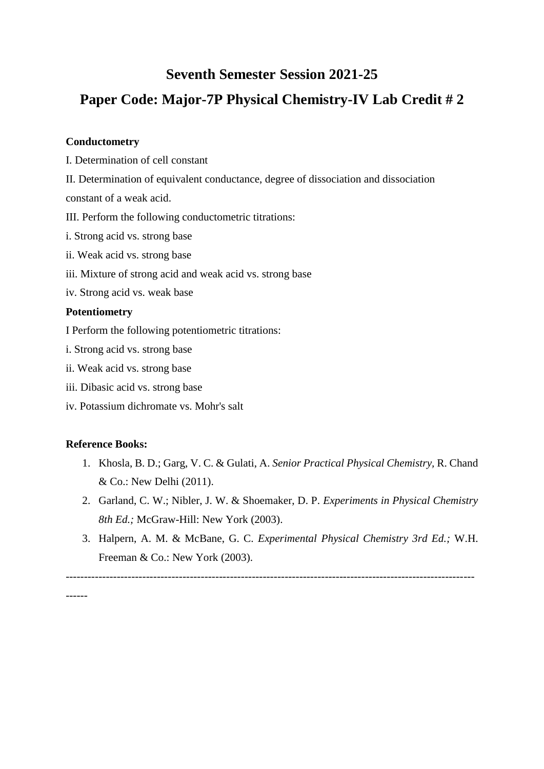# Seventh Semester Session 2021-25

# Paper Code: Major-7P Physical Chemistry-IV Lab Credit # 2

**Conductometry**

I. Determination of cell constant

II. Determination of equivalent conductance, degree of dissociation and dissociation constant of a weak acid.

III. Perform the following conductometric titrations:

i. Strong acid vs. strong base

ii. Weak acid vs. strong base

iii. Mixture of strong acid and weak acid vs. strong base

iv. Strong acid vs. weak base

**Potentiometry**

I Perform the following potentiometric titrations:

i. Strong acid vs. strong base

ii. Weak acid vs. strong base

iii. Dibasic acid vs. strong base

iv. Potassium dichromate vs. Mohr's salt

**Reference Books:**

1. Khosla, B. D.; Garg, V. C. & Gulati, A. *Senior Practical Physical Chemistry*, R. Chand & Co.: New Delhi (2011).
2. Garland, C. W.; Nibler, J. W. & Shoemaker, D. P. *Experiments in Physical Chemistry 8th Ed.;* McGraw-Hill: New York (2003).
3. Halpern, A. M. & McBane, G. C. *Experimental Physical Chemistry 3rd Ed.;* W.H. Freeman & Co.: New York (2003).

---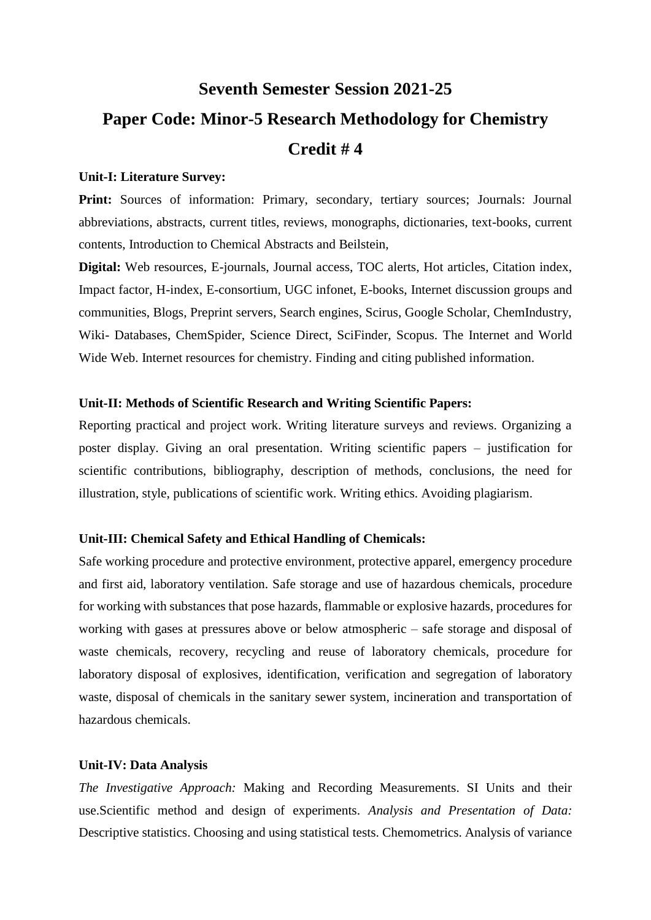# Seventh Semester Session 2021-25

# Paper Code: Minor-5 Research Methodology for Chemistry

# Credit # 4

**Unit-I: Literature Survey:**

**Print:** Sources of information: Primary, secondary, tertiary sources; Journals: Journal abbreviations, abstracts, current titles, reviews, monographs, dictionaries, text-books, current contents, Introduction to Chemical Abstracts and Beilstein,

**Digital:** Web resources, E-journals, Journal access, TOC alerts, Hot articles, Citation index, Impact factor, H-index, E-consortium, UGC infonet, E-books, Internet discussion groups and communities, Blogs, Preprint servers, Search engines, Scirus, Google Scholar, ChemIndustry, Wiki- Databases, ChemSpider, Science Direct, SciFinder, Scopus. The Internet and World Wide Web. Internet resources for chemistry. Finding and citing published information.

**Unit-II: Methods of Scientific Research and Writing Scientific Papers:**

Reporting practical and project work. Writing literature surveys and reviews. Organizing a poster display. Giving an oral presentation. Writing scientific papers – justification for scientific contributions, bibliography, description of methods, conclusions, the need for illustration, style, publications of scientific work. Writing ethics. Avoiding plagiarism.

**Unit-III: Chemical Safety and Ethical Handling of Chemicals:**

Safe working procedure and protective environment, protective apparel, emergency procedure and first aid, laboratory ventilation. Safe storage and use of hazardous chemicals, procedure for working with substances that pose hazards, flammable or explosive hazards, procedures for working with gases at pressures above or below atmospheric – safe storage and disposal of waste chemicals, recovery, recycling and reuse of laboratory chemicals, procedure for laboratory disposal of explosives, identification, verification and segregation of laboratory waste, disposal of chemicals in the sanitary sewer system, incineration and transportation of hazardous chemicals.

**Unit-IV: Data Analysis**

*The Investigative Approach:* Making and Recording Measurements. SI Units and their use.Scientific method and design of experiments. *Analysis and Presentation of Data:* Descriptive statistics. Choosing and using statistical tests. Chemometrics. Analysis of variance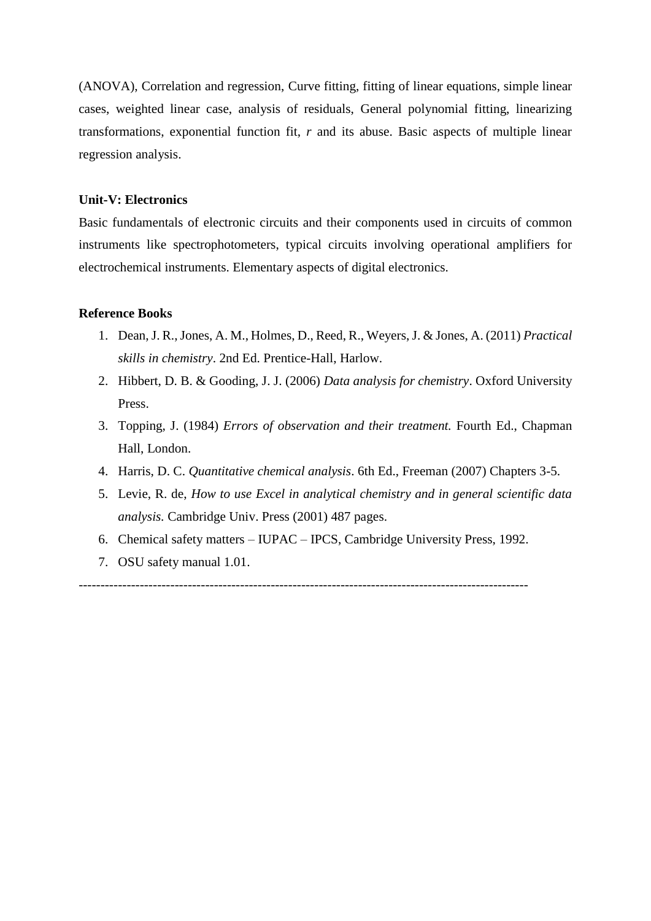(ANOVA), Correlation and regression, Curve fitting, fitting of linear equations, simple linear cases, weighted linear case, analysis of residuals, General polynomial fitting, linearizing transformations, exponential function fit, *r* and its abuse. Basic aspects of multiple linear regression analysis.

**Unit-V: Electronics**

Basic fundamentals of electronic circuits and their components used in circuits of common instruments like spectrophotometers, typical circuits involving operational amplifiers for electrochemical instruments. Elementary aspects of digital electronics.

**Reference Books**

1. Dean, J. R., Jones, A. M., Holmes, D., Reed, R., Weyers, J. & Jones, A. (2011) *Practical skills in chemistry*. 2nd Ed. Prentice-Hall, Harlow.
2. Hibbert, D. B. & Gooding, J. J. (2006) *Data analysis for chemistry*. Oxford University Press.
3. Topping, J. (1984) *Errors of observation and their treatment.* Fourth Ed., Chapman Hall, London.
4. Harris, D. C. *Quantitative chemical analysis*. 6th Ed., Freeman (2007) Chapters 3-5.
5. Levie, R. de, *How to use Excel in analytical chemistry and in general scientific data analysis.* Cambridge Univ. Press (2001) 487 pages.
6. Chemical safety matters – IUPAC – IPCS, Cambridge University Press, 1992.
7. OSU safety manual 1.01.

---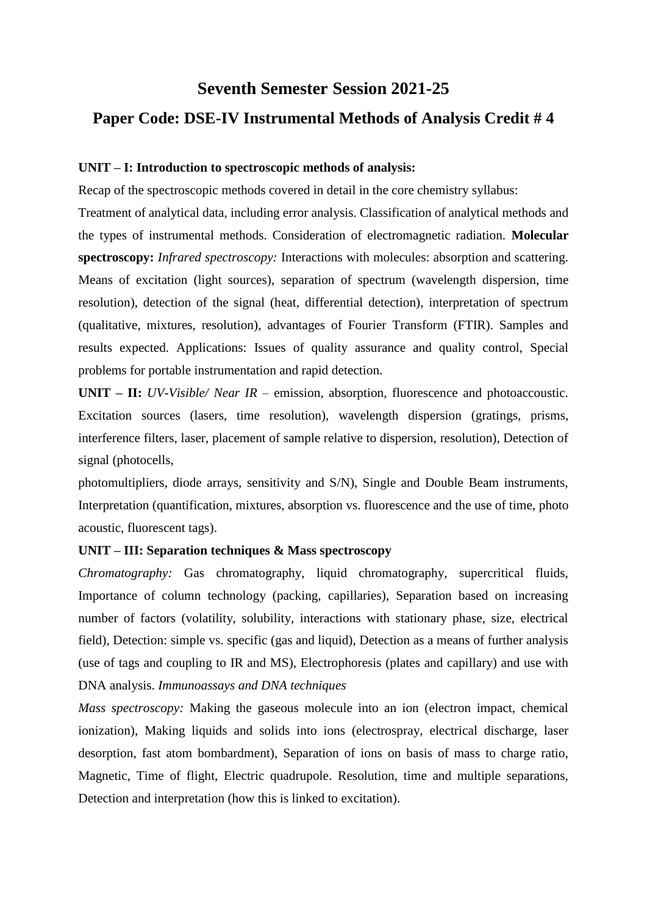# Seventh Semester Session 2021-25

## Paper Code: DSE-IV Instrumental Methods of Analysis Credit # 4

**UNIT – I: Introduction to spectroscopic methods of analysis:**

Recap of the spectroscopic methods covered in detail in the core chemistry syllabus:

Treatment of analytical data, including error analysis. Classification of analytical methods and the types of instrumental methods. Consideration of electromagnetic radiation. **Molecular spectroscopy:** *Infrared spectroscopy:* Interactions with molecules: absorption and scattering. Means of excitation (light sources), separation of spectrum (wavelength dispersion, time resolution), detection of the signal (heat, differential detection), interpretation of spectrum (qualitative, mixtures, resolution), advantages of Fourier Transform (FTIR). Samples and results expected. Applications: Issues of quality assurance and quality control, Special problems for portable instrumentation and rapid detection.

**UNIT – II:** *UV-Visible/ Near IR* – emission, absorption, fluorescence and photoaccoustic. Excitation sources (lasers, time resolution), wavelength dispersion (gratings, prisms, interference filters, laser, placement of sample relative to dispersion, resolution), Detection of signal (photocells,

photomultipliers, diode arrays, sensitivity and S/N), Single and Double Beam instruments, Interpretation (quantification, mixtures, absorption vs. fluorescence and the use of time, photo acoustic, fluorescent tags).

**UNIT – III: Separation techniques & Mass spectroscopy**

*Chromatography:* Gas chromatography, liquid chromatography, supercritical fluids, Importance of column technology (packing, capillaries), Separation based on increasing number of factors (volatility, solubility, interactions with stationary phase, size, electrical field), Detection: simple vs. specific (gas and liquid), Detection as a means of further analysis (use of tags and coupling to IR and MS), Electrophoresis (plates and capillary) and use with DNA analysis. *Immunoassays and DNA techniques*

*Mass spectroscopy:* Making the gaseous molecule into an ion (electron impact, chemical ionization), Making liquids and solids into ions (electrospray, electrical discharge, laser desorption, fast atom bombardment), Separation of ions on basis of mass to charge ratio, Magnetic, Time of flight, Electric quadrupole. Resolution, time and multiple separations, Detection and interpretation (how this is linked to excitation).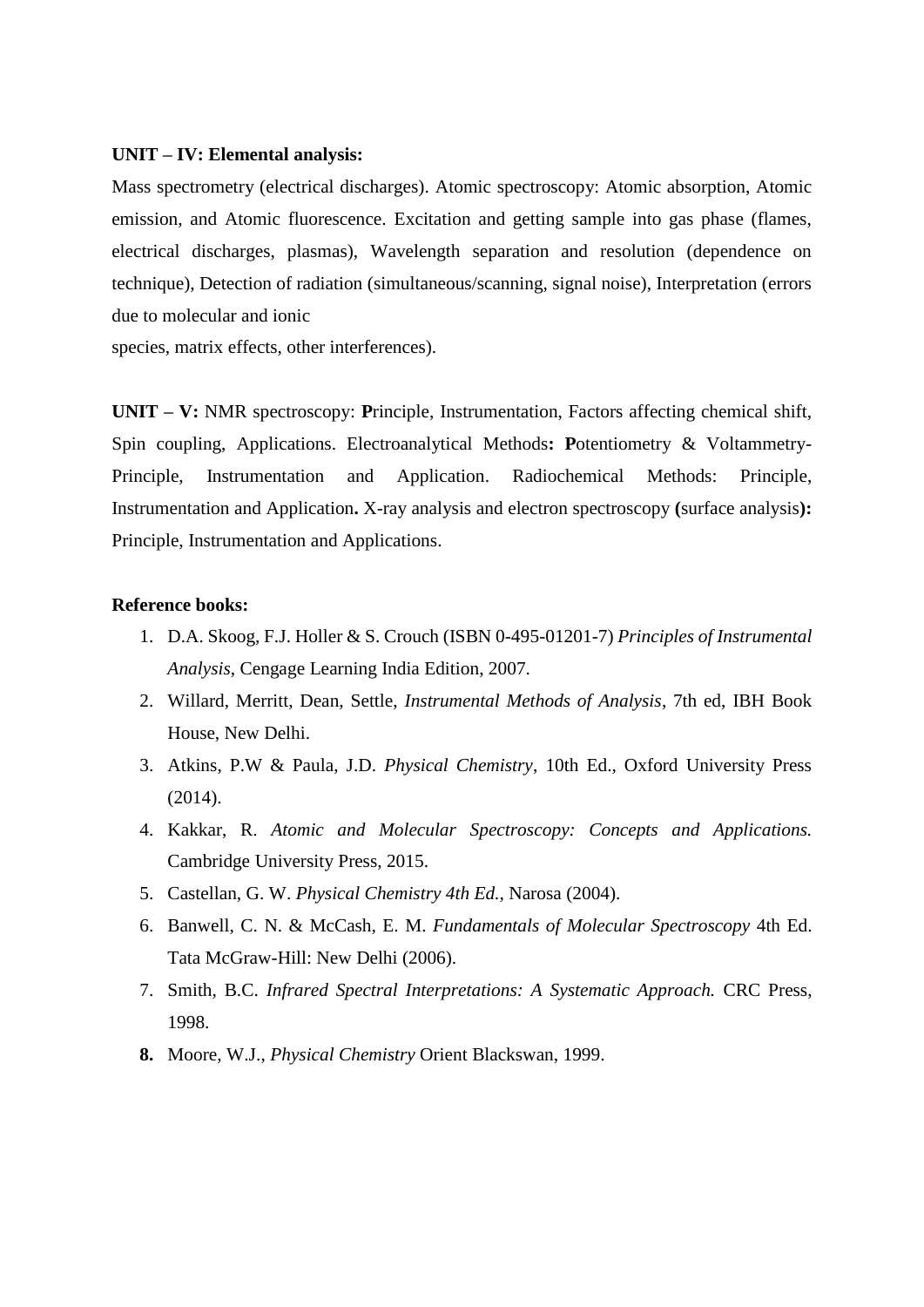**UNIT – IV: Elemental analysis:**

Mass spectrometry (electrical discharges). Atomic spectroscopy: Atomic absorption, Atomic emission, and Atomic fluorescence. Excitation and getting sample into gas phase (flames, electrical discharges, plasmas), Wavelength separation and resolution (dependence on technique), Detection of radiation (simultaneous/scanning, signal noise), Interpretation (errors due to molecular and ionic

species, matrix effects, other interferences).

**UNIT – V:** NMR spectroscopy: **P**rinciple, Instrumentation, Factors affecting chemical shift, Spin coupling, Applications. Electroanalytical Methods**: P**otentiometry & Voltammetry-Principle, Instrumentation and Application. Radiochemical Methods: Principle, Instrumentation and Application**.** X-ray analysis and electron spectroscopy **(**surface analysis**):** Principle, Instrumentation and Applications.

**Reference books:**

1. D.A. Skoog, F.J. Holler & S. Crouch (ISBN 0-495-01201-7) *Principles of Instrumental Analysis*, Cengage Learning India Edition, 2007.
2. Willard, Merritt, Dean, Settle, *Instrumental Methods of Analysis*, 7th ed, IBH Book House, New Delhi.
3. Atkins, P.W & Paula, J.D. *Physical Chemistry*, 10th Ed., Oxford University Press (2014).
4. Kakkar, R. *Atomic and Molecular Spectroscopy: Concepts and Applications.* Cambridge University Press, 2015.
5. Castellan, G. W. *Physical Chemistry 4th Ed.*, Narosa (2004).
6. Banwell, C. N. & McCash, E. M. *Fundamentals of Molecular Spectroscopy* 4th Ed. Tata McGraw-Hill: New Delhi (2006).
7. Smith, B.C. *Infrared Spectral Interpretations: A Systematic Approach.* CRC Press, 1998.
8. Moore, W.J., *Physical Chemistry* Orient Blackswan, 1999.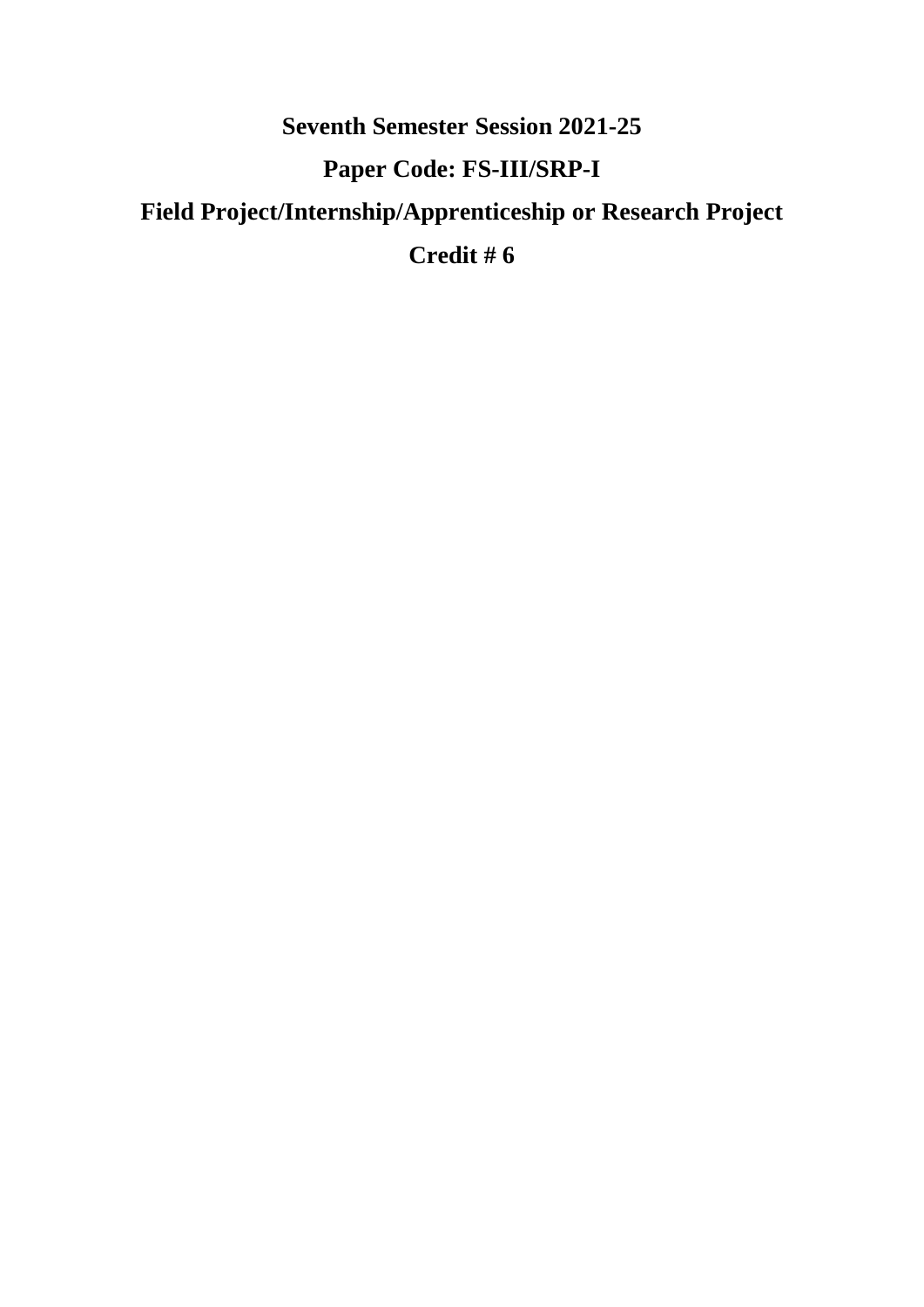**Seventh Semester Session 2021-25**

**Paper Code: FS-III/SRP-I**

**Field Project/Internship/Apprenticeship or Research Project**

**Credit # 6**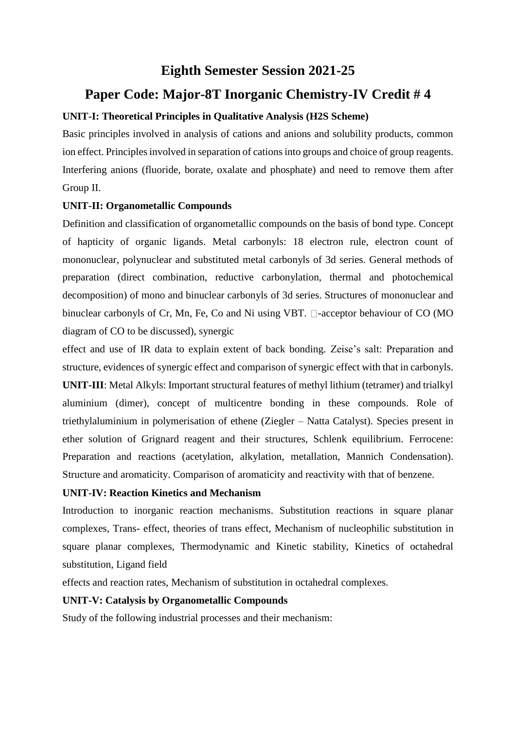# Eighth Semester Session 2021-25

## Paper Code: Major-8T Inorganic Chemistry-IV Credit # 4

**UNIT-I: Theoretical Principles in Qualitative Analysis (H2S Scheme)**

Basic principles involved in analysis of cations and anions and solubility products, common ion effect. Principles involved in separation of cations into groups and choice of group reagents. Interfering anions (fluoride, borate, oxalate and phosphate) and need to remove them after Group II.

**UNIT-II: Organometallic Compounds**

Definition and classification of organometallic compounds on the basis of bond type. Concept of hapticity of organic ligands. Metal carbonyls: 18 electron rule, electron count of mononuclear, polynuclear and substituted metal carbonyls of 3d series. General methods of preparation (direct combination, reductive carbonylation, thermal and photochemical decomposition) of mono and binuclear carbonyls of 3d series. Structures of mononuclear and binuclear carbonyls of Cr, Mn, Fe, Co and Ni using VBT. -acceptor behaviour of CO (MO diagram of CO to be discussed), synergic

effect and use of IR data to explain extent of back bonding. Zeise's salt: Preparation and structure, evidences of synergic effect and comparison of synergic effect with that in carbonyls.

**UNIT-III**: Metal Alkyls: Important structural features of methyl lithium (tetramer) and trialkyl aluminium (dimer), concept of multicentre bonding in these compounds. Role of triethylaluminium in polymerisation of ethene (Ziegler – Natta Catalyst). Species present in ether solution of Grignard reagent and their structures, Schlenk equilibrium. Ferrocene: Preparation and reactions (acetylation, alkylation, metallation, Mannich Condensation). Structure and aromaticity. Comparison of aromaticity and reactivity with that of benzene.

**UNIT-IV: Reaction Kinetics and Mechanism**

Introduction to inorganic reaction mechanisms. Substitution reactions in square planar complexes, Trans- effect, theories of trans effect, Mechanism of nucleophilic substitution in square planar complexes, Thermodynamic and Kinetic stability, Kinetics of octahedral substitution, Ligand field

effects and reaction rates, Mechanism of substitution in octahedral complexes.

**UNIT-V: Catalysis by Organometallic Compounds**

Study of the following industrial processes and their mechanism: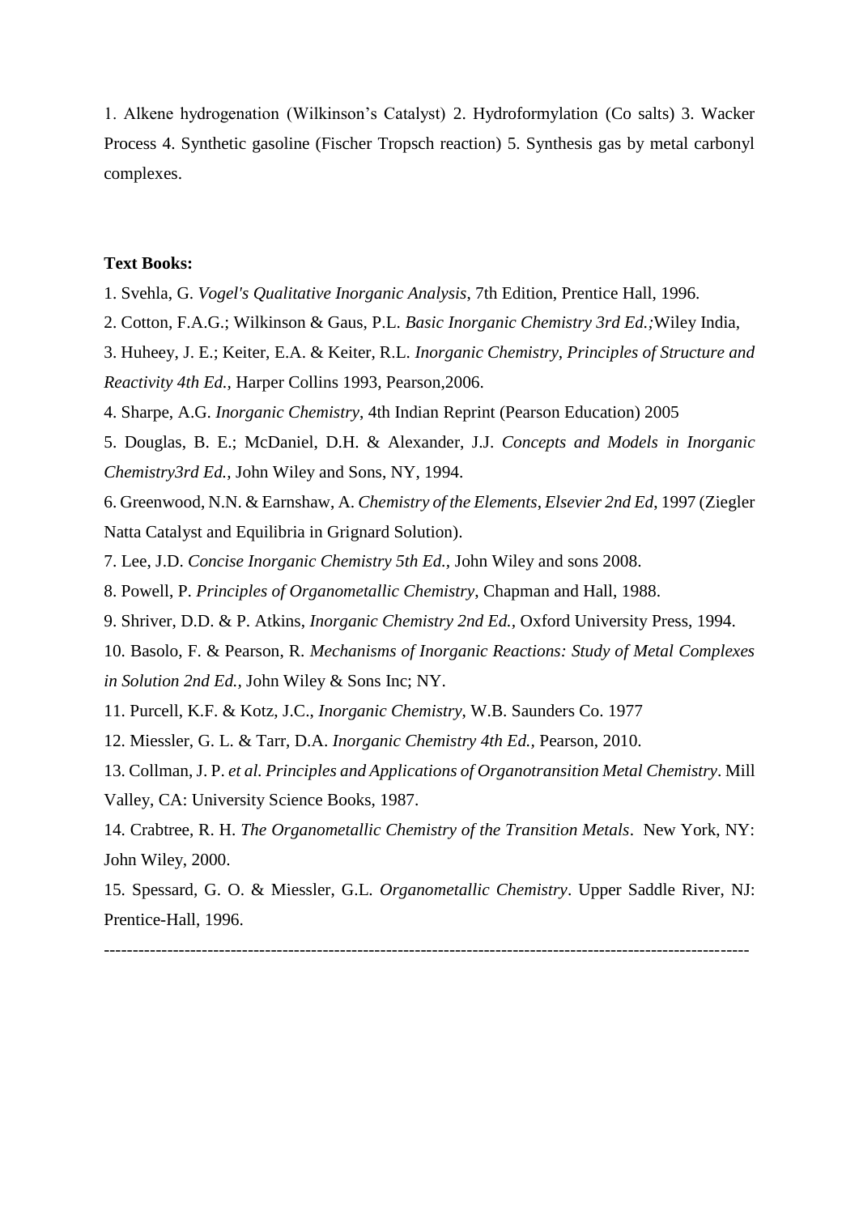1. Alkene hydrogenation (Wilkinson's Catalyst) 2. Hydroformylation (Co salts) 3. Wacker Process 4. Synthetic gasoline (Fischer Tropsch reaction) 5. Synthesis gas by metal carbonyl complexes.

**Text Books:**

1. Svehla, G. *Vogel's Qualitative Inorganic Analysis*, 7th Edition, Prentice Hall, 1996.
2. Cotton, F.A.G.; Wilkinson & Gaus, P.L. *Basic Inorganic Chemistry 3rd Ed.;*Wiley India,
3. Huheey, J. E.; Keiter, E.A. & Keiter, R.L. *Inorganic Chemistry, Principles of Structure and Reactivity 4th Ed.,* Harper Collins 1993, Pearson,2006.
4. Sharpe, A.G. *Inorganic Chemistry*, 4th Indian Reprint (Pearson Education) 2005
5. Douglas, B. E.; McDaniel, D.H. & Alexander, J.J. *Concepts and Models in Inorganic Chemistry3rd Ed.*, John Wiley and Sons, NY, 1994.
6. Greenwood, N.N. & Earnshaw, A. *Chemistry of the Elements*, *Elsevier 2nd Ed*, 1997 (Ziegler Natta Catalyst and Equilibria in Grignard Solution).
7. Lee, J.D. *Concise Inorganic Chemistry 5th Ed.*, John Wiley and sons 2008.
8. Powell, P. *Principles of Organometallic Chemistry*, Chapman and Hall, 1988.
9. Shriver, D.D. & P. Atkins, *Inorganic Chemistry 2nd Ed.*, Oxford University Press, 1994.
10. Basolo, F. & Pearson, R. *Mechanisms of Inorganic Reactions: Study of Metal Complexes in Solution 2nd Ed.*, John Wiley & Sons Inc; NY.
11. Purcell, K.F. & Kotz, J.C., *Inorganic Chemistry*, W.B. Saunders Co. 1977
12. Miessler, G. L. & Tarr, D.A. *Inorganic Chemistry 4th Ed.*, Pearson, 2010.
13. Collman, J. P. *et al. Principles and Applications of Organotransition Metal Chemistry*. Mill Valley, CA: University Science Books, 1987.
14. Crabtree, R. H. *The Organometallic Chemistry of the Transition Metals*. New York, NY: John Wiley, 2000.
15. Spessard, G. O. & Miessler, G.L. *Organometallic Chemistry*. Upper Saddle River, NJ: Prentice-Hall, 1996.

---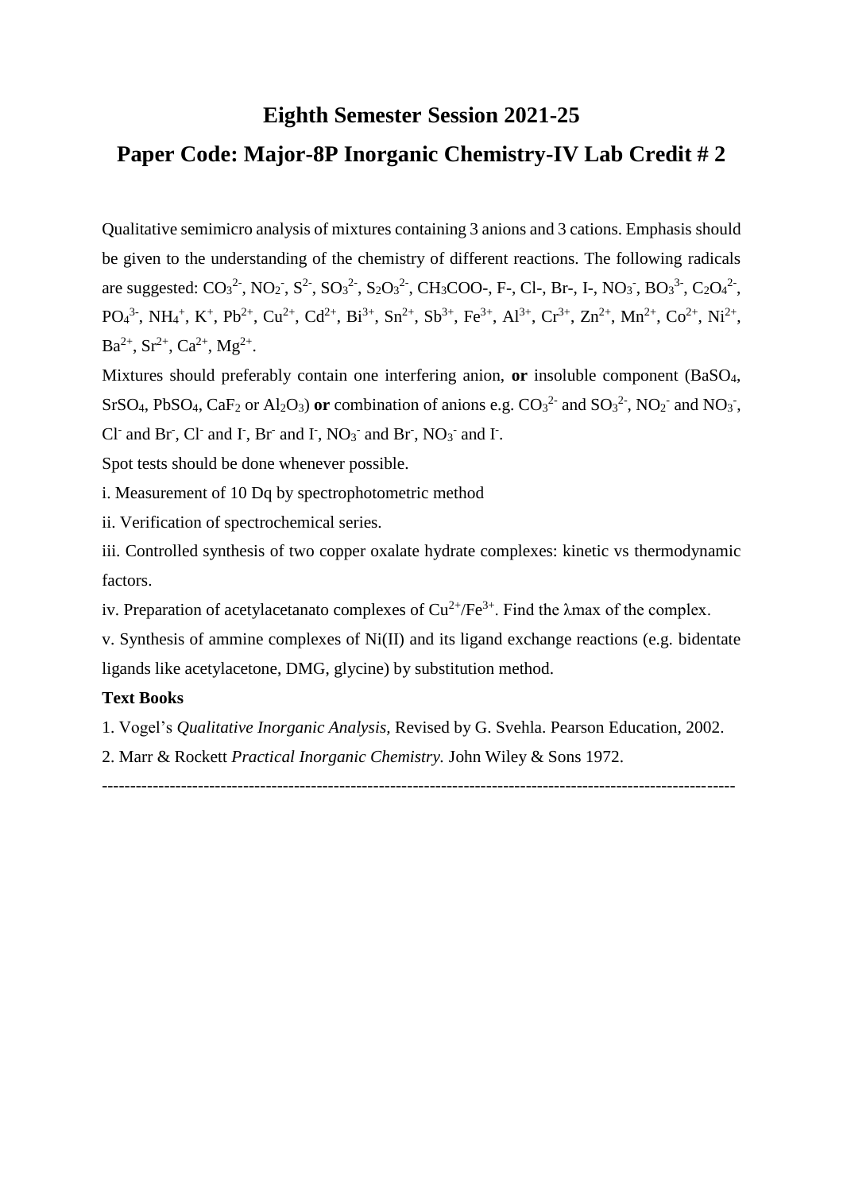# Eighth Semester Session 2021-25

## Paper Code: Major-8P Inorganic Chemistry-IV Lab Credit # 2

Qualitative semimicro analysis of mixtures containing 3 anions and 3 cations. Emphasis should be given to the understanding of the chemistry of different reactions. The following radicals are suggested: $CO_3^{2-}$, $NO_2^-$, $S^{2-}$, $SO_3^{2-}$, $S_2O_3^{2-}$, $CH_3COO$-, F-, Cl-, Br-, I-, $NO_3^-$, $BO_3^{3-}$, $C_2O_4^{2-}$, $PO_4^{3-}$, $NH_4^+$, $K^+$, $Pb^{2+}$, $Cu^{2+}$, $Cd^{2+}$, $Bi^{3+}$, $Sn^{2+}$, $Sb^{3+}$, $Fe^{3+}$, $Al^{3+}$, $Cr^{3+}$, $Zn^{2+}$, $Mn^{2+}$, $Co^{2+}$, $Ni^{2+}$, $Ba^{2+}$, $Sr^{2+}$, $Ca^{2+}$, $Mg^{2+}$.

Mixtures should preferably contain one interfering anion, **or** insoluble component ($BaSO_4$, $SrSO_4$, $PbSO_4$, $CaF_2$ or $Al_2O_3$) **or** combination of anions e.g. $CO_3^{2-}$ and $SO_3^{2-}$, $NO_2^-$ and $NO_3^-$, $Cl^-$ and $Br^-$, $Cl^-$ and $I^-$, $Br^-$ and $I^-$, $NO_3^-$ and $Br^-$, $NO_3^-$ and $I^-$.

Spot tests should be done whenever possible.

i. Measurement of 10 Dq by spectrophotometric method

ii. Verification of spectrochemical series.

iii. Controlled synthesis of two copper oxalate hydrate complexes: kinetic vs thermodynamic factors.

iv. Preparation of acetylacetanato complexes of $Cu^{2+}/Fe^{3+}$. Find the $\lambda$max of the complex.

v. Synthesis of ammine complexes of Ni(II) and its ligand exchange reactions (e.g. bidentate ligands like acetylacetone, DMG, glycine) by substitution method.

**Text Books**

1. Vogel's *Qualitative Inorganic Analysis*, Revised by G. Svehla. Pearson Education, 2002.
2. Marr & Rockett *Practical Inorganic Chemistry.* John Wiley & Sons 1972.

---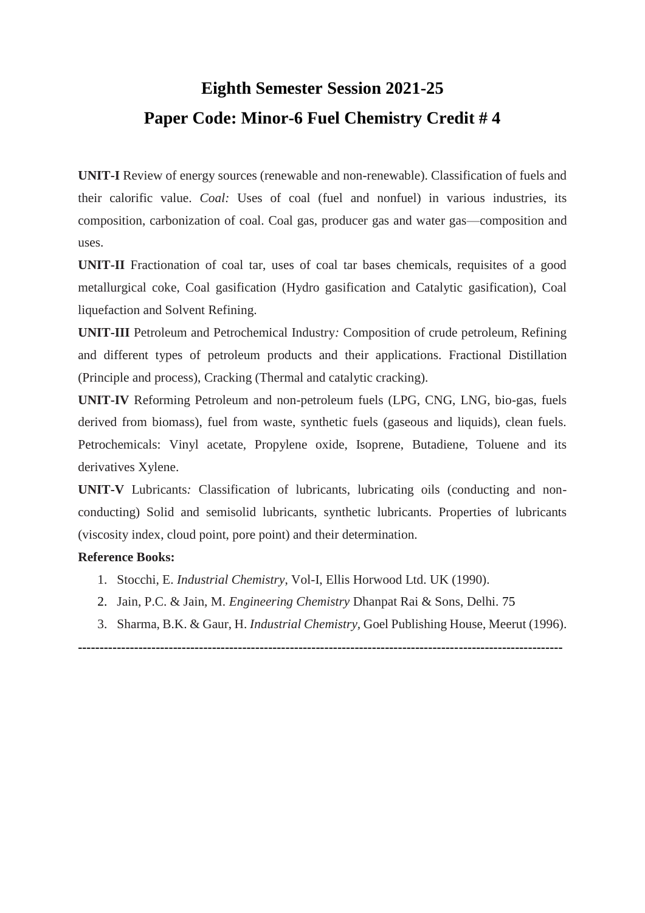# Eighth Semester Session 2021-25

## Paper Code: Minor-6 Fuel Chemistry Credit # 4

**UNIT-I** Review of energy sources (renewable and non-renewable). Classification of fuels and their calorific value. *Coal:* Uses of coal (fuel and nonfuel) in various industries, its composition, carbonization of coal. Coal gas, producer gas and water gas—composition and uses.

**UNIT-II** Fractionation of coal tar, uses of coal tar bases chemicals, requisites of a good metallurgical coke, Coal gasification (Hydro gasification and Catalytic gasification), Coal liquefaction and Solvent Refining.

**UNIT-III** Petroleum and Petrochemical Industry*:* Composition of crude petroleum, Refining and different types of petroleum products and their applications. Fractional Distillation (Principle and process), Cracking (Thermal and catalytic cracking).

**UNIT-IV** Reforming Petroleum and non-petroleum fuels (LPG, CNG, LNG, bio-gas, fuels derived from biomass), fuel from waste, synthetic fuels (gaseous and liquids), clean fuels. Petrochemicals: Vinyl acetate, Propylene oxide, Isoprene, Butadiene, Toluene and its derivatives Xylene.

**UNIT-V** Lubricants*:* Classification of lubricants, lubricating oils (conducting and non-conducting) Solid and semisolid lubricants, synthetic lubricants. Properties of lubricants (viscosity index, cloud point, pore point) and their determination.

**Reference Books:**

1. Stocchi, E. *Industrial Chemistry*, Vol-I, Ellis Horwood Ltd. UK (1990).
2. Jain, P.C. & Jain, M. *Engineering Chemistry* Dhanpat Rai & Sons, Delhi. 75
3. Sharma, B.K. & Gaur, H. *Industrial Chemistry,* Goel Publishing House, Meerut (1996).

---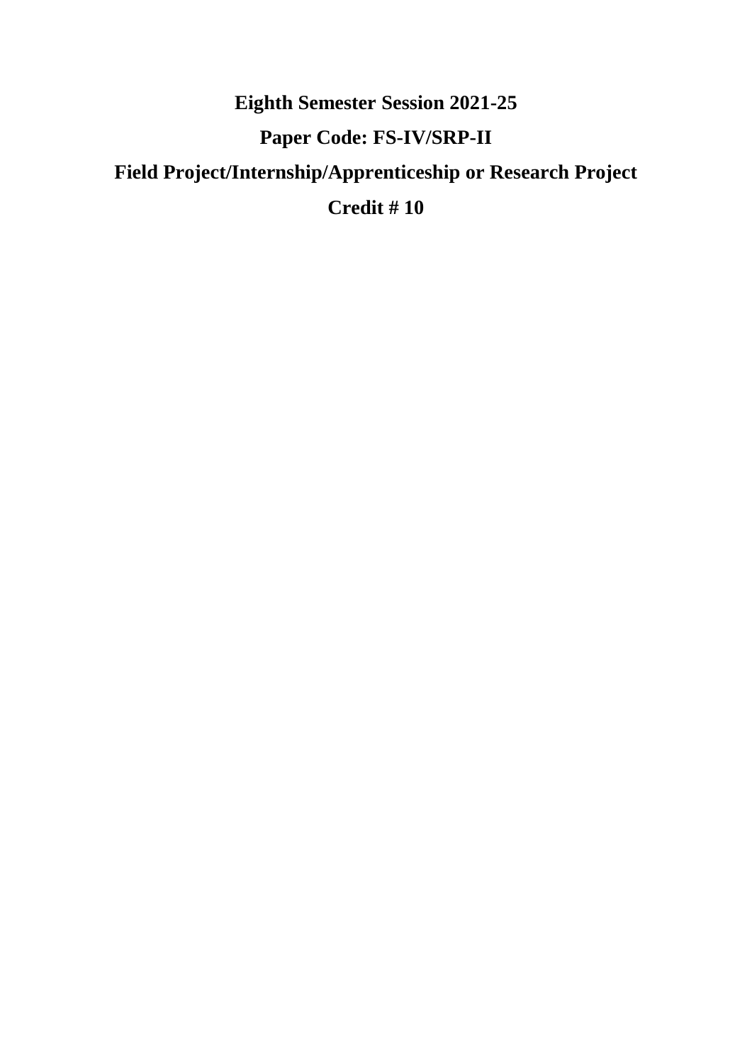**Eighth Semester Session 2021-25**

**Paper Code: FS-IV/SRP-II**

**Field Project/Internship/Apprenticeship or Research Project**

**Credit # 10**